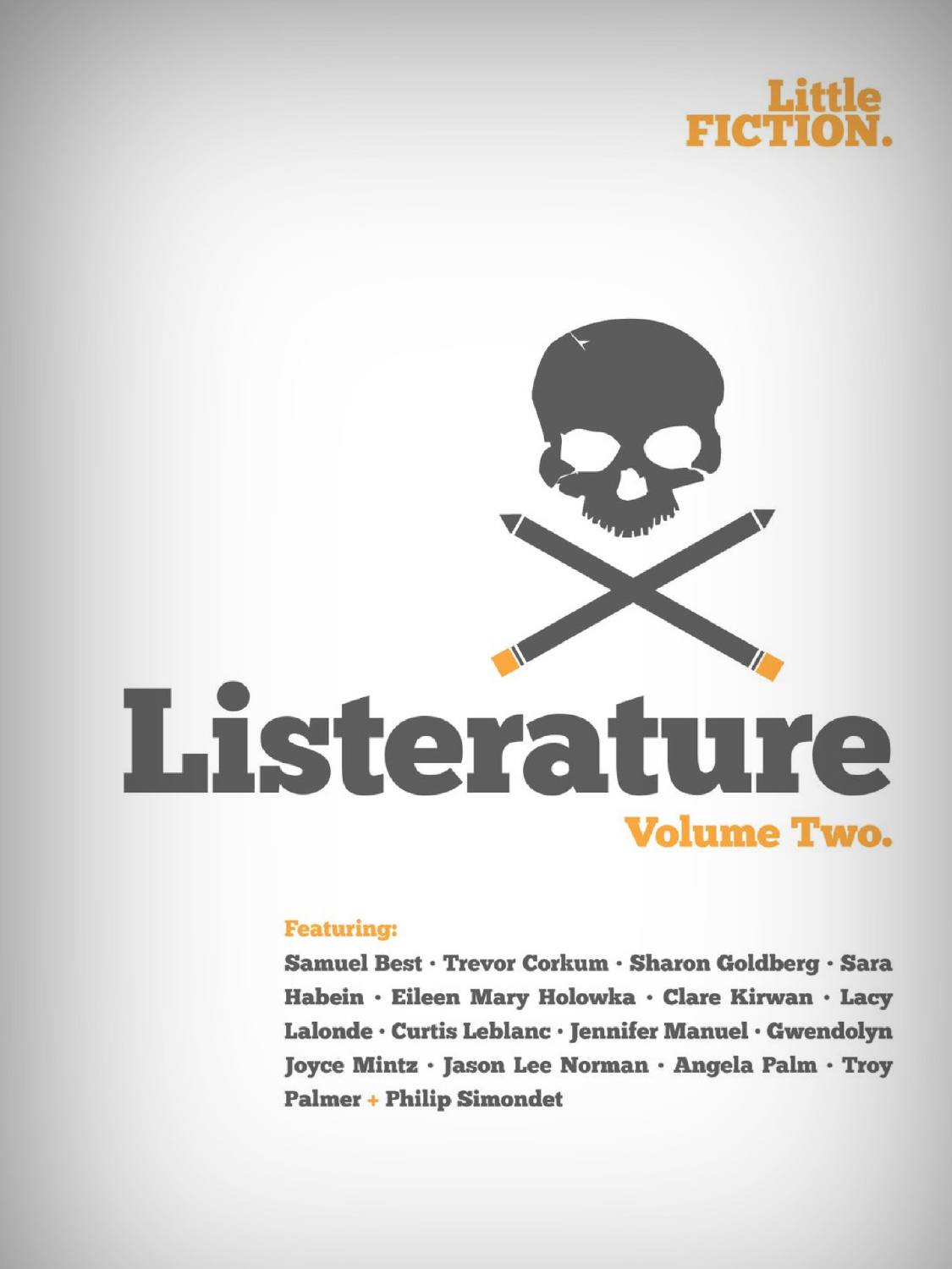**Little FICTION.**

# Listerature

## Volume Two.

**Featuring:**

**Samuel Best · Trevor Corkum · Sharon Goldberg · Sara Habein · Eileen Mary Holowka · Clare Kirwan · Lacy Lalonde · Curtis Leblanc · Jennifer Manuel · Gwendolyn Joyce Mintz · Jason Lee Norman · Angela Palm · Troy Palmer + Philip Simondet**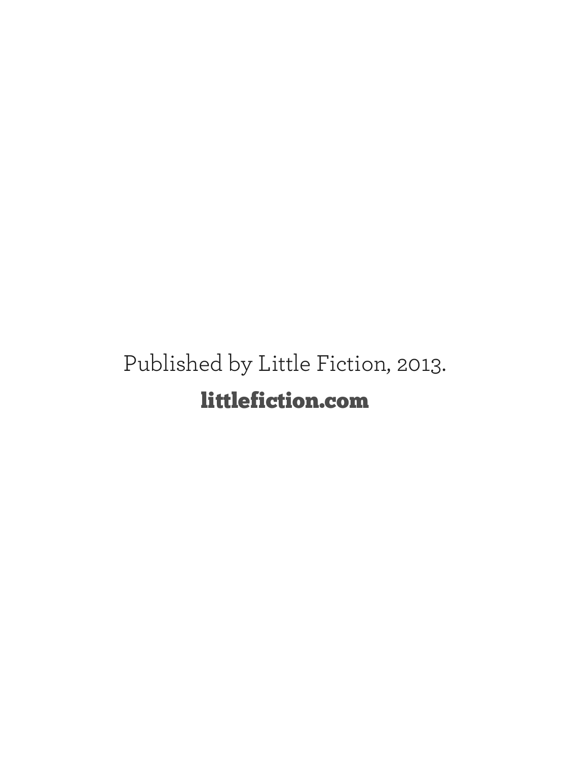Published by Little Fiction, 2013.

**littlefiction.com**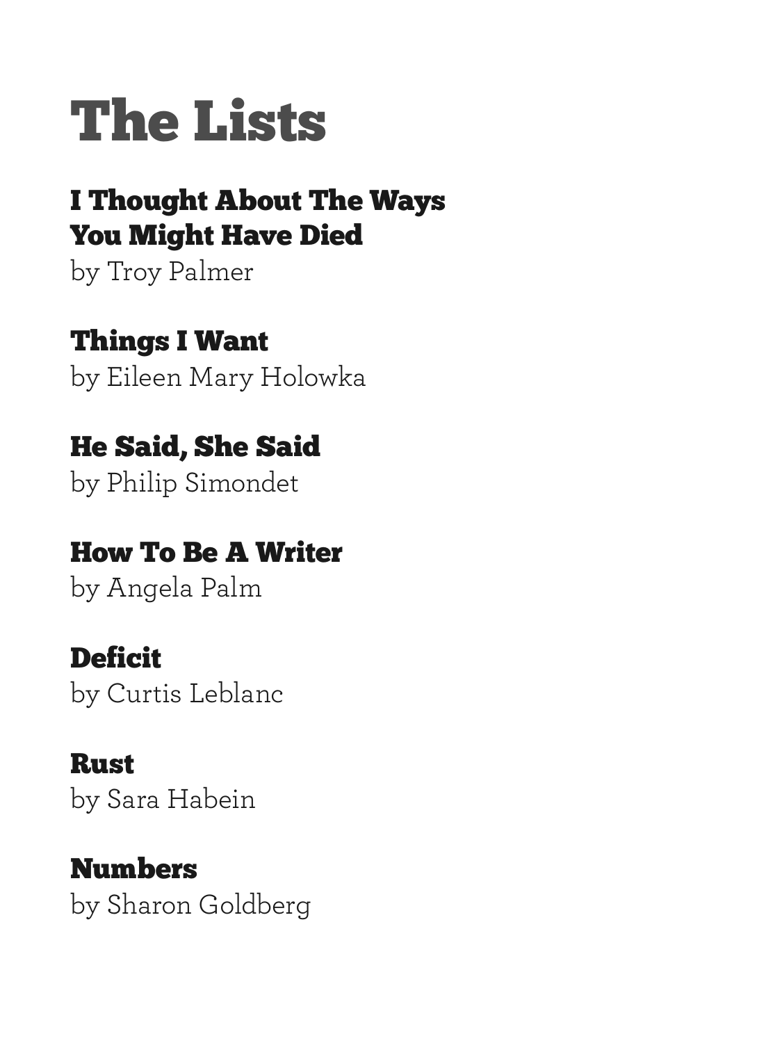# The Lists

## I Thought About The Ways You Might Have Died

by Troy Palmer

## Things I Want

by Eileen Mary Holowka

## He Said, She Said

by Philip Simondet

## How To Be A Writer

by Angela Palm

## Deficit

by Curtis Leblanc

## Rust

by Sara Habein

## Numbers

by Sharon Goldberg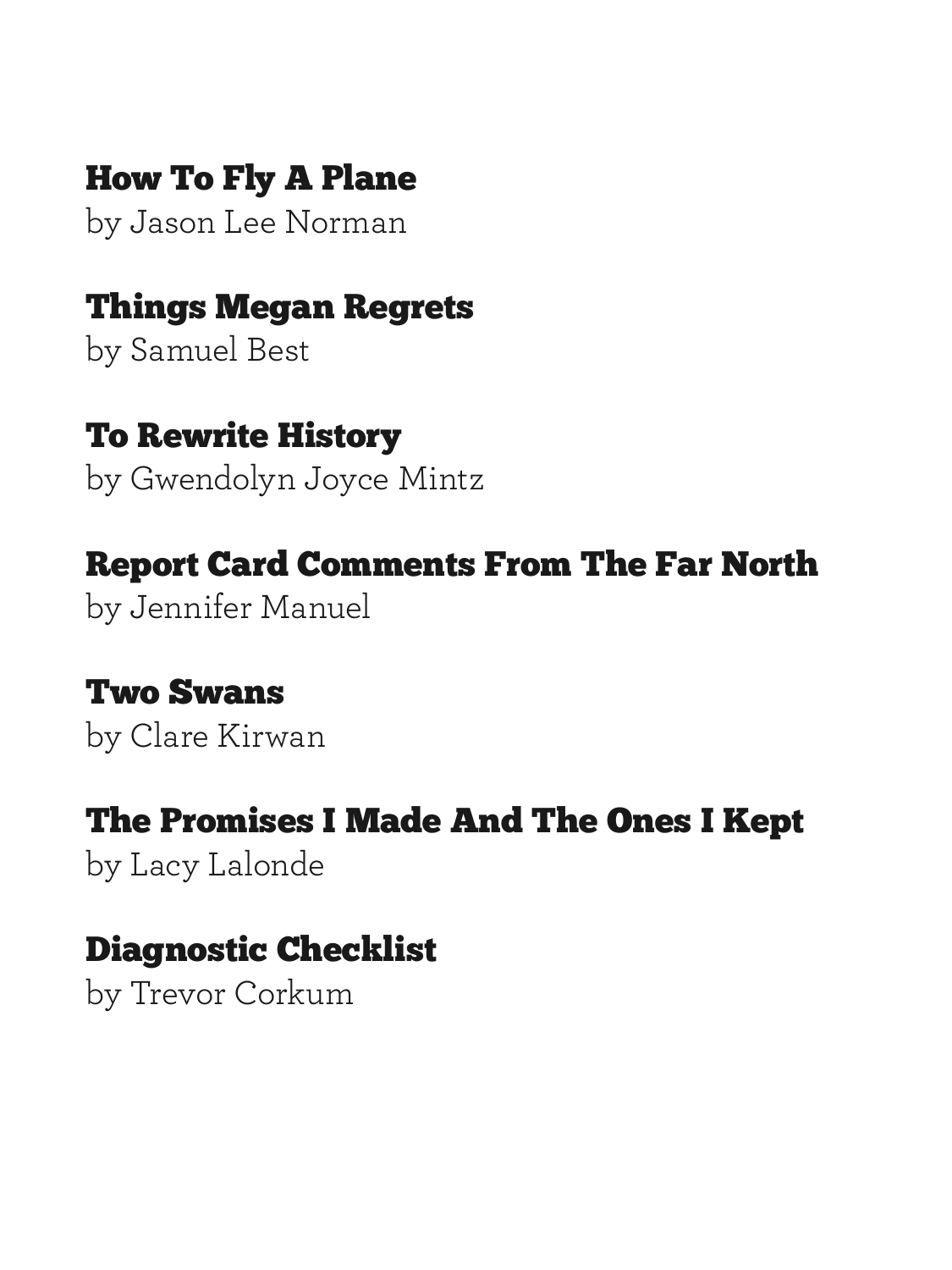**How To Fly A Plane**
by Jason Lee Norman

**Things Megan Regrets**
by Samuel Best

**To Rewrite History**
by Gwendolyn Joyce Mintz

**Report Card Comments From The Far North**
by Jennifer Manuel

**Two Swans**
by Clare Kirwan

**The Promises I Made And The Ones I Kept**
by Lacy Lalonde

**Diagnostic Checklist**
by Trevor Corkum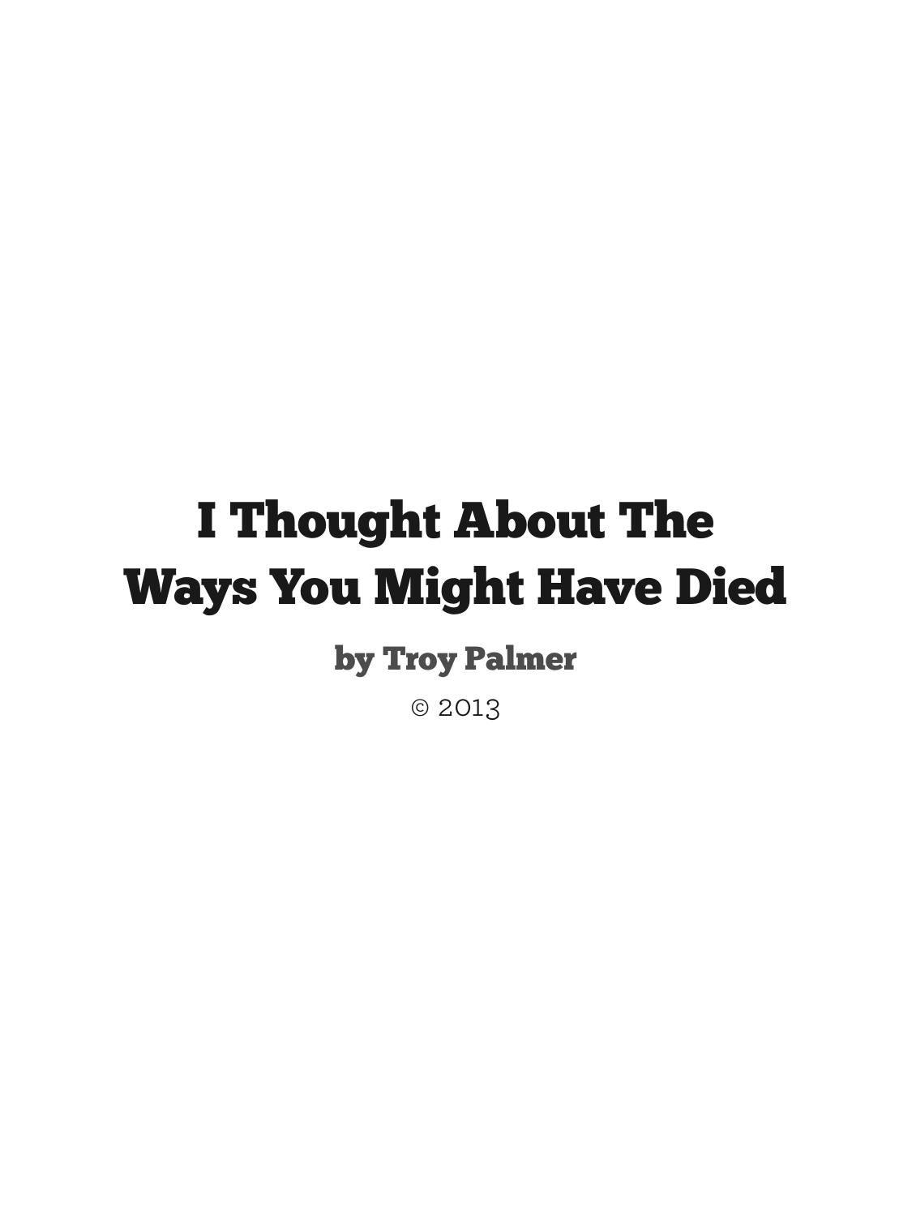# I Thought About The Ways You Might Have Died

**by Troy Palmer**

© 2013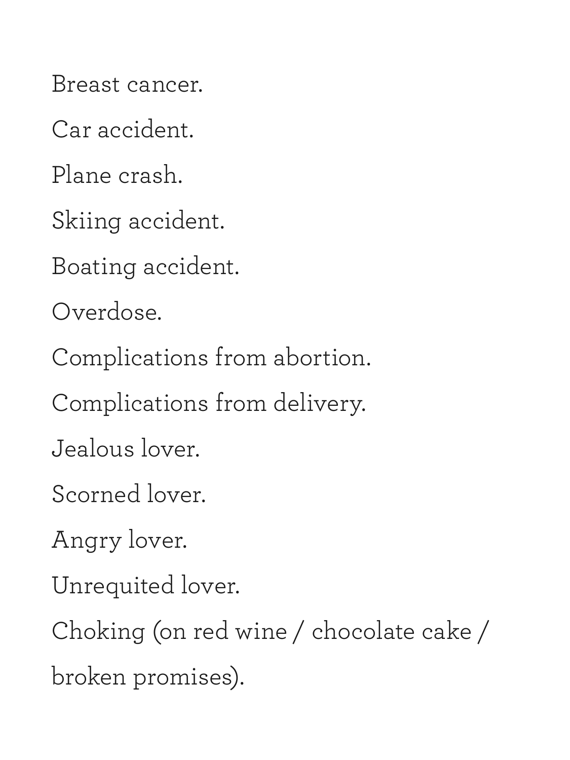Breast cancer.

Car accident.

Plane crash.

Skiing accident.

Boating accident.

Overdose.

Complications from abortion.

Complications from delivery.

Jealous lover.

Scorned lover.

Angry lover.

Unrequited lover.

Choking (on red wine / chocolate cake / broken promises).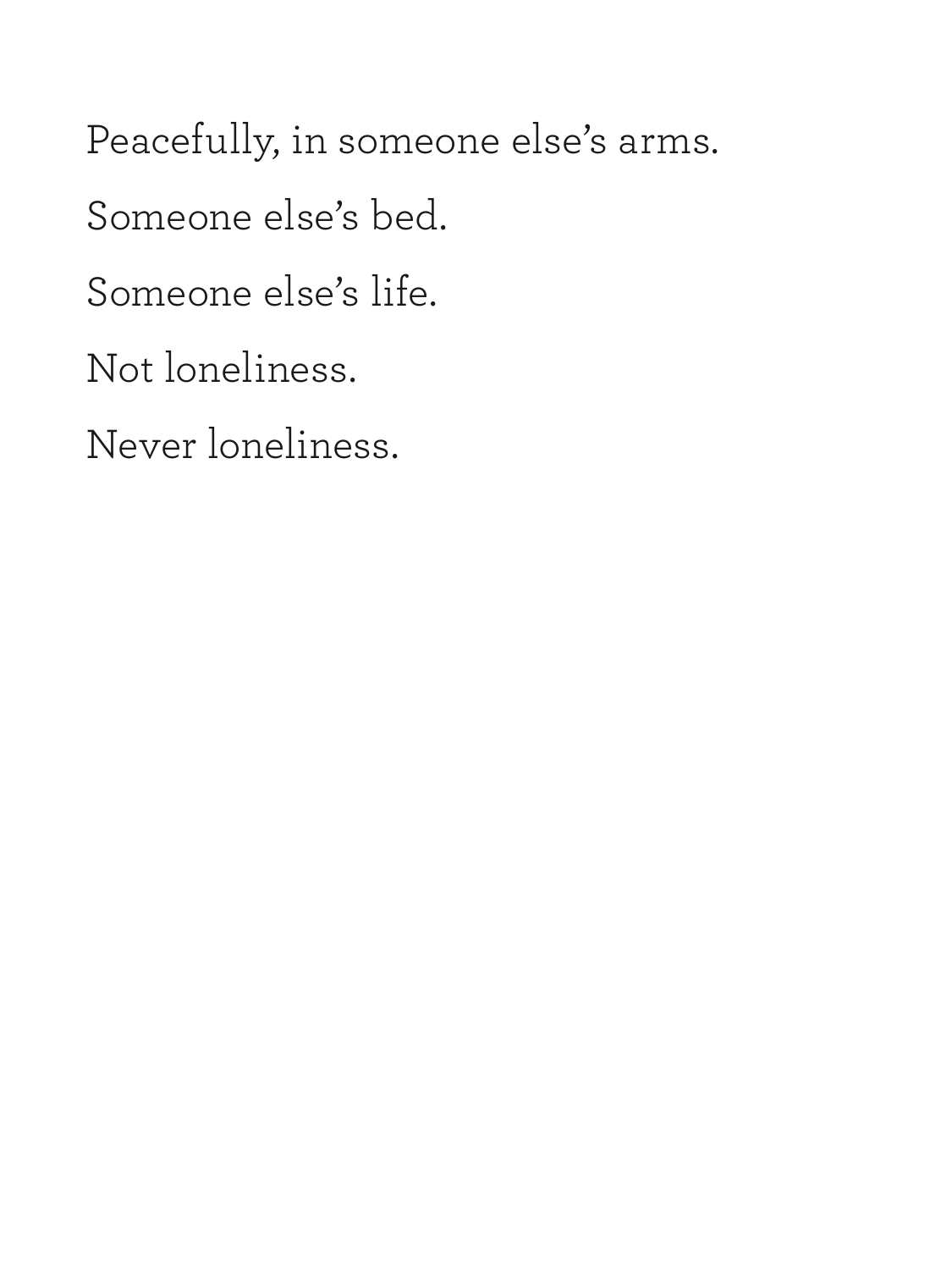Peacefully, in someone else's arms.

Someone else's bed.

Someone else's life.

Not loneliness.

Never loneliness.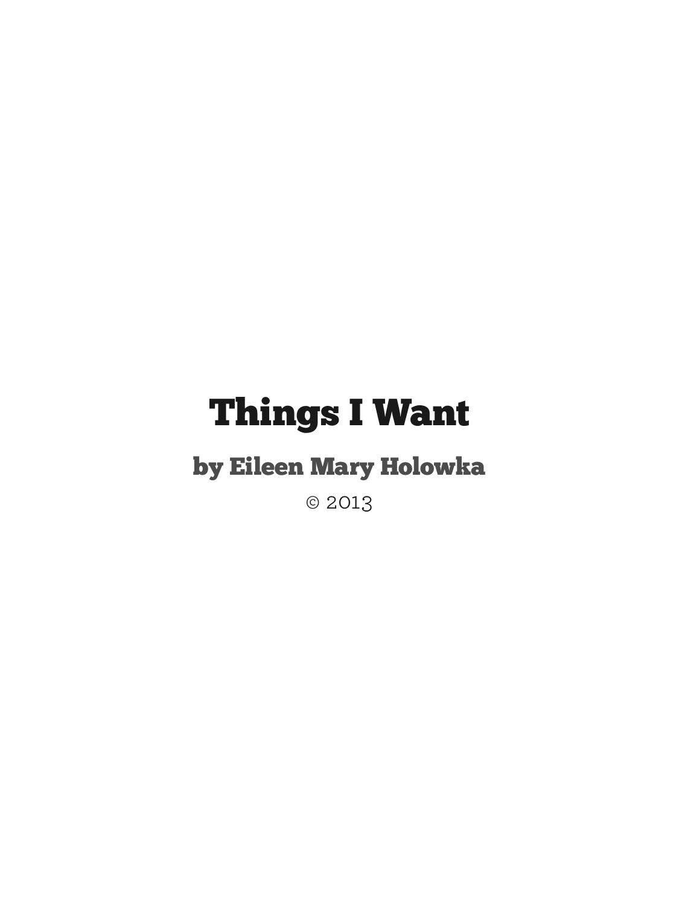# Things I Want

## by Eileen Mary Holowka

© 2013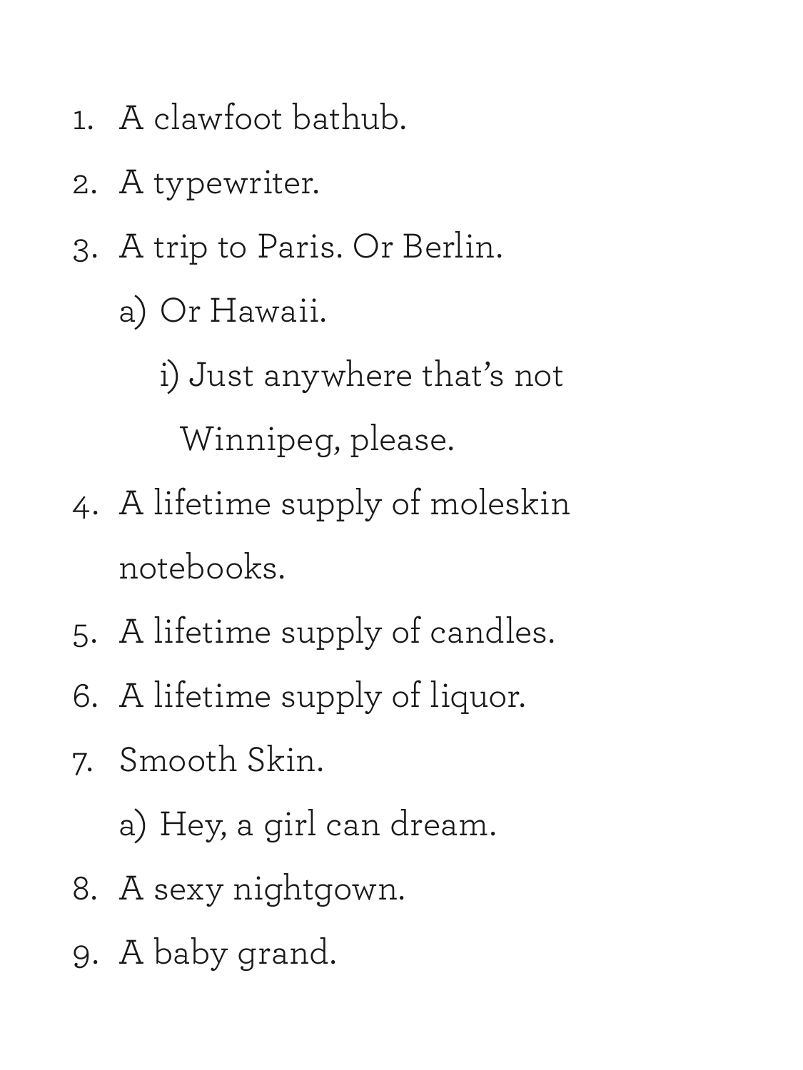1. A clawfoot bathub.
2. A typewriter.
3. A trip to Paris. Or Berlin.
    a) Or Hawaii.
        i) Just anywhere that's not Winnipeg, please.
4. A lifetime supply of moleskin notebooks.
5. A lifetime supply of candles.
6. A lifetime supply of liquor.
7. Smooth Skin.
    a) Hey, a girl can dream.
8. A sexy nightgown.
9. A baby grand.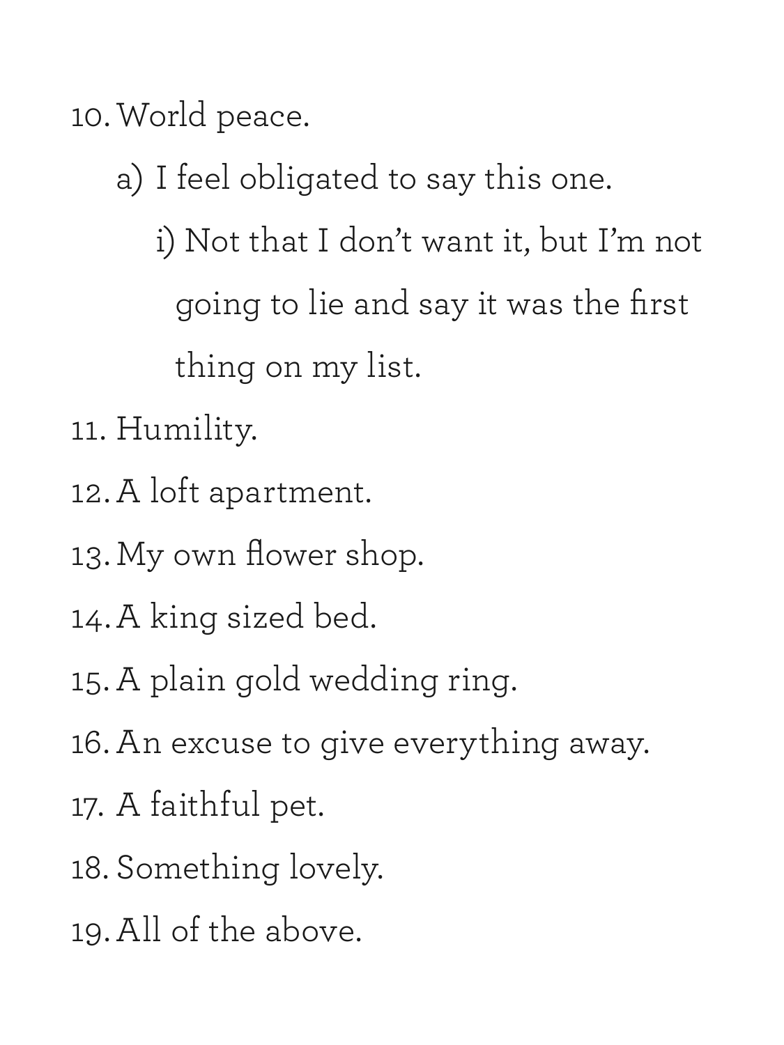10. World peace.
    a) I feel obligated to say this one.
        i) Not that I don't want it, but I'm not going to lie and say it was the first thing on my list.
11. Humility.
12. A loft apartment.
13. My own flower shop.
14. A king sized bed.
15. A plain gold wedding ring.
16. An excuse to give everything away.
17. A faithful pet.
18. Something lovely.
19. All of the above.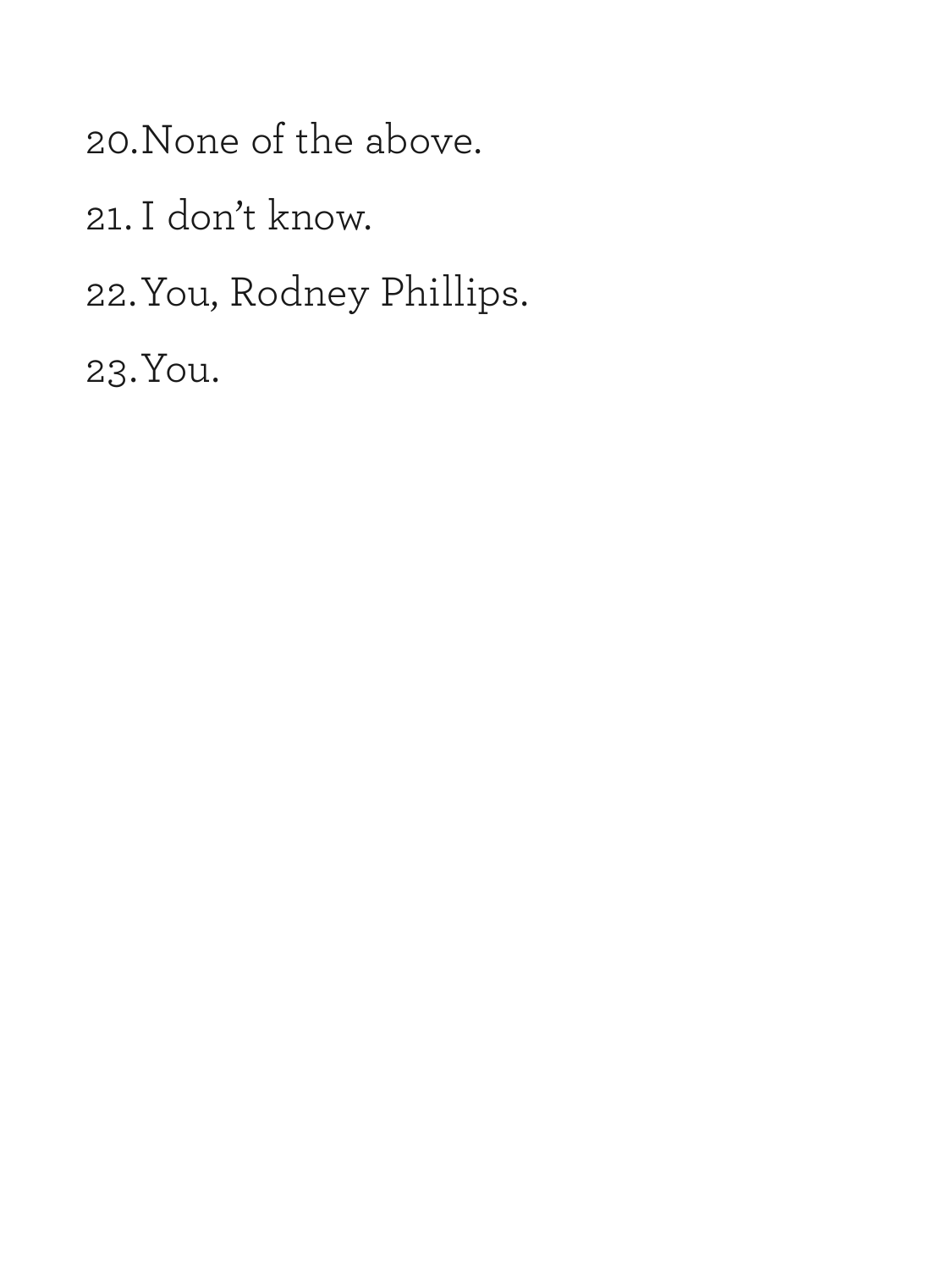20. None of the above.
21. I don't know.
22. You, Rodney Phillips.
23. You.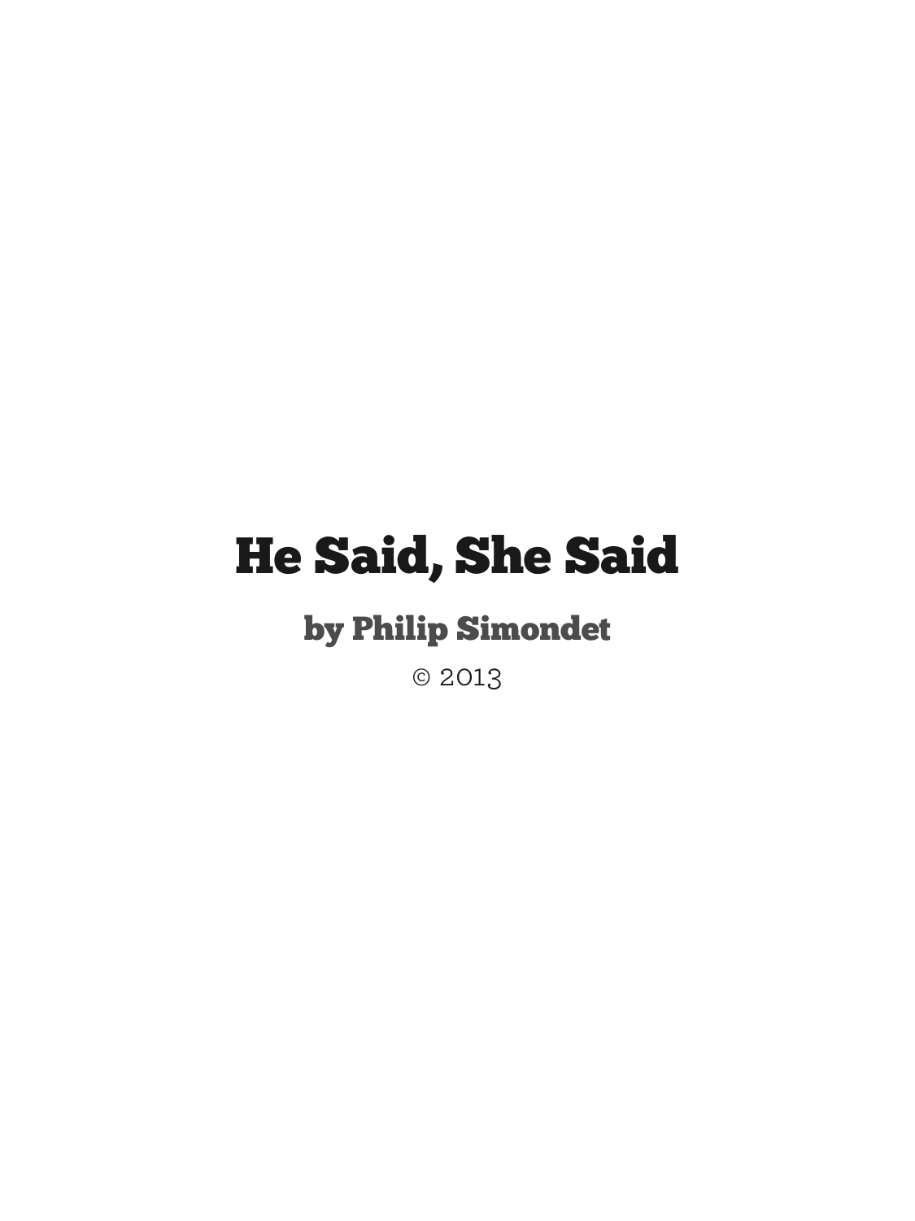# He Said, She Said

## by Philip Simondet

© 2013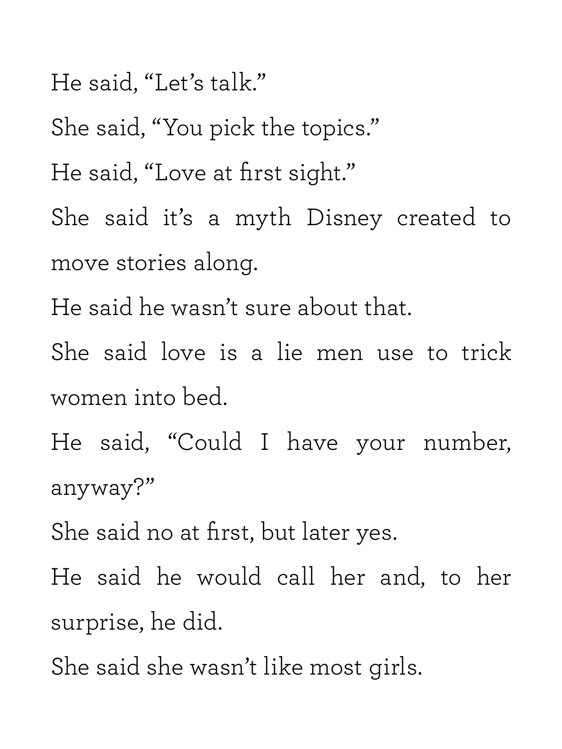He said, "Let's talk."

She said, "You pick the topics."

He said, "Love at first sight."

She said it's a myth Disney created to move stories along.

He said he wasn't sure about that.

She said love is a lie men use to trick women into bed.

He said, "Could I have your number, anyway?"

She said no at first, but later yes.

He said he would call her and, to her surprise, he did.

She said she wasn't like most girls.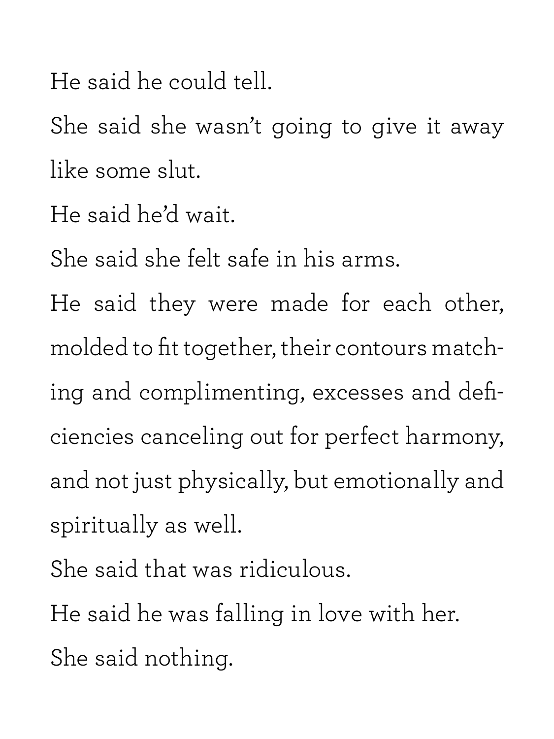He said he could tell.

She said she wasn't going to give it away like some slut.

He said he'd wait.

She said she felt safe in his arms.

He said they were made for each other, molded to fit together, their contours matching and complimenting, excesses and deficiencies canceling out for perfect harmony, and not just physically, but emotionally and spiritually as well.

She said that was ridiculous.

He said he was falling in love with her.

She said nothing.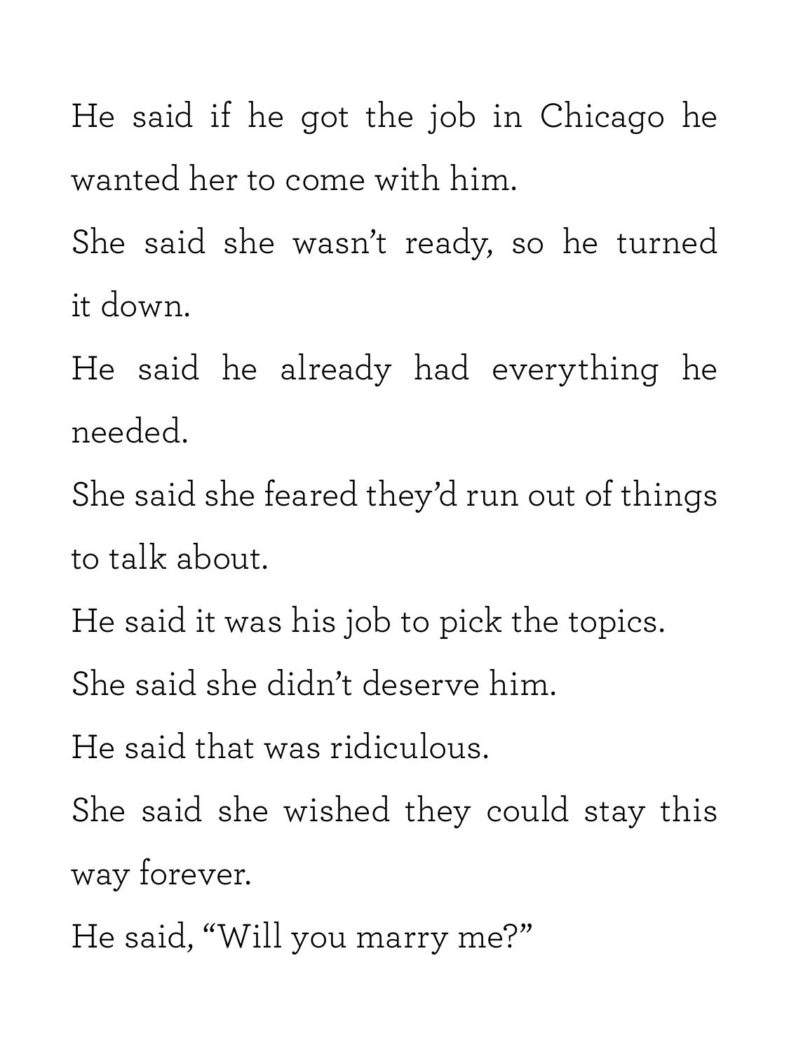He said if he got the job in Chicago he wanted her to come with him.

She said she wasn't ready, so he turned it down.

He said he already had everything he needed.

She said she feared they'd run out of things to talk about.

He said it was his job to pick the topics.

She said she didn't deserve him.

He said that was ridiculous.

She said she wished they could stay this way forever.

He said, "Will you marry me?"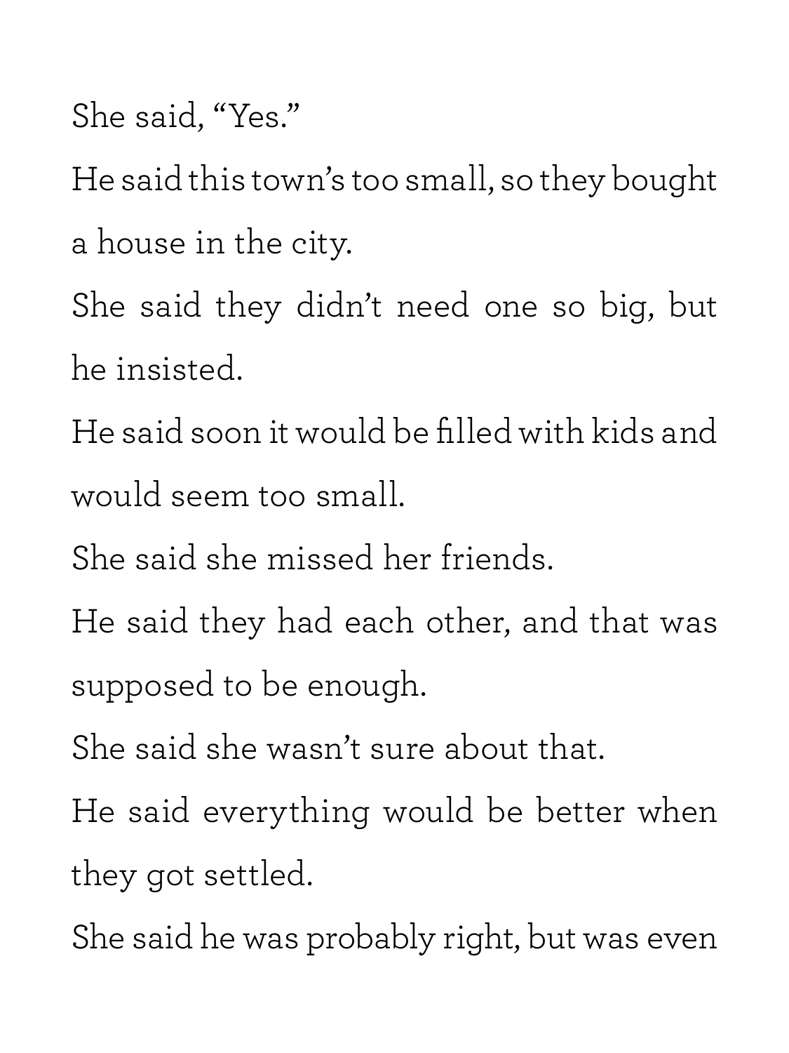She said, "Yes."

He said this town's too small, so they bought a house in the city.

She said they didn't need one so big, but he insisted.

He said soon it would be filled with kids and would seem too small.

She said she missed her friends.

He said they had each other, and that was supposed to be enough.

She said she wasn't sure about that.

He said everything would be better when they got settled.

She said he was probably right, but was even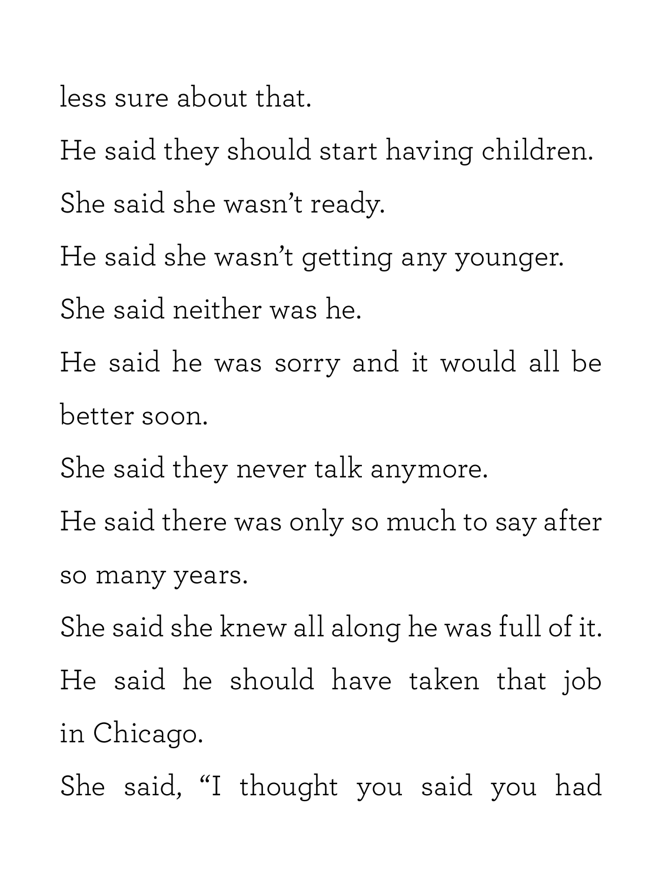less sure about that.

He said they should start having children.

She said she wasn't ready.

He said she wasn't getting any younger.

She said neither was he.

He said he was sorry and it would all be better soon.

She said they never talk anymore.

He said there was only so much to say after so many years.

She said she knew all along he was full of it.

He said he should have taken that job in Chicago.

She said, "I thought you said you had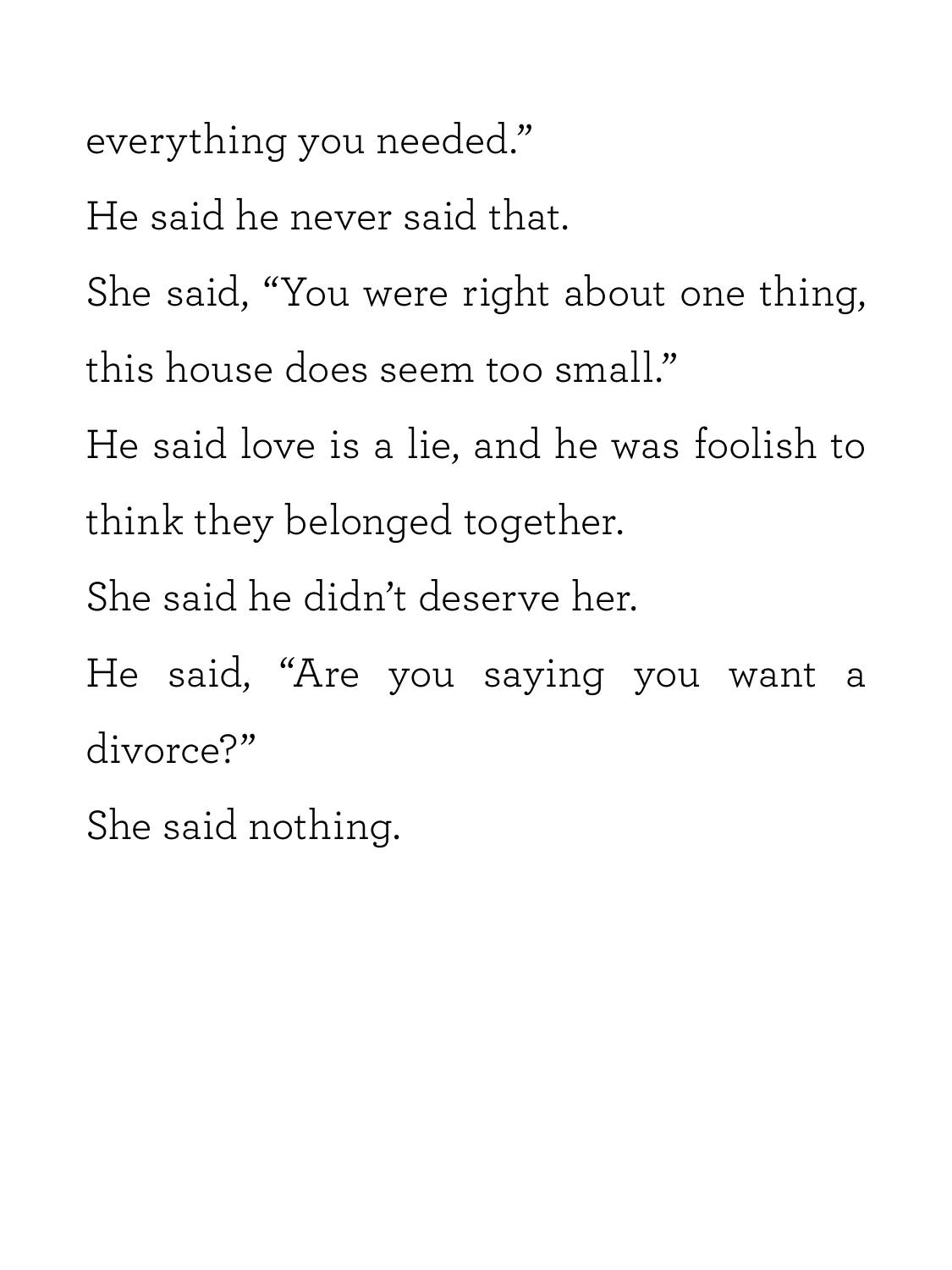everything you needed."

He said he never said that.

She said, "You were right about one thing, this house does seem too small."

He said love is a lie, and he was foolish to think they belonged together.

She said he didn't deserve her.

He said, "Are you saying you want a divorce?"

She said nothing.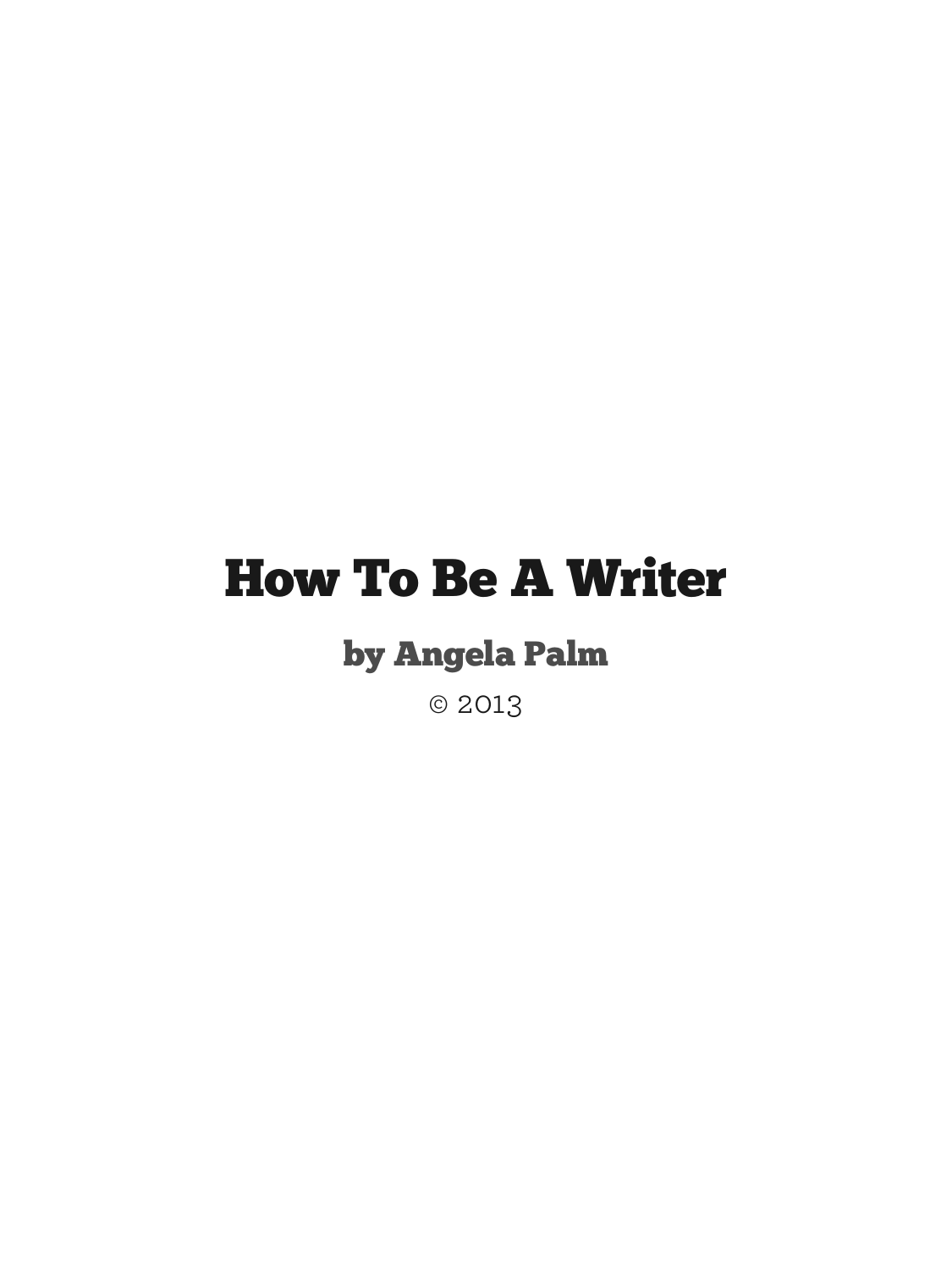# How To Be A Writer

## by Angela Palm

© 2013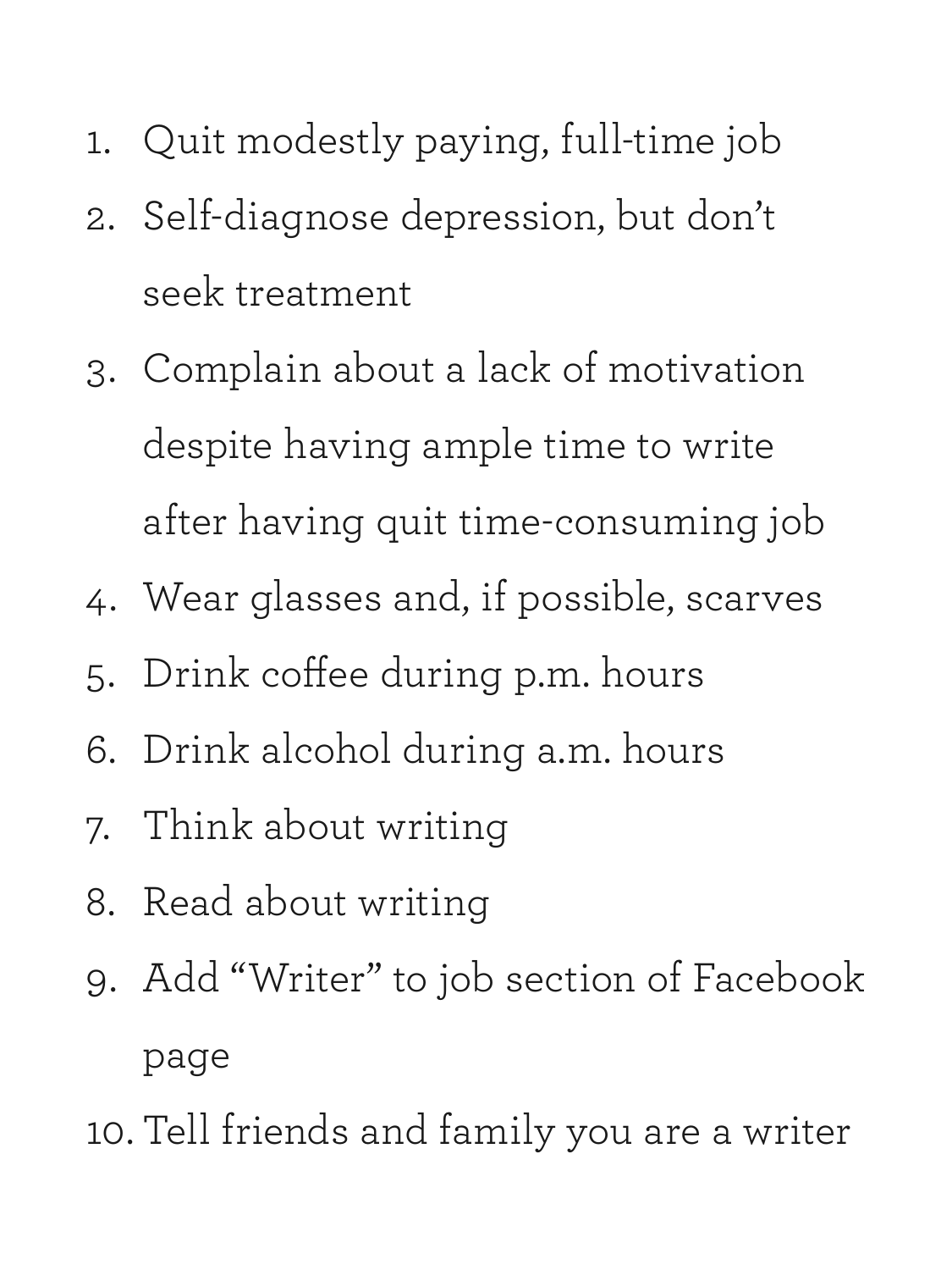1. Quit modestly paying, full-time job
2. Self-diagnose depression, but don't seek treatment
3. Complain about a lack of motivation despite having ample time to write after having quit time-consuming job
4. Wear glasses and, if possible, scarves
5. Drink coffee during p.m. hours
6. Drink alcohol during a.m. hours
7. Think about writing
8. Read about writing
9. Add "Writer" to job section of Facebook page
10. Tell friends and family you are a writer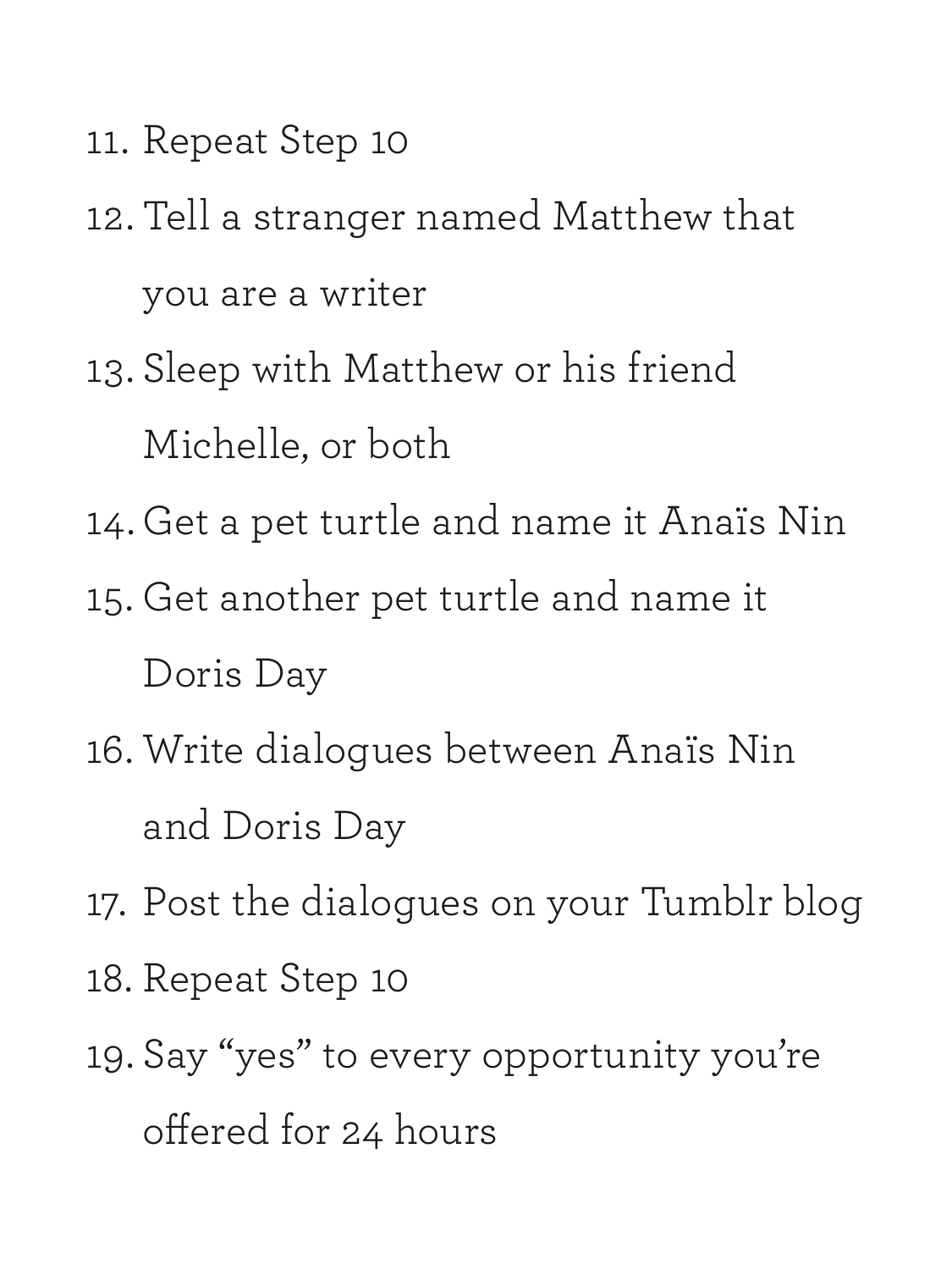11. Repeat Step 10
12. Tell a stranger named Matthew that you are a writer
13. Sleep with Matthew or his friend Michelle, or both
14. Get a pet turtle and name it Anaïs Nin
15. Get another pet turtle and name it Doris Day
16. Write dialogues between Anaïs Nin and Doris Day
17. Post the dialogues on your Tumblr blog
18. Repeat Step 10
19. Say "yes" to every opportunity you're offered for 24 hours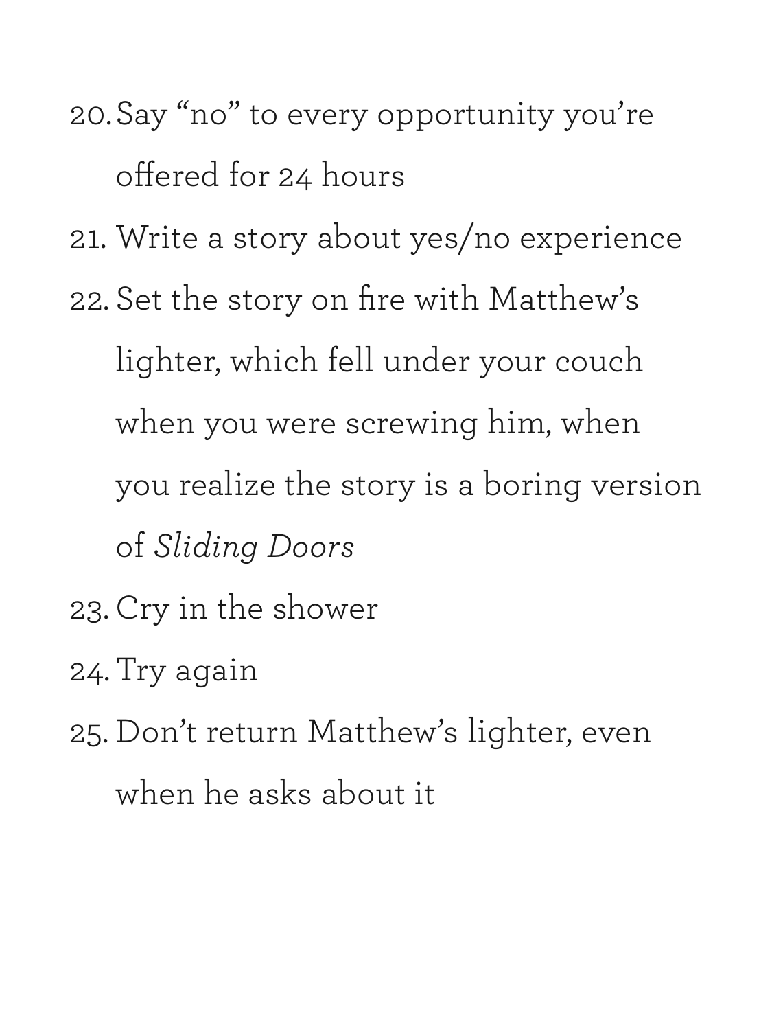20. Say “no” to every opportunity you’re offered for 24 hours
21. Write a story about yes/no experience
22. Set the story on fire with Matthew’s lighter, which fell under your couch when you were screwing him, when you realize the story is a boring version of *Sliding Doors*
23. Cry in the shower
24. Try again
25. Don’t return Matthew’s lighter, even when he asks about it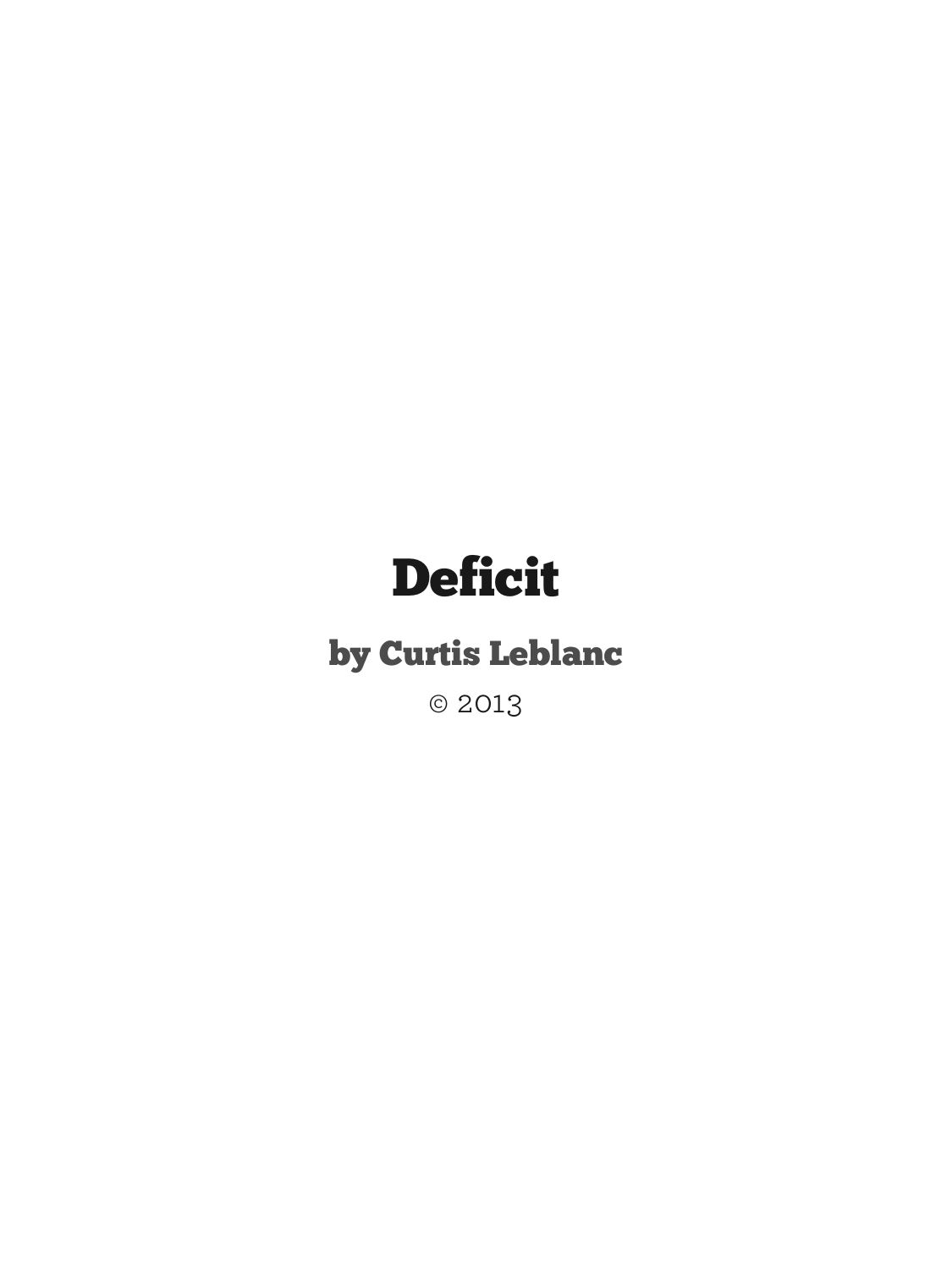# Deficit

## by Curtis Leblanc

© 2013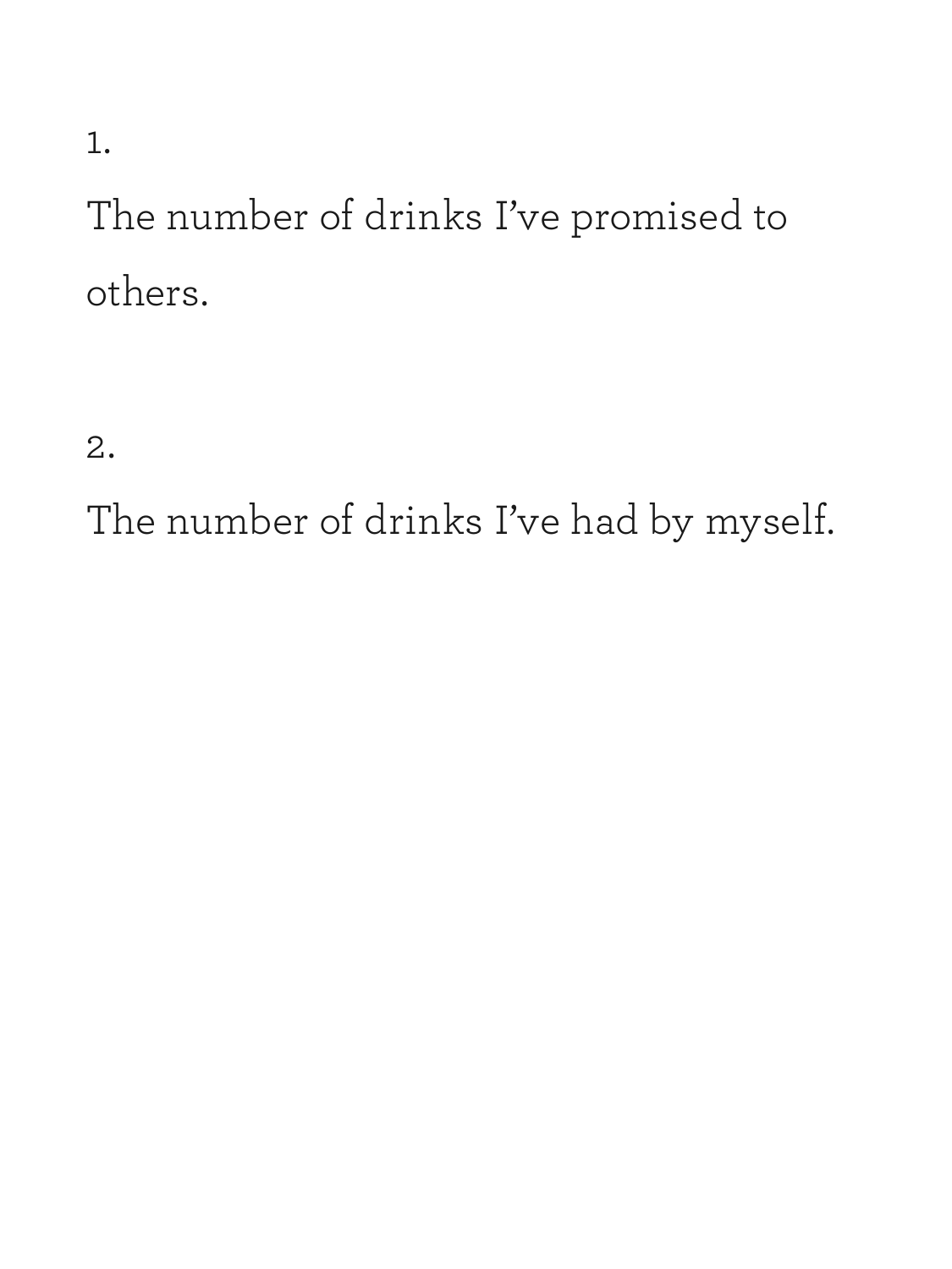1.

The number of drinks I've promised to others.

2.

The number of drinks I've had by myself.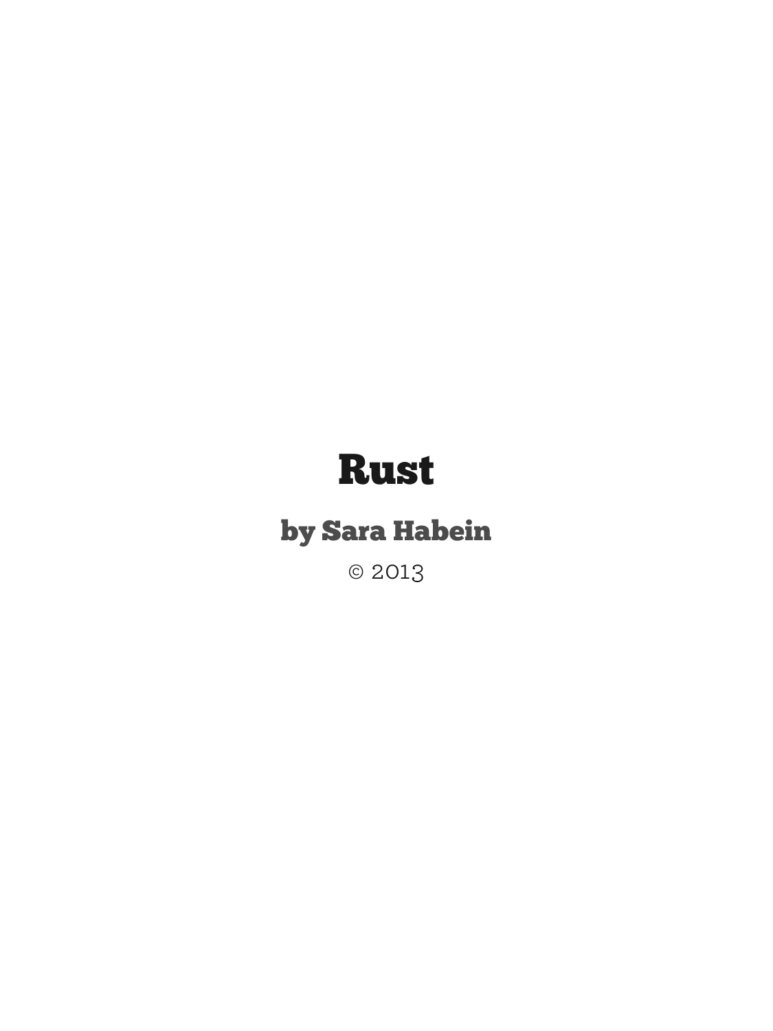# Rust

## by Sara Habein

© 2013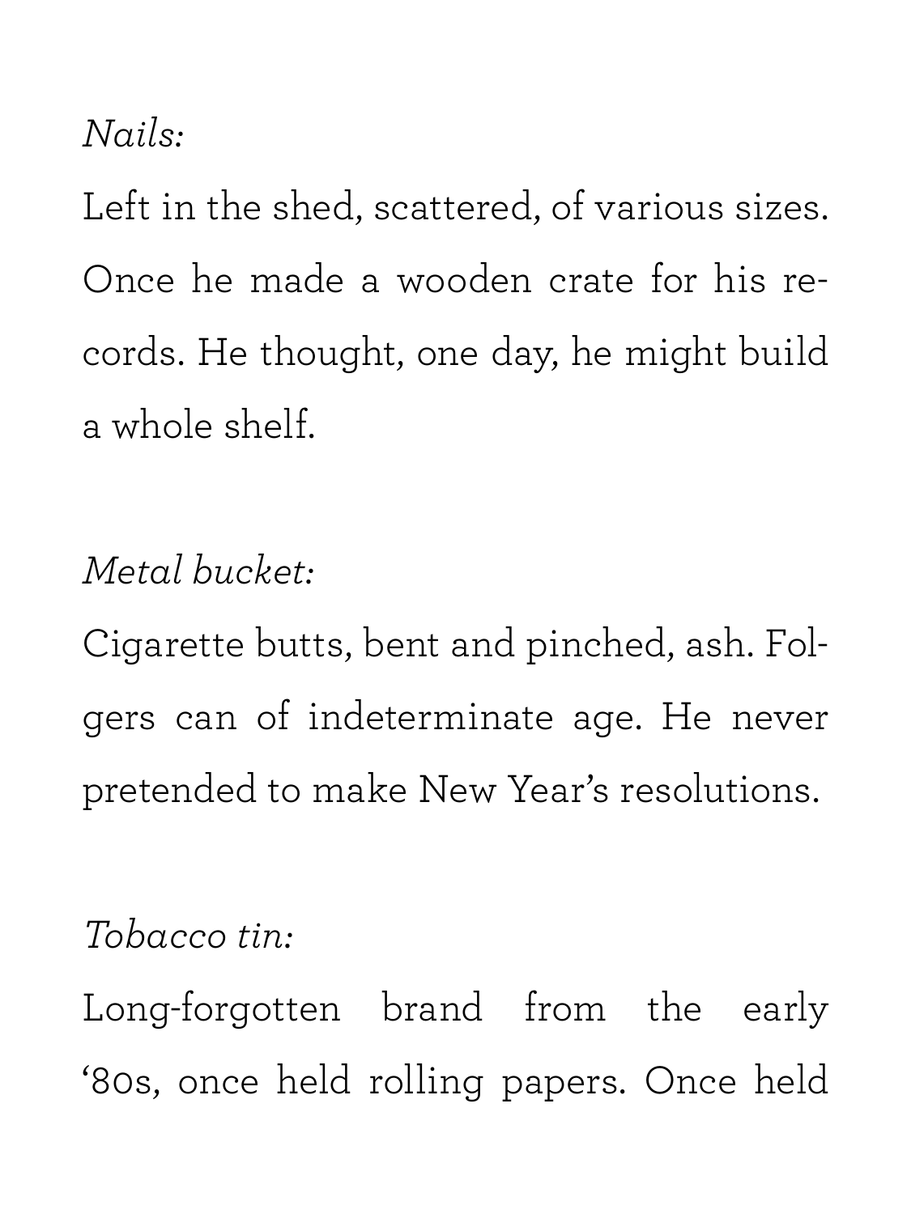*Nails:*

Left in the shed, scattered, of various sizes. Once he made a wooden crate for his records. He thought, one day, he might build a whole shelf.

*Metal bucket:*

Cigarette butts, bent and pinched, ash. Folgers can of indeterminate age. He never pretended to make New Year's resolutions.

*Tobacco tin:*

Long-forgotten brand from the early '80s, once held rolling papers. Once held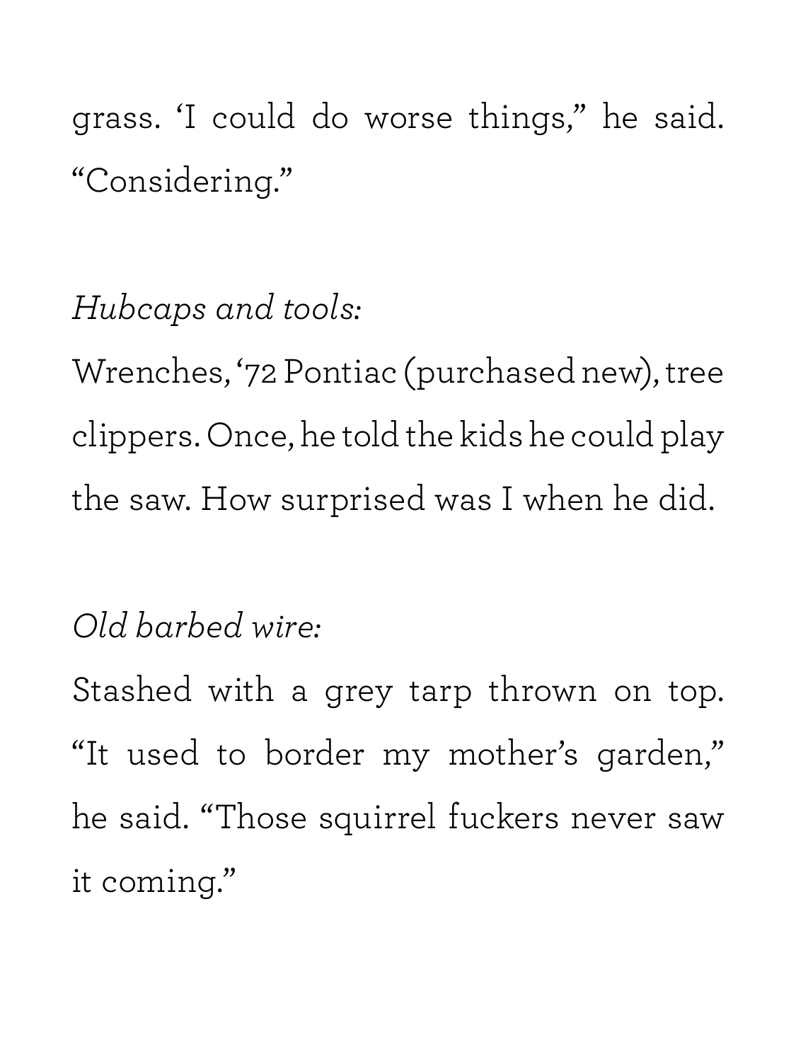grass. 'I could do worse things," he said. "Considering."

*Hubcaps and tools:*

Wrenches, '72 Pontiac (purchased new), tree clippers. Once, he told the kids he could play the saw. How surprised was I when he did.

*Old barbed wire:*

Stashed with a grey tarp thrown on top. "It used to border my mother's garden," he said. "Those squirrel fuckers never saw it coming."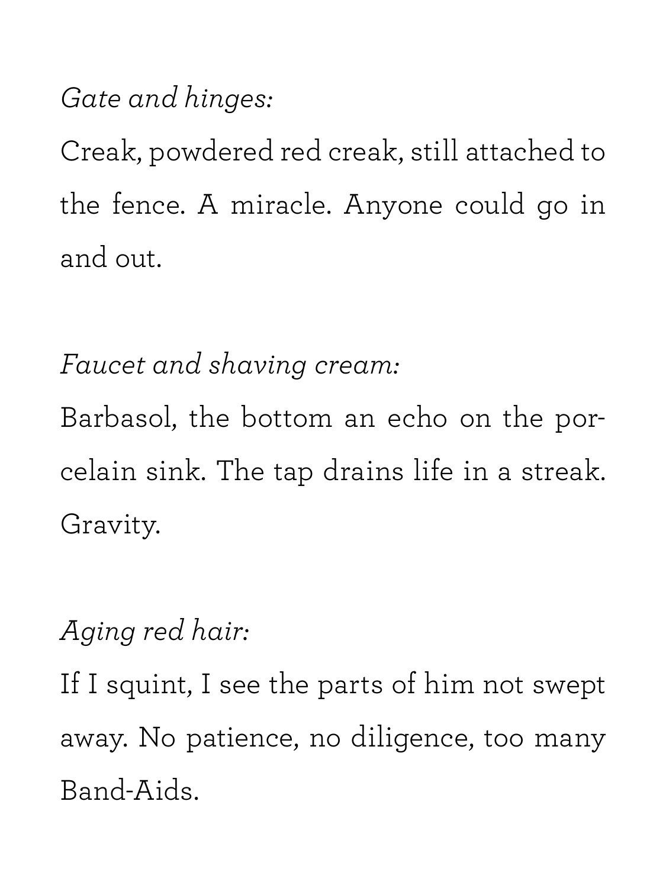*Gate and hinges:*

Creak, powdered red creak, still attached to the fence. A miracle. Anyone could go in and out.

*Faucet and shaving cream:*

Barbasol, the bottom an echo on the porcelain sink. The tap drains life in a streak. Gravity.

*Aging red hair:*

If I squint, I see the parts of him not swept away. No patience, no diligence, too many Band-Aids.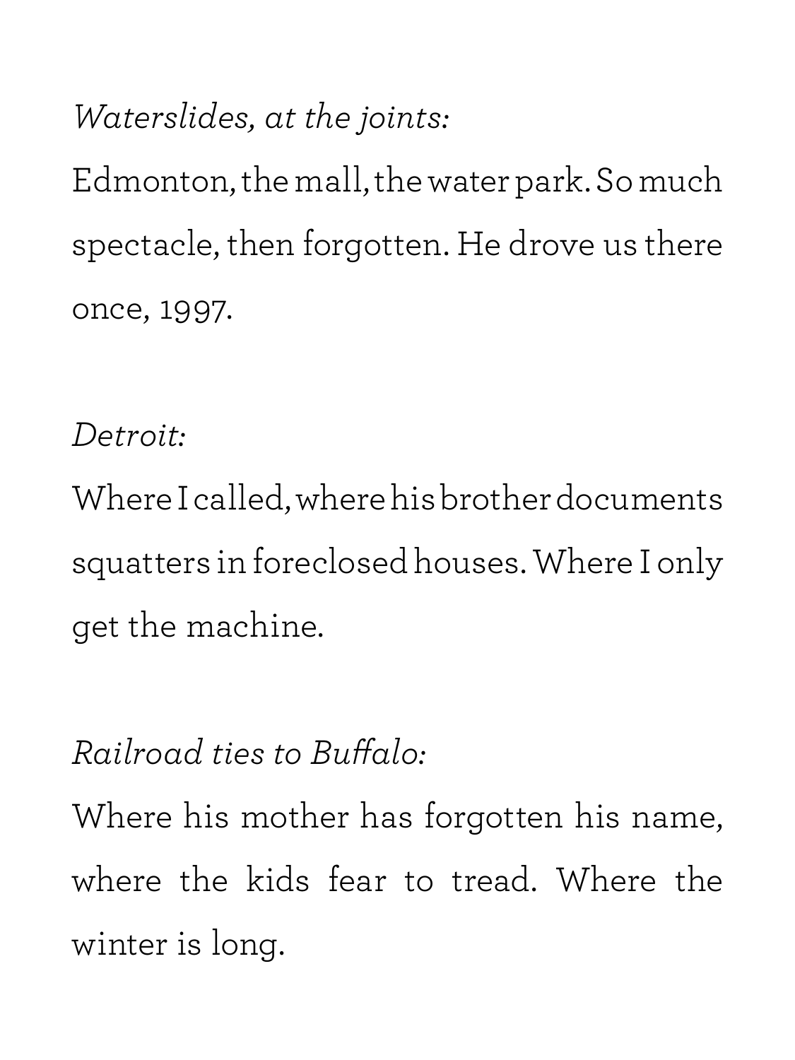*Waterslides, at the joints:*

Edmonton, the mall, the water park. So much spectacle, then forgotten. He drove us there once, 1997.

*Detroit:*

Where I called, where his brother documents squatters in foreclosed houses. Where I only get the machine.

*Railroad ties to Buffalo:*

Where his mother has forgotten his name, where the kids fear to tread. Where the winter is long.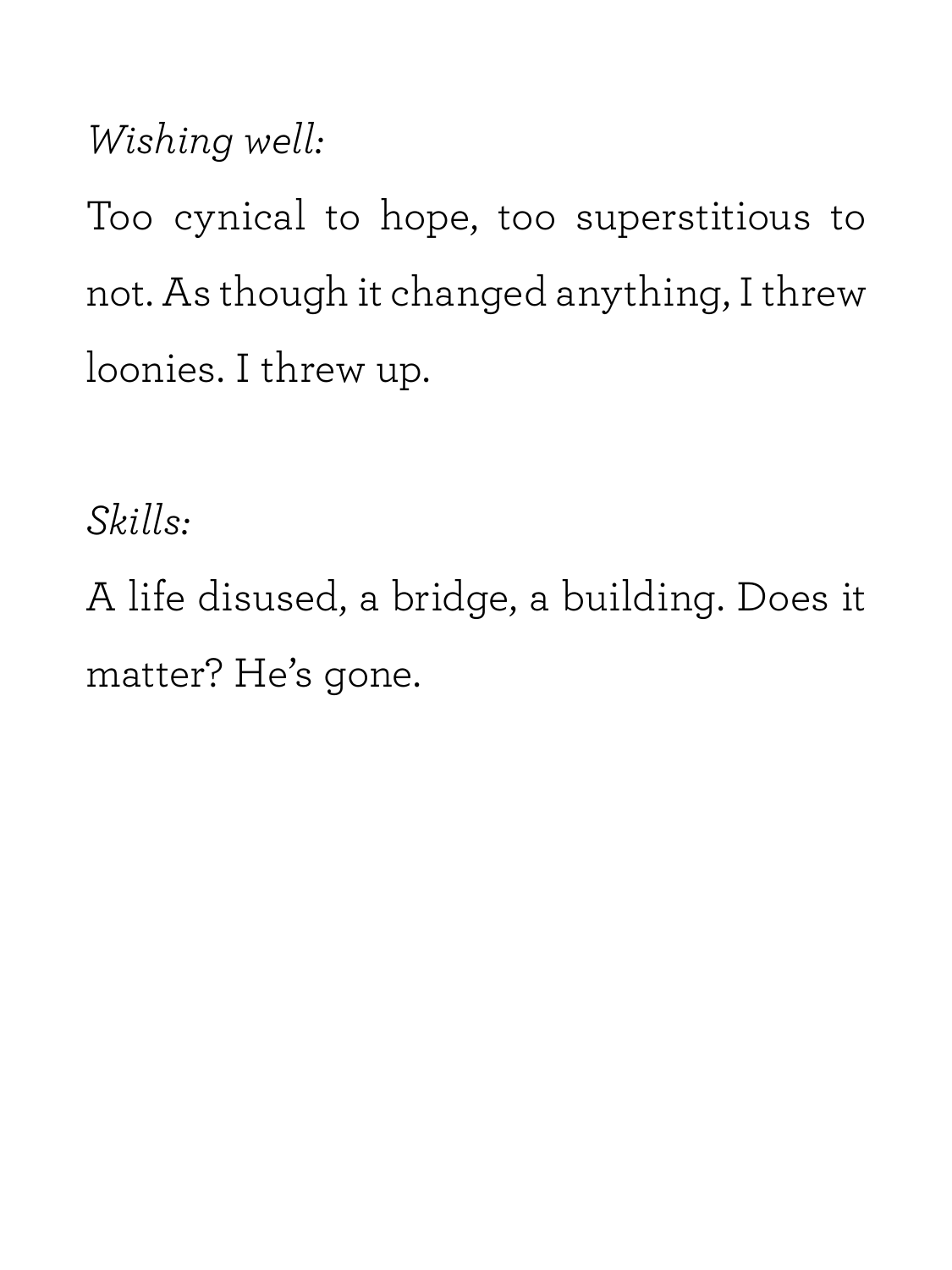*Wishing well:*

Too cynical to hope, too superstitious to not. As though it changed anything, I threw loonies. I threw up.

*Skills:*

A life disused, a bridge, a building. Does it matter? He's gone.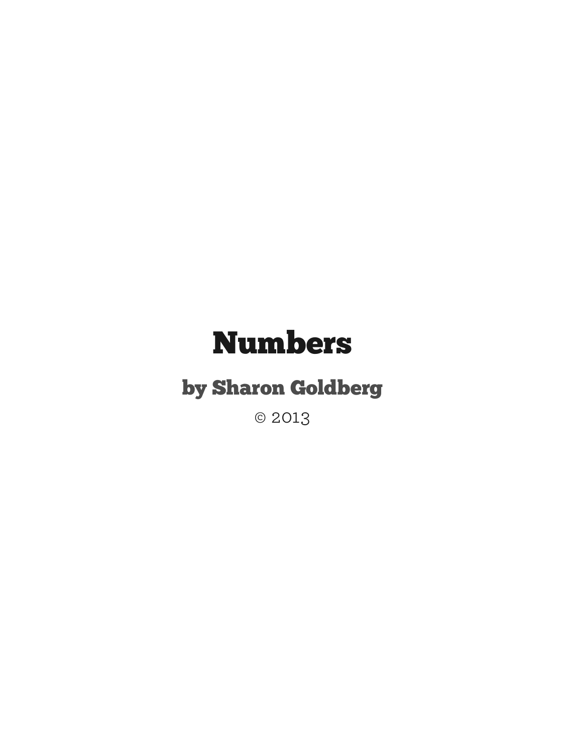# Numbers

## by Sharon Goldberg

© 2013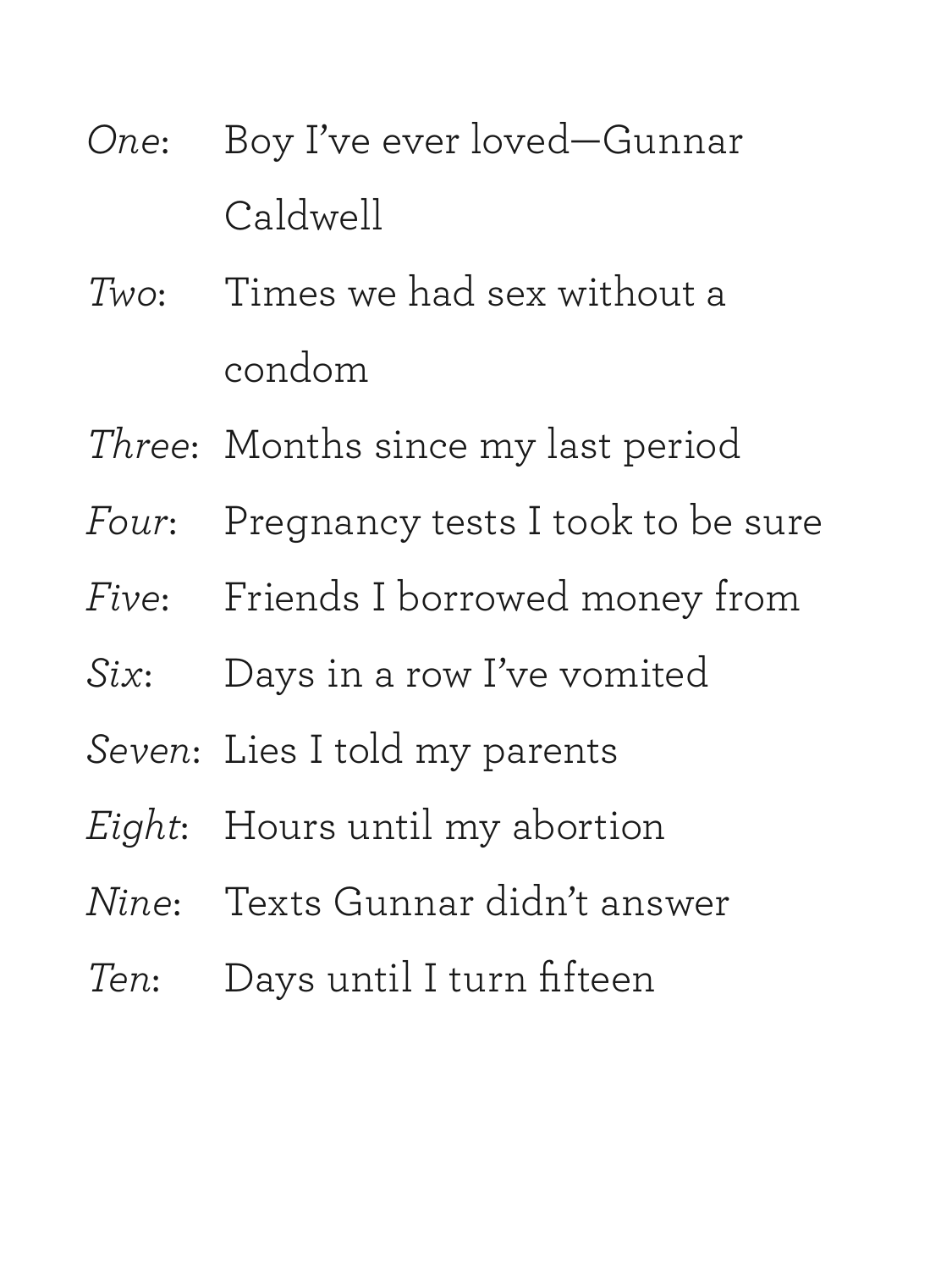*One*: Boy I've ever loved—Gunnar Caldwell

*Two*: Times we had sex without a condom

*Three*: Months since my last period

*Four*: Pregnancy tests I took to be sure

*Five*: Friends I borrowed money from

*Six*: Days in a row I've vomited

*Seven*: Lies I told my parents

*Eight*: Hours until my abortion

*Nine*: Texts Gunnar didn't answer

*Ten*: Days until I turn fifteen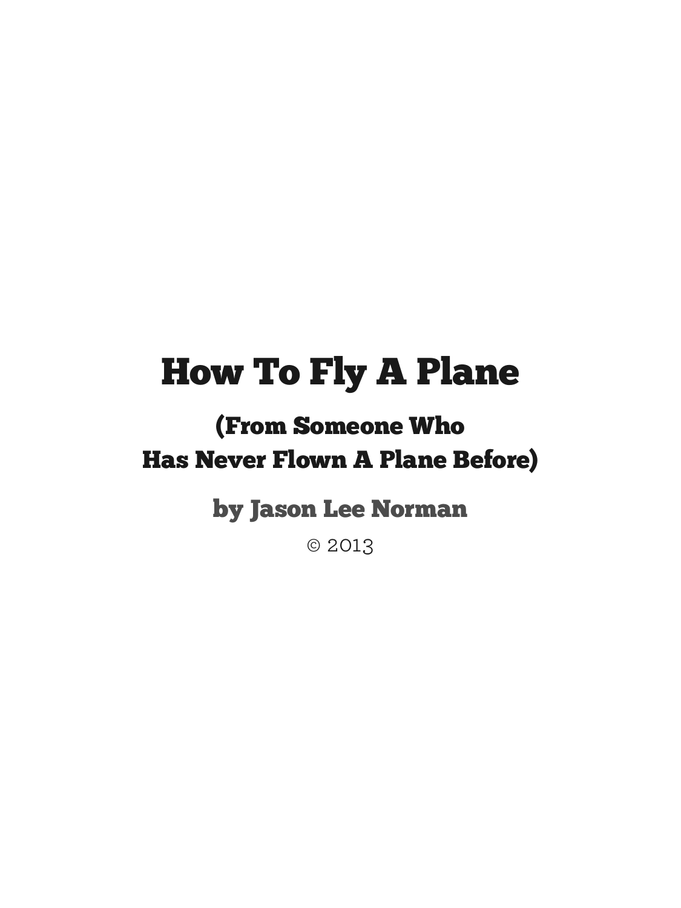# How To Fly A Plane

## (From Someone Who
## Has Never Flown A Plane Before)

### by Jason Lee Norman

© 2013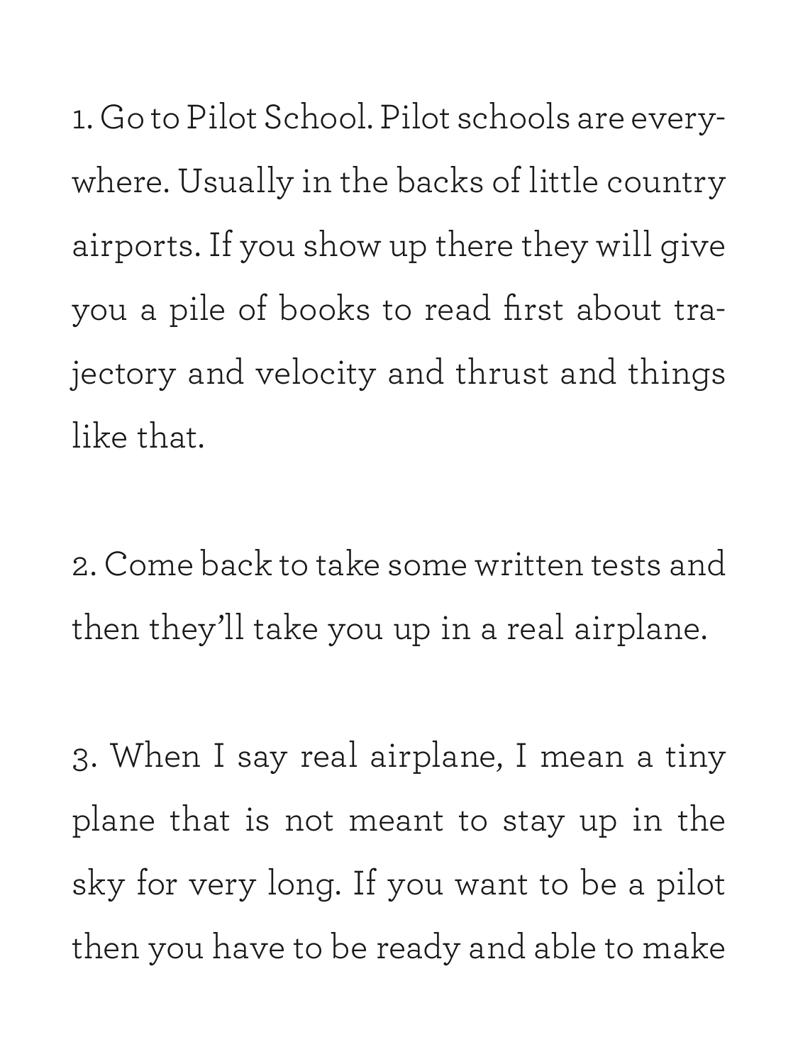1. Go to Pilot School. Pilot schools are everywhere. Usually in the backs of little country airports. If you show up there they will give you a pile of books to read first about trajectory and velocity and thrust and things like that.

2. Come back to take some written tests and then they'll take you up in a real airplane.

3. When I say real airplane, I mean a tiny plane that is not meant to stay up in the sky for very long. If you want to be a pilot then you have to be ready and able to make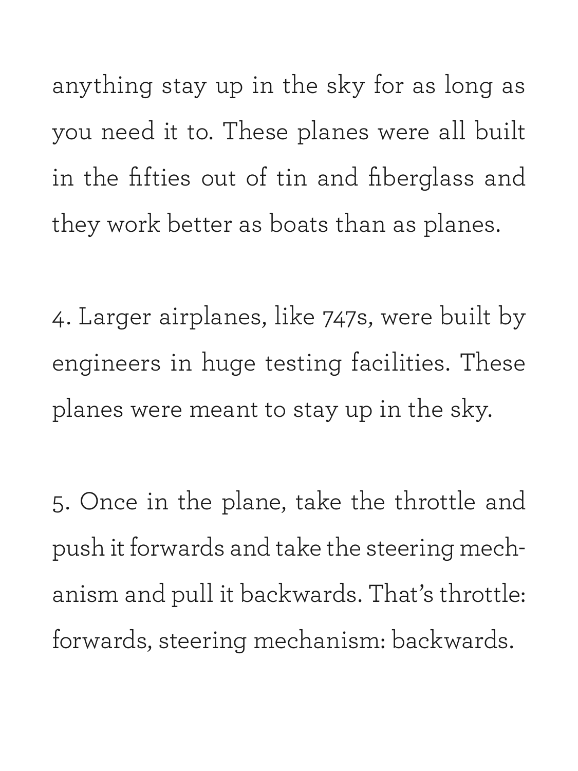anything stay up in the sky for as long as you need it to. These planes were all built in the fifties out of tin and fiberglass and they work better as boats than as planes.

4. Larger airplanes, like 747s, were built by engineers in huge testing facilities. These planes were meant to stay up in the sky.

5. Once in the plane, take the throttle and push it forwards and take the steering mechanism and pull it backwards. That's throttle: forwards, steering mechanism: backwards.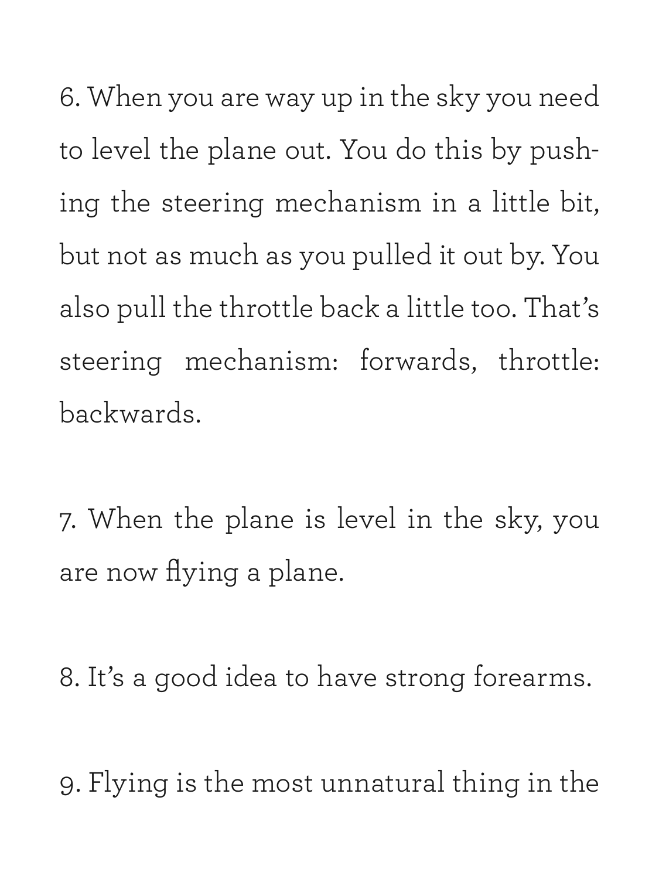6. When you are way up in the sky you need to level the plane out. You do this by pushing the steering mechanism in a little bit, but not as much as you pulled it out by. You also pull the throttle back a little too. That's steering mechanism: forwards, throttle: backwards.

7. When the plane is level in the sky, you are now flying a plane.

8. It's a good idea to have strong forearms.

9. Flying is the most unnatural thing in the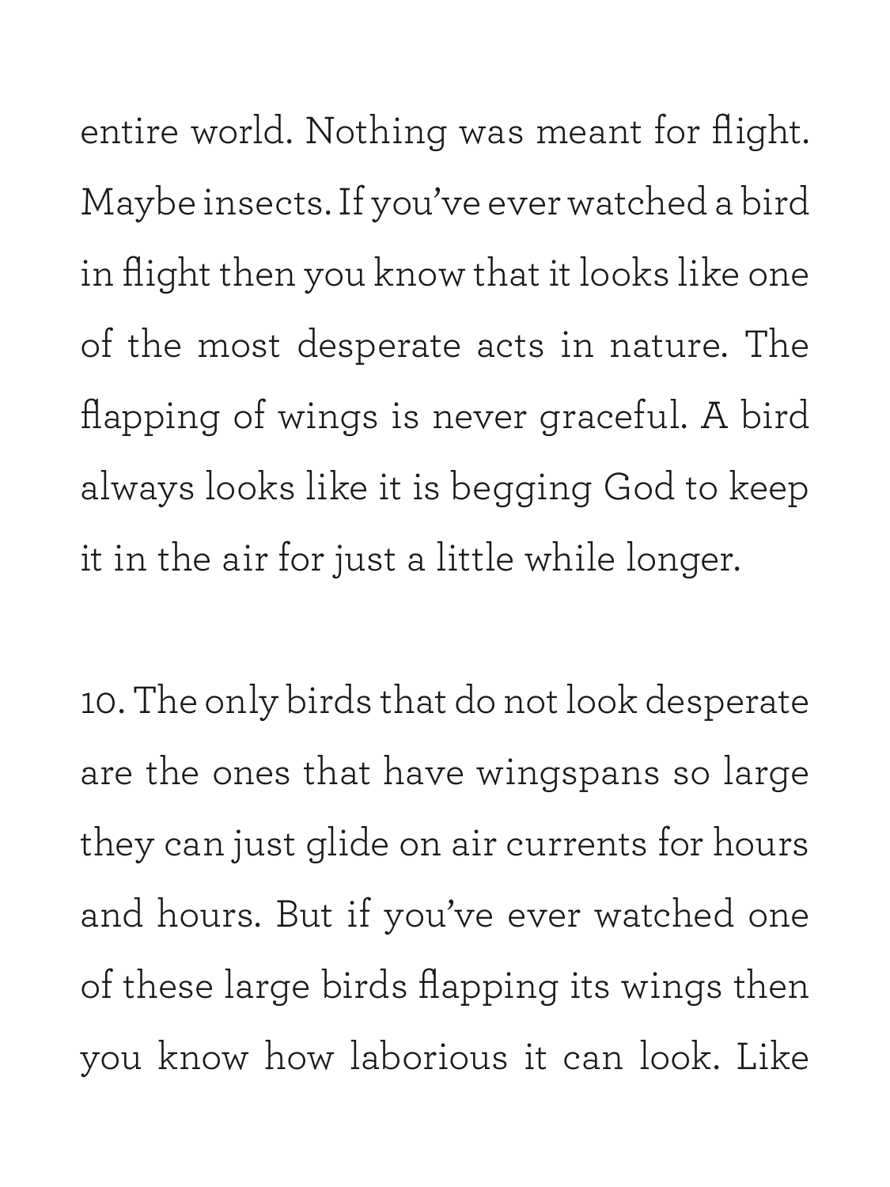entire world. Nothing was meant for flight. Maybe insects. If you've ever watched a bird in flight then you know that it looks like one of the most desperate acts in nature. The flapping of wings is never graceful. A bird always looks like it is begging God to keep it in the air for just a little while longer.

10. The only birds that do not look desperate are the ones that have wingspans so large they can just glide on air currents for hours and hours. But if you've ever watched one of these large birds flapping its wings then you know how laborious it can look. Like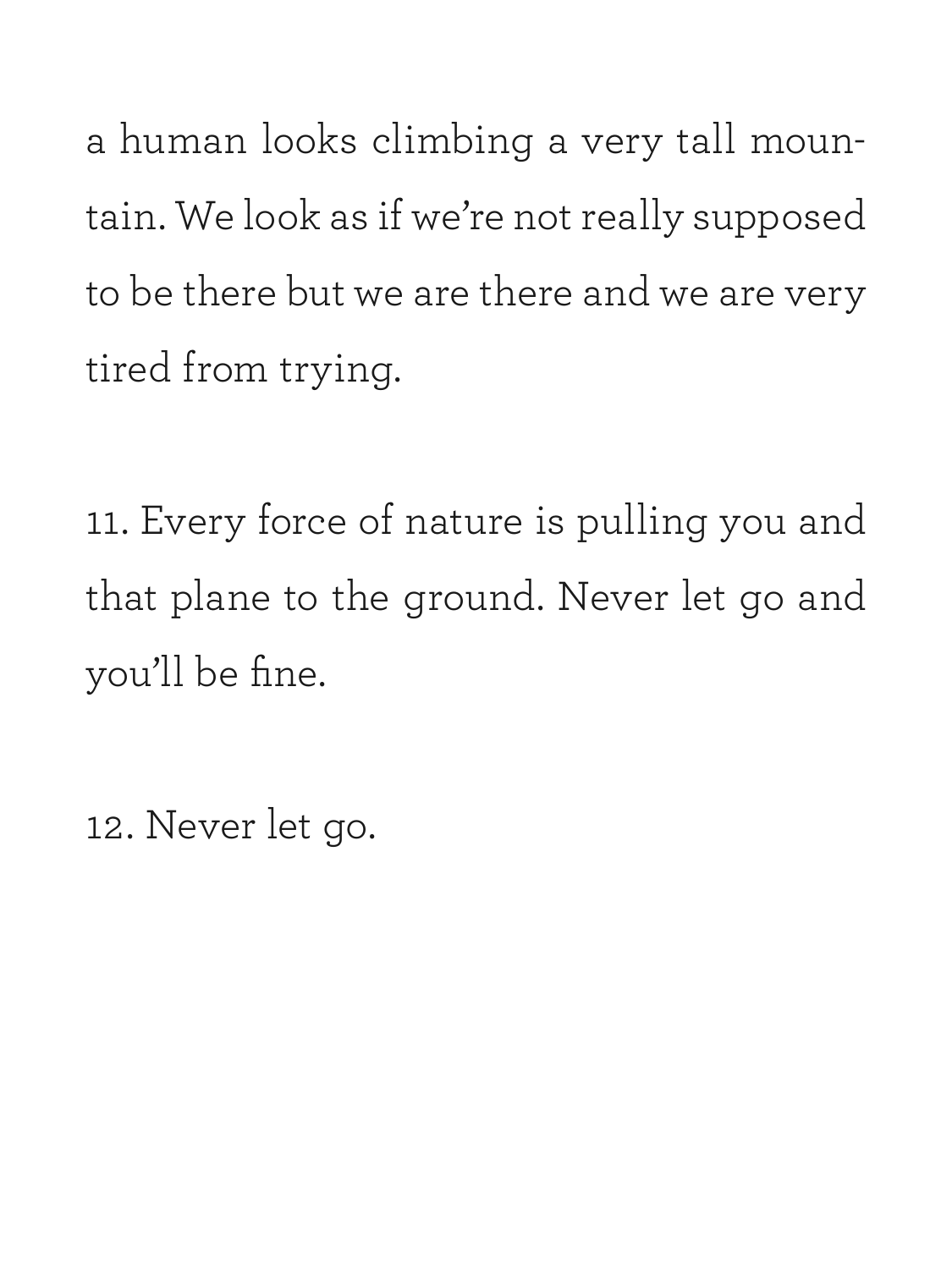a human looks climbing a very tall mountain. We look as if we're not really supposed to be there but we are there and we are very tired from trying.

11. Every force of nature is pulling you and that plane to the ground. Never let go and you'll be fine.

12. Never let go.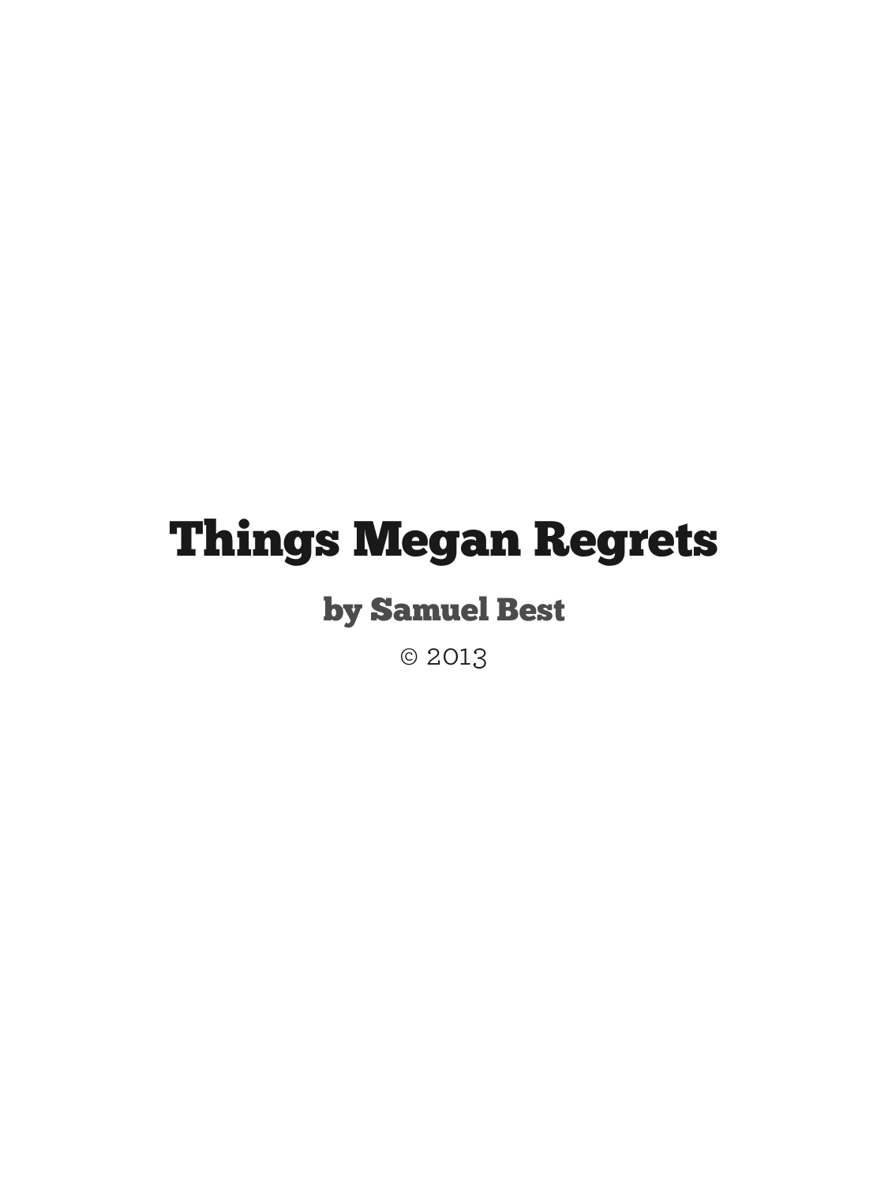# Things Megan Regrets

## by Samuel Best

© 2013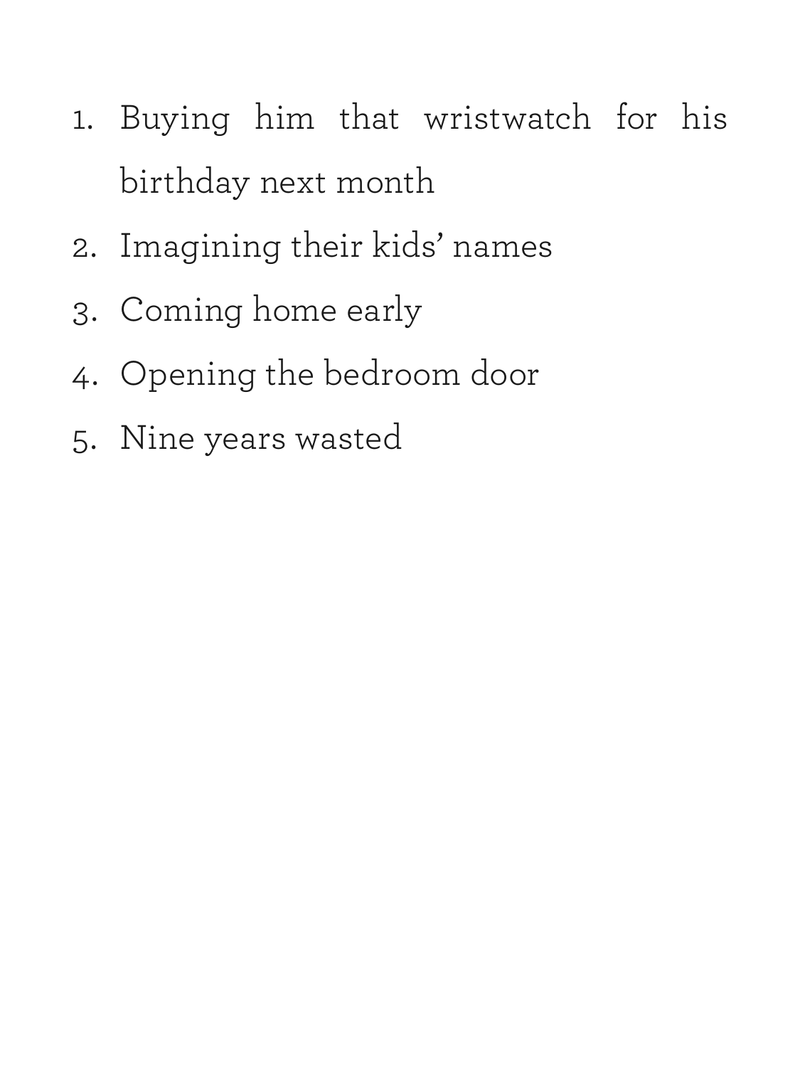1. Buying him that wristwatch for his birthday next month
2. Imagining their kids' names
3. Coming home early
4. Opening the bedroom door
5. Nine years wasted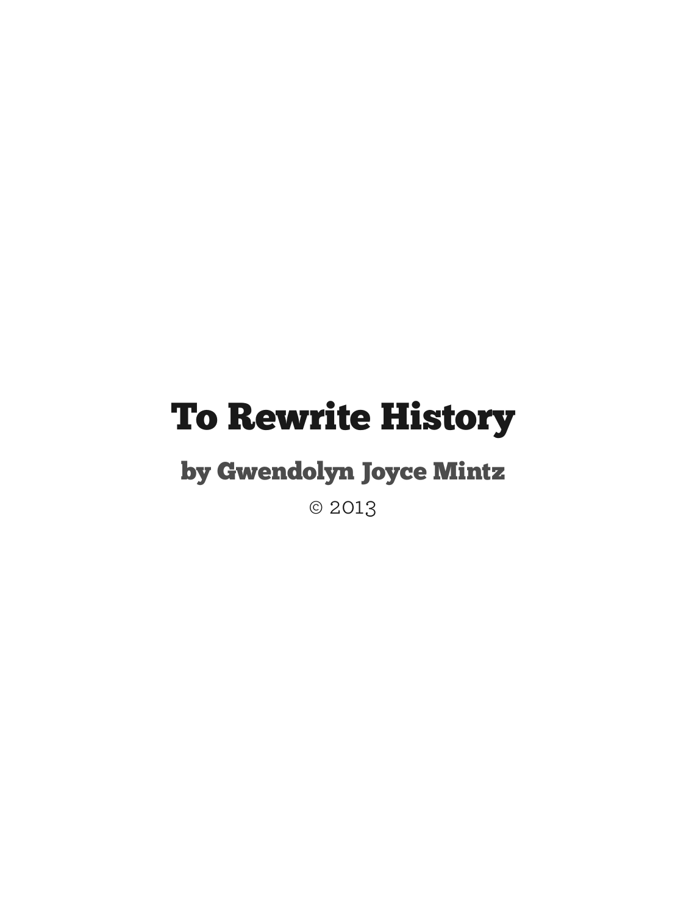# To Rewrite History

## by Gwendolyn Joyce Mintz

© 2013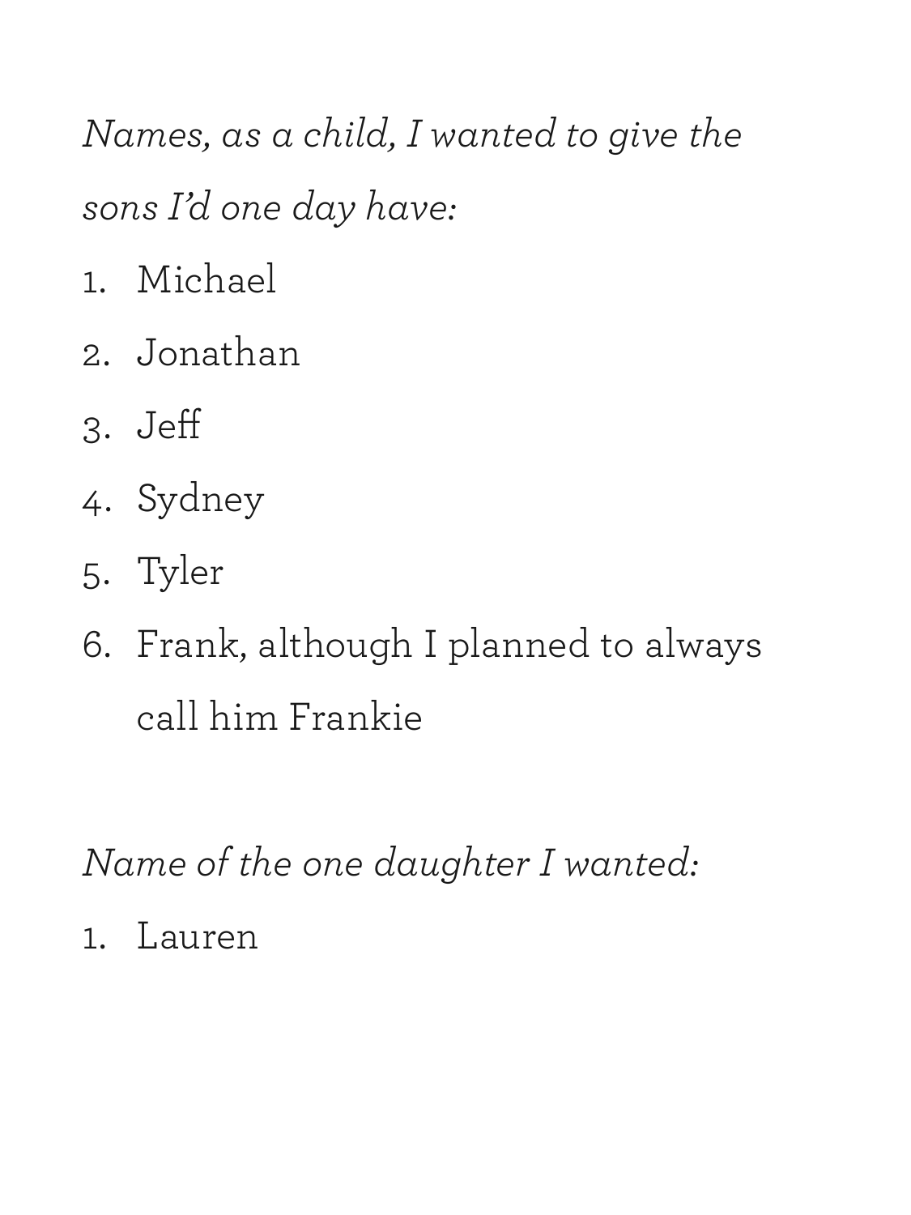*Names, as a child, I wanted to give the sons I'd one day have:*

1. Michael
2. Jonathan
3. Jeff
4. Sydney
5. Tyler
6. Frank, although I planned to always call him Frankie

*Name of the one daughter I wanted:*

1. Lauren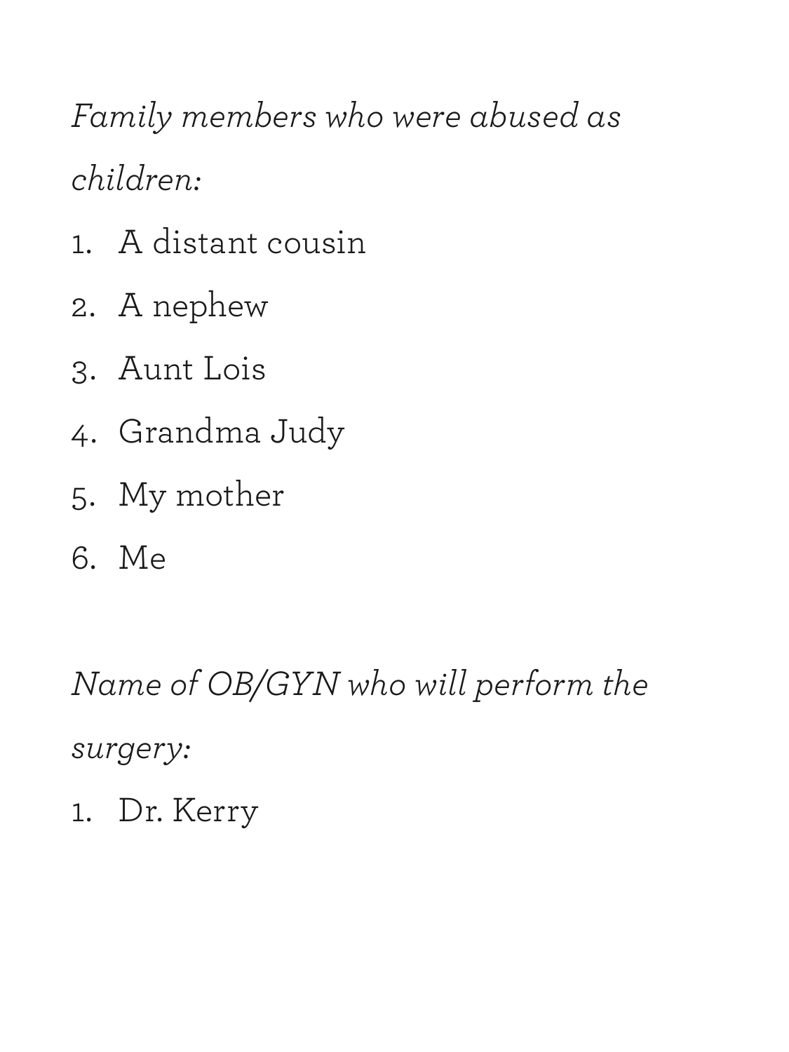*Family members who were abused as children:*

1. A distant cousin
2. A nephew
3. Aunt Lois
4. Grandma Judy
5. My mother
6. Me

*Name of OB/GYN who will perform the surgery:*

1. Dr. Kerry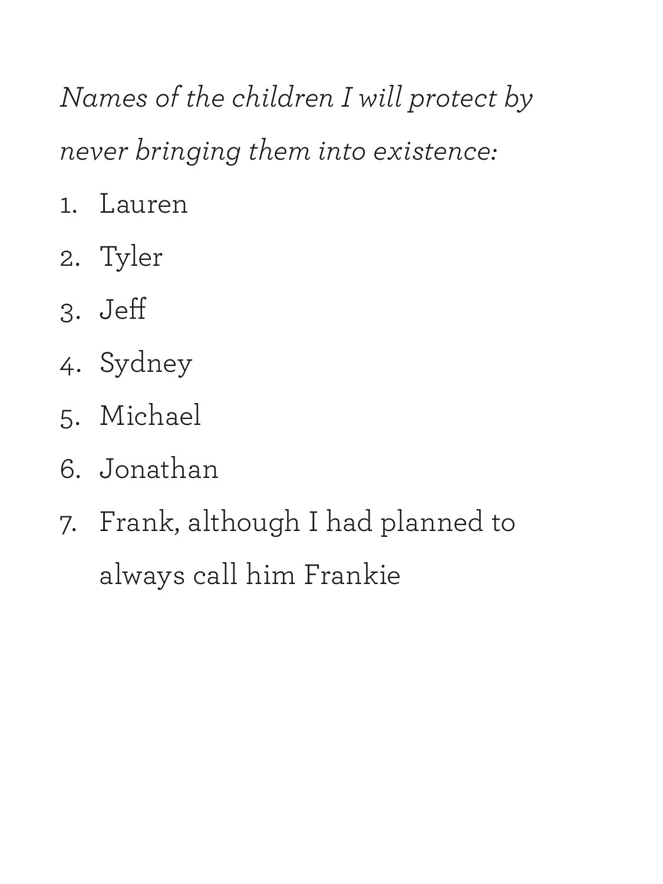*Names of the children I will protect by never bringing them into existence:*

1. Lauren
2. Tyler
3. Jeff
4. Sydney
5. Michael
6. Jonathan
7. Frank, although I had planned to always call him Frankie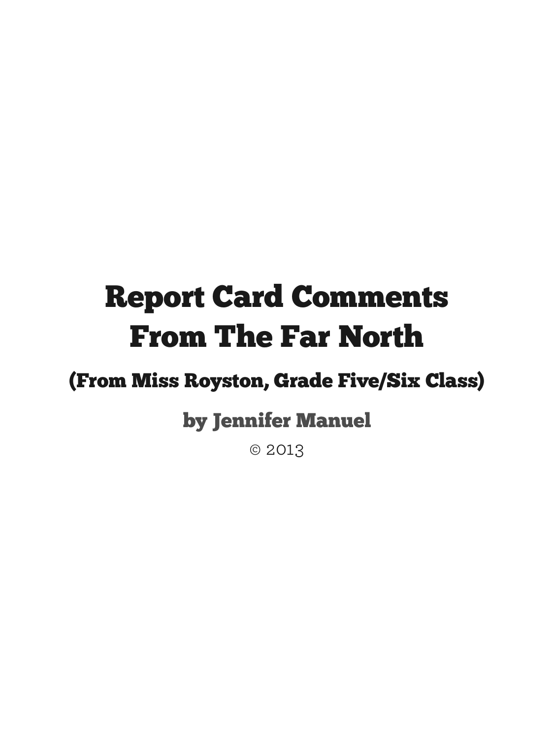# Report Card Comments From The Far North

## (From Miss Royston, Grade Five/Six Class)

### by Jennifer Manuel

© 2013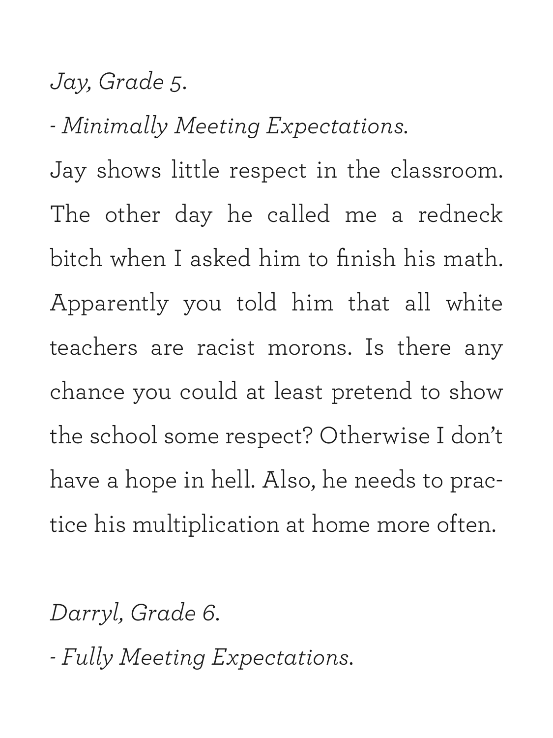*Jay, Grade 5.*

*- Minimally Meeting Expectations.*

Jay shows little respect in the classroom. The other day he called me a redneck bitch when I asked him to finish his math. Apparently you told him that all white teachers are racist morons. Is there any chance you could at least pretend to show the school some respect? Otherwise I don't have a hope in hell. Also, he needs to practice his multiplication at home more often.

*Darryl, Grade 6.*

*- Fully Meeting Expectations.*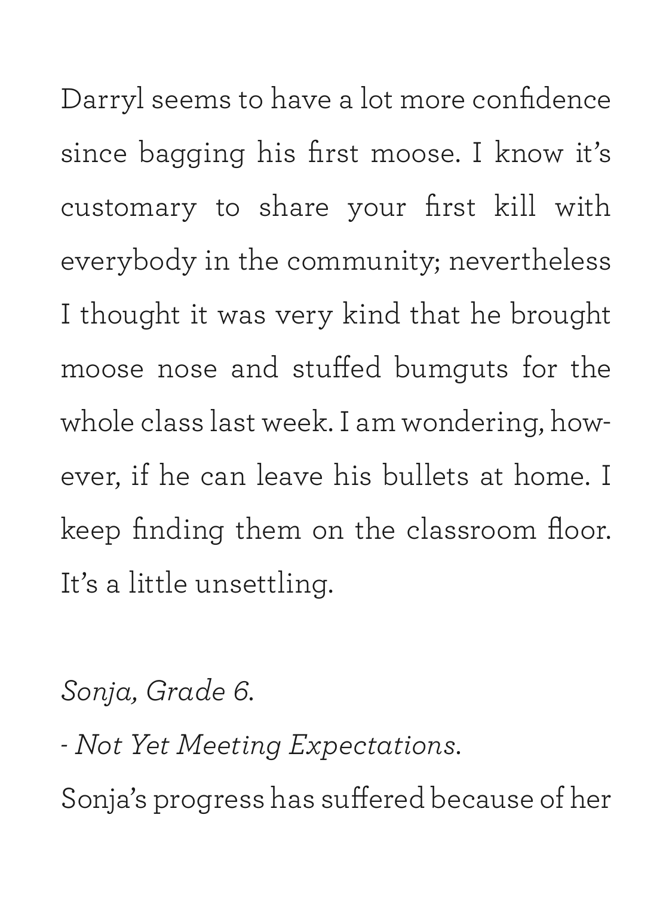Darryl seems to have a lot more confidence since bagging his first moose. I know it's customary to share your first kill with everybody in the community; nevertheless I thought it was very kind that he brought moose nose and stuffed bumguts for the whole class last week. I am wondering, however, if he can leave his bullets at home. I keep finding them on the classroom floor. It's a little unsettling.

*Sonja, Grade 6.*

- *Not Yet Meeting Expectations.*

Sonja's progress has suffered because of her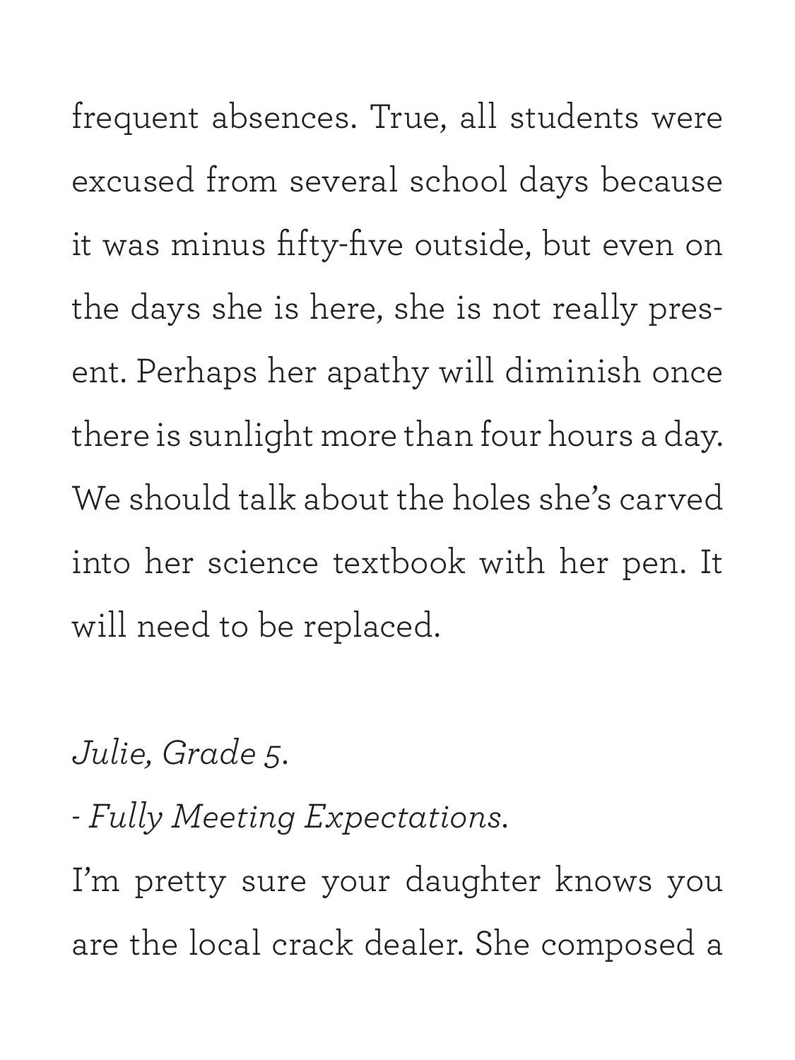frequent absences. True, all students were excused from several school days because it was minus fifty-five outside, but even on the days she is here, she is not really present. Perhaps her apathy will diminish once there is sunlight more than four hours a day. We should talk about the holes she's carved into her science textbook with her pen. It will need to be replaced.

*Julie, Grade 5.*

*- Fully Meeting Expectations.*

I'm pretty sure your daughter knows you are the local crack dealer. She composed a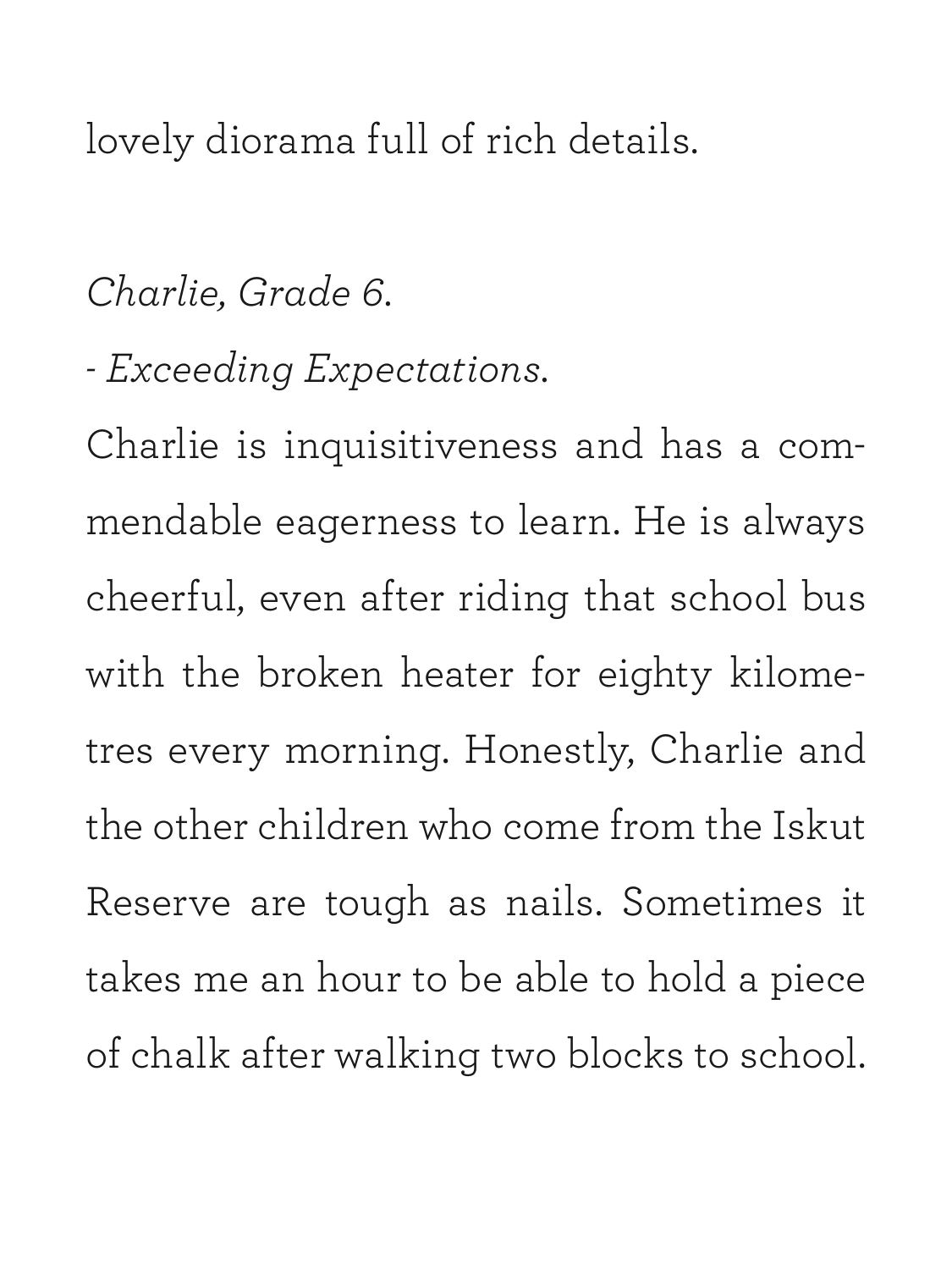lovely diorama full of rich details.

*Charlie, Grade 6.*

- *Exceeding Expectations*.

Charlie is inquisitiveness and has a commendable eagerness to learn. He is always cheerful, even after riding that school bus with the broken heater for eighty kilometres every morning. Honestly, Charlie and the other children who come from the Iskut Reserve are tough as nails. Sometimes it takes me an hour to be able to hold a piece of chalk after walking two blocks to school.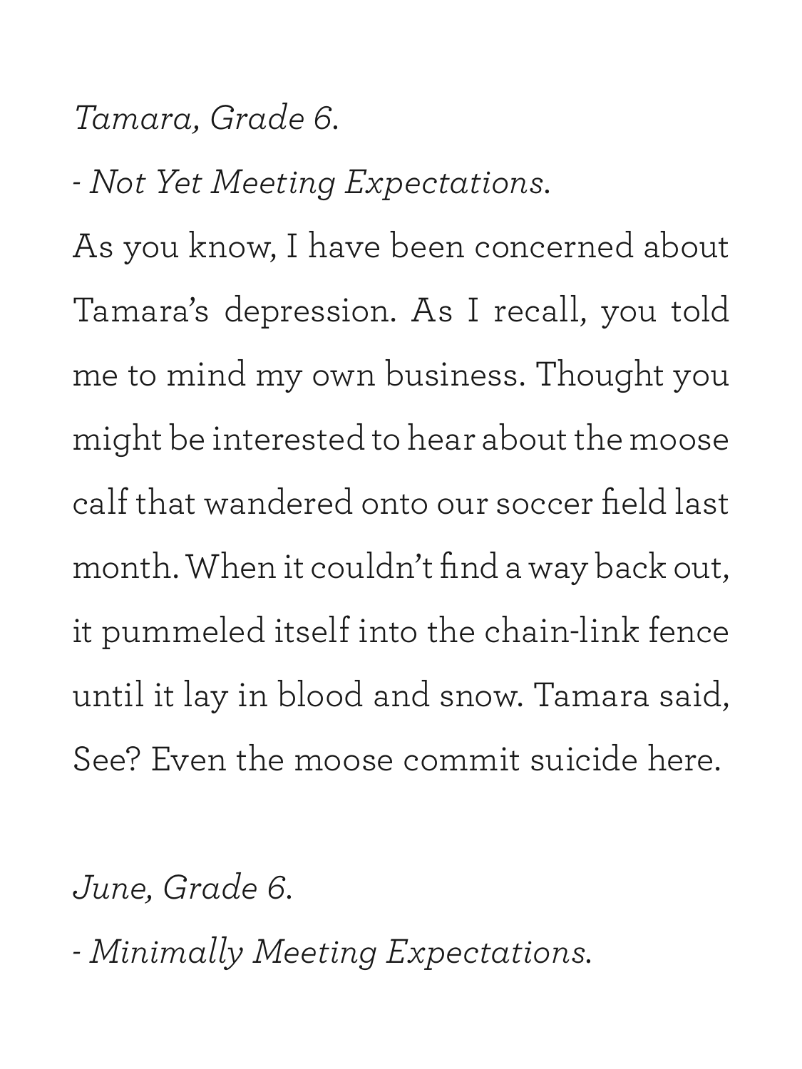*Tamara, Grade 6.*

*- Not Yet Meeting Expectations.*

As you know, I have been concerned about Tamara's depression. As I recall, you told me to mind my own business. Thought you might be interested to hear about the moose calf that wandered onto our soccer field last month. When it couldn't find a way back out, it pummeled itself into the chain-link fence until it lay in blood and snow. Tamara said, See? Even the moose commit suicide here.

*June, Grade 6.*

*- Minimally Meeting Expectations.*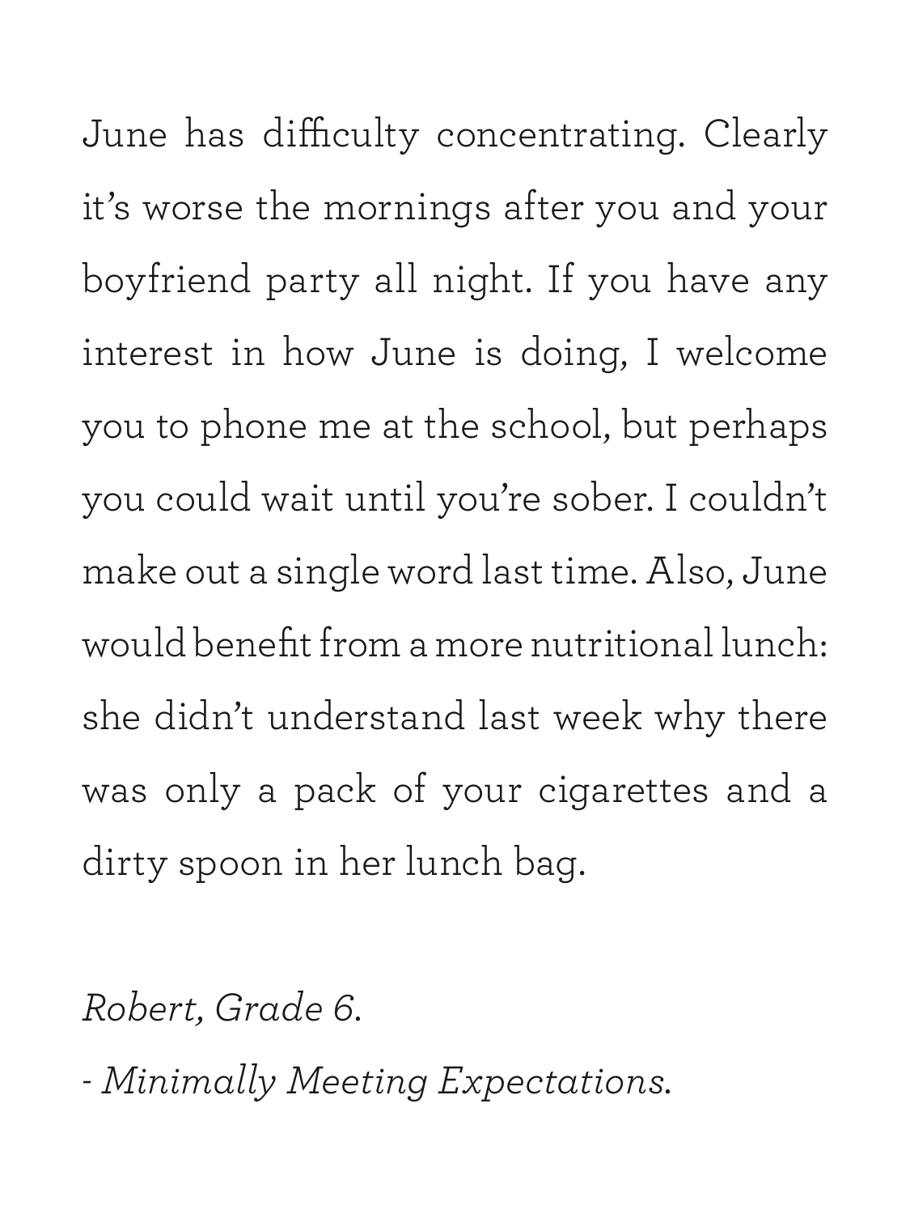June has difficulty concentrating. Clearly it's worse the mornings after you and your boyfriend party all night. If you have any interest in how June is doing, I welcome you to phone me at the school, but perhaps you could wait until you're sober. I couldn't make out a single word last time. Also, June would benefit from a more nutritional lunch: she didn't understand last week why there was only a pack of your cigarettes and a dirty spoon in her lunch bag.

*Robert, Grade 6.*

*- Minimally Meeting Expectations.*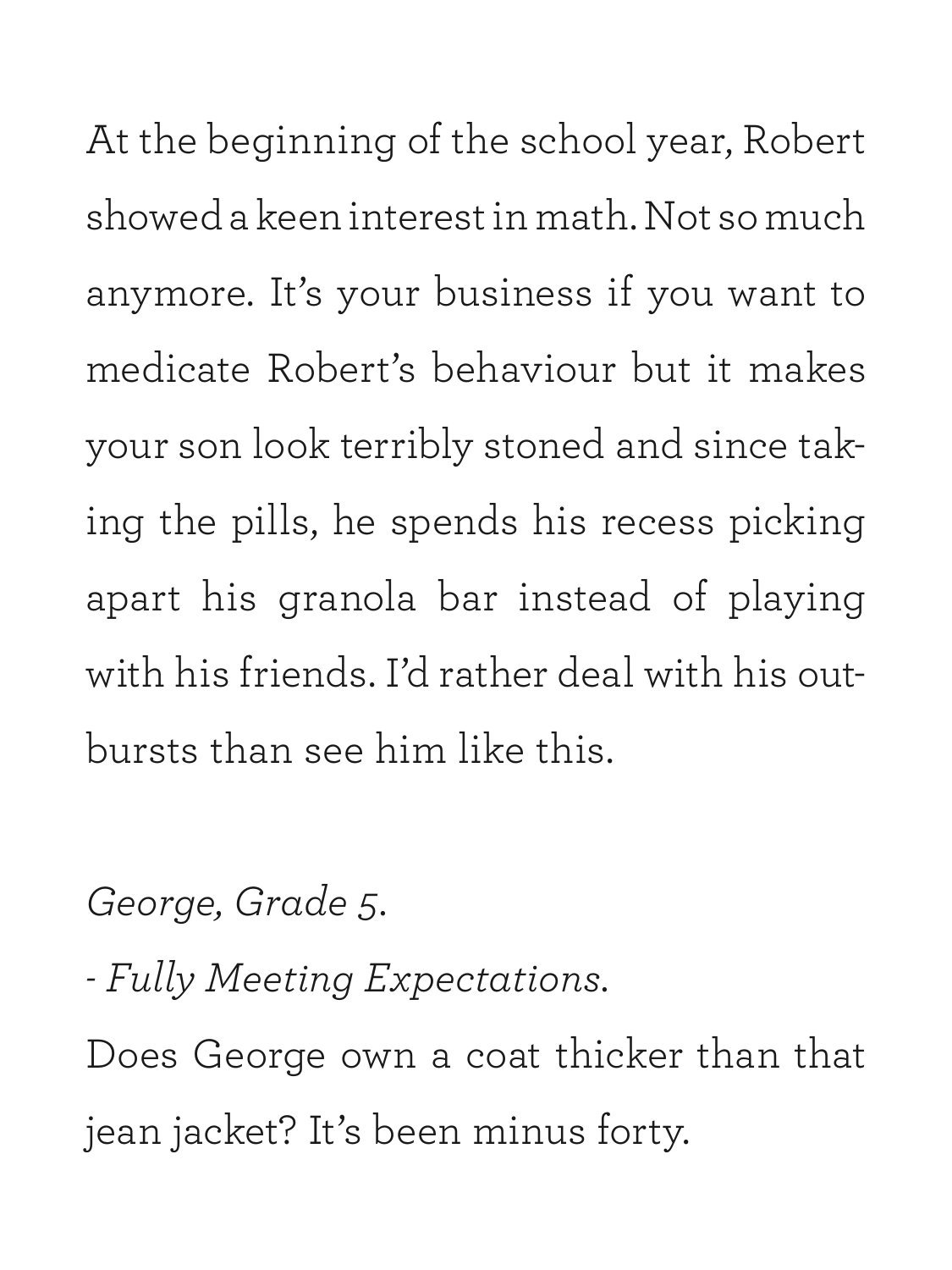At the beginning of the school year, Robert showed a keen interest in math. Not so much anymore. It's your business if you want to medicate Robert's behaviour but it makes your son look terribly stoned and since taking the pills, he spends his recess picking apart his granola bar instead of playing with his friends. I'd rather deal with his outbursts than see him like this.

*George, Grade 5.*
*- Fully Meeting Expectations.*
Does George own a coat thicker than that jean jacket? It's been minus forty.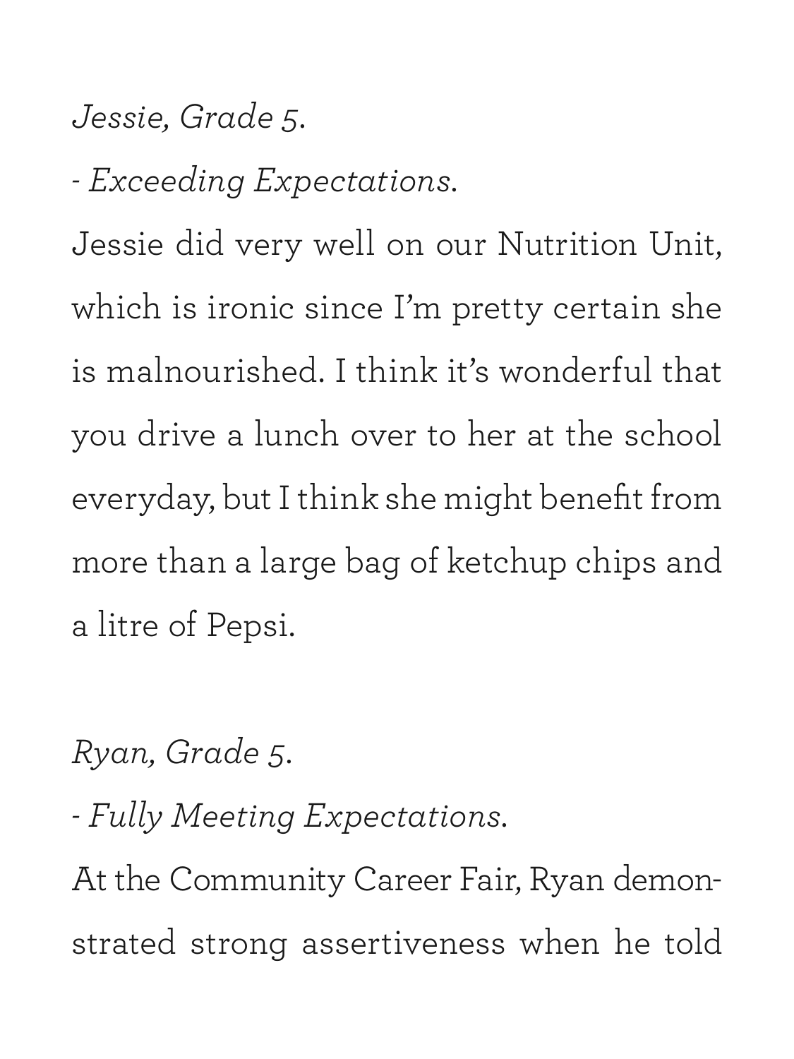*Jessie, Grade 5.*

*- Exceeding Expectations.*

Jessie did very well on our Nutrition Unit, which is ironic since I'm pretty certain she is malnourished. I think it's wonderful that you drive a lunch over to her at the school everyday, but I think she might benefit from more than a large bag of ketchup chips and a litre of Pepsi.

*Ryan, Grade 5.*

*- Fully Meeting Expectations.*

At the Community Career Fair, Ryan demonstrated strong assertiveness when he told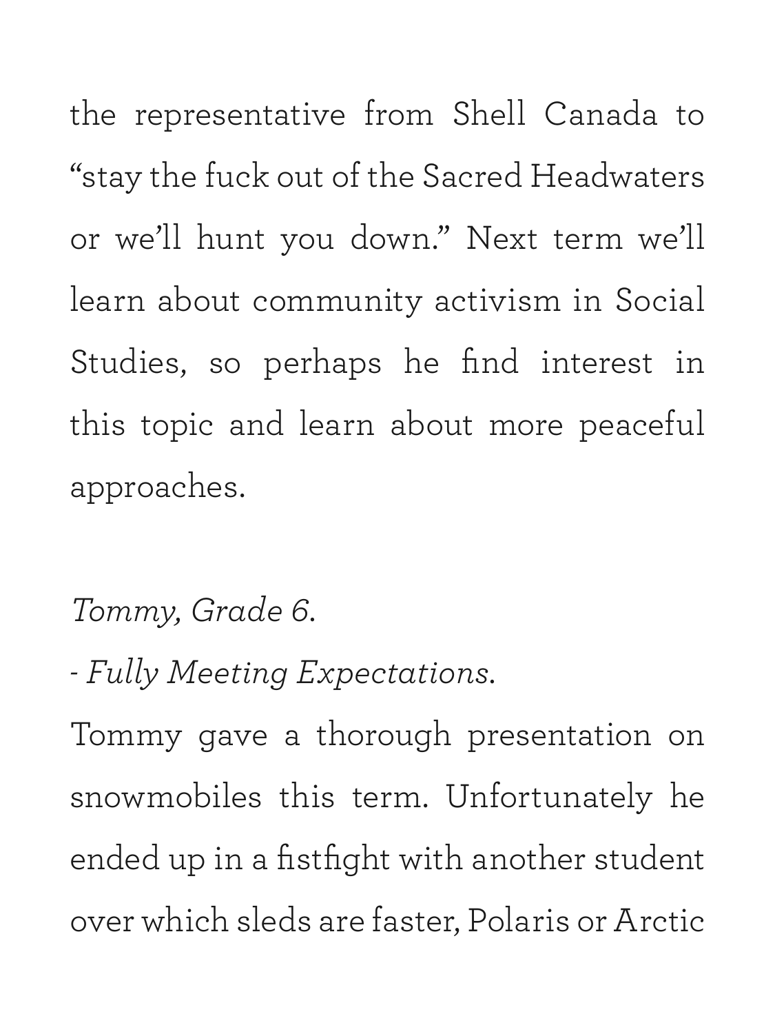the representative from Shell Canada to “stay the fuck out of the Sacred Headwaters or we’ll hunt you down.” Next term we’ll learn about community activism in Social Studies, so perhaps he find interest in this topic and learn about more peaceful approaches.

*Tommy, Grade 6.*

- *Fully Meeting Expectations.*

Tommy gave a thorough presentation on snowmobiles this term. Unfortunately he ended up in a fistfight with another student over which sleds are faster, Polaris or Arctic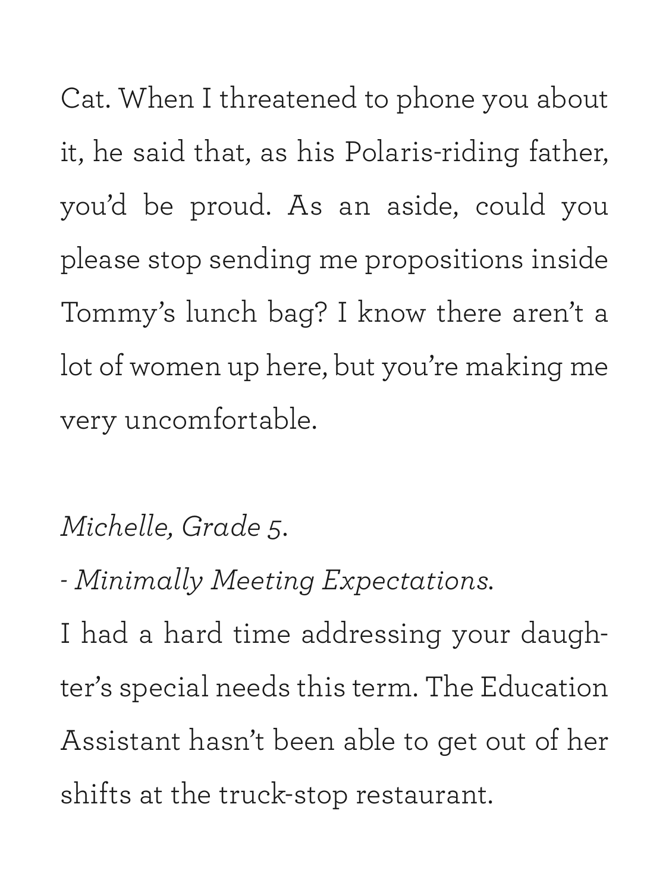Cat. When I threatened to phone you about it, he said that, as his Polaris-riding father, you'd be proud. As an aside, could you please stop sending me propositions inside Tommy's lunch bag? I know there aren't a lot of women up here, but you're making me very uncomfortable.

*Michelle, Grade 5.*

- *Minimally Meeting Expectations.*

I had a hard time addressing your daughter's special needs this term. The Education Assistant hasn't been able to get out of her shifts at the truck-stop restaurant.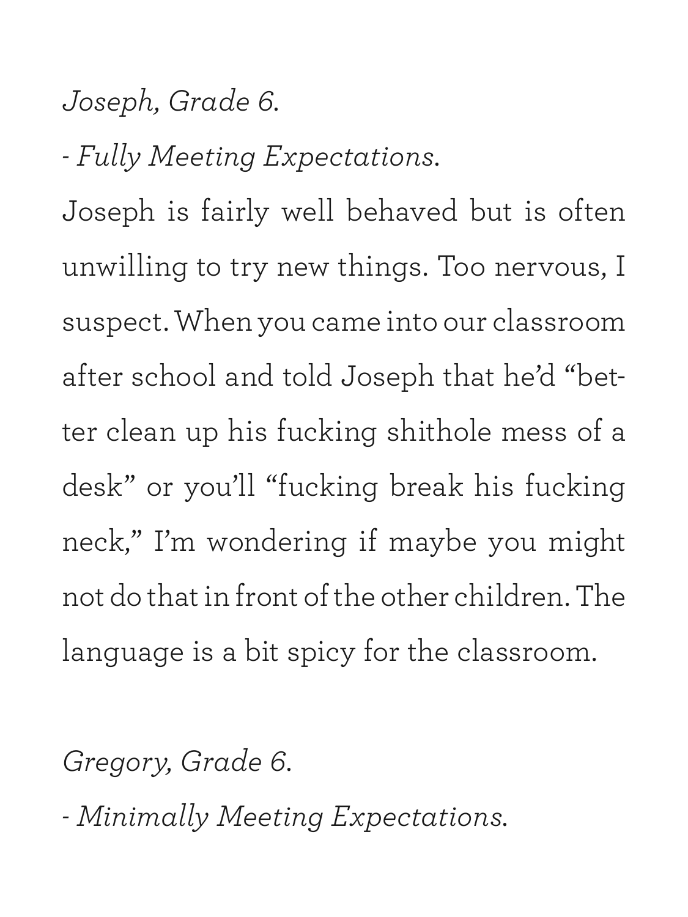*Joseph, Grade 6.*

*- Fully Meeting Expectations.*

Joseph is fairly well behaved but is often unwilling to try new things. Too nervous, I suspect. When you came into our classroom after school and told Joseph that he'd "better clean up his fucking shithole mess of a desk" or you'll "fucking break his fucking neck," I'm wondering if maybe you might not do that in front of the other children. The language is a bit spicy for the classroom.

*Gregory, Grade 6.*

*- Minimally Meeting Expectations.*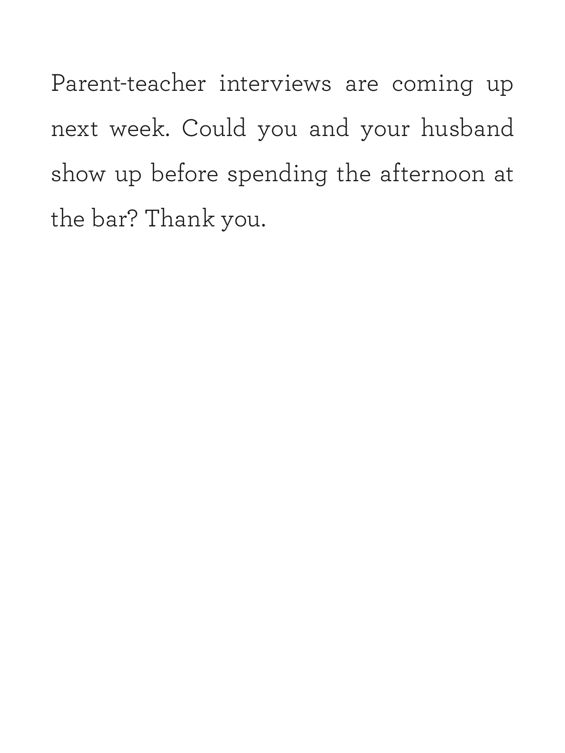Parent-teacher interviews are coming up next week. Could you and your husband show up before spending the afternoon at the bar? Thank you.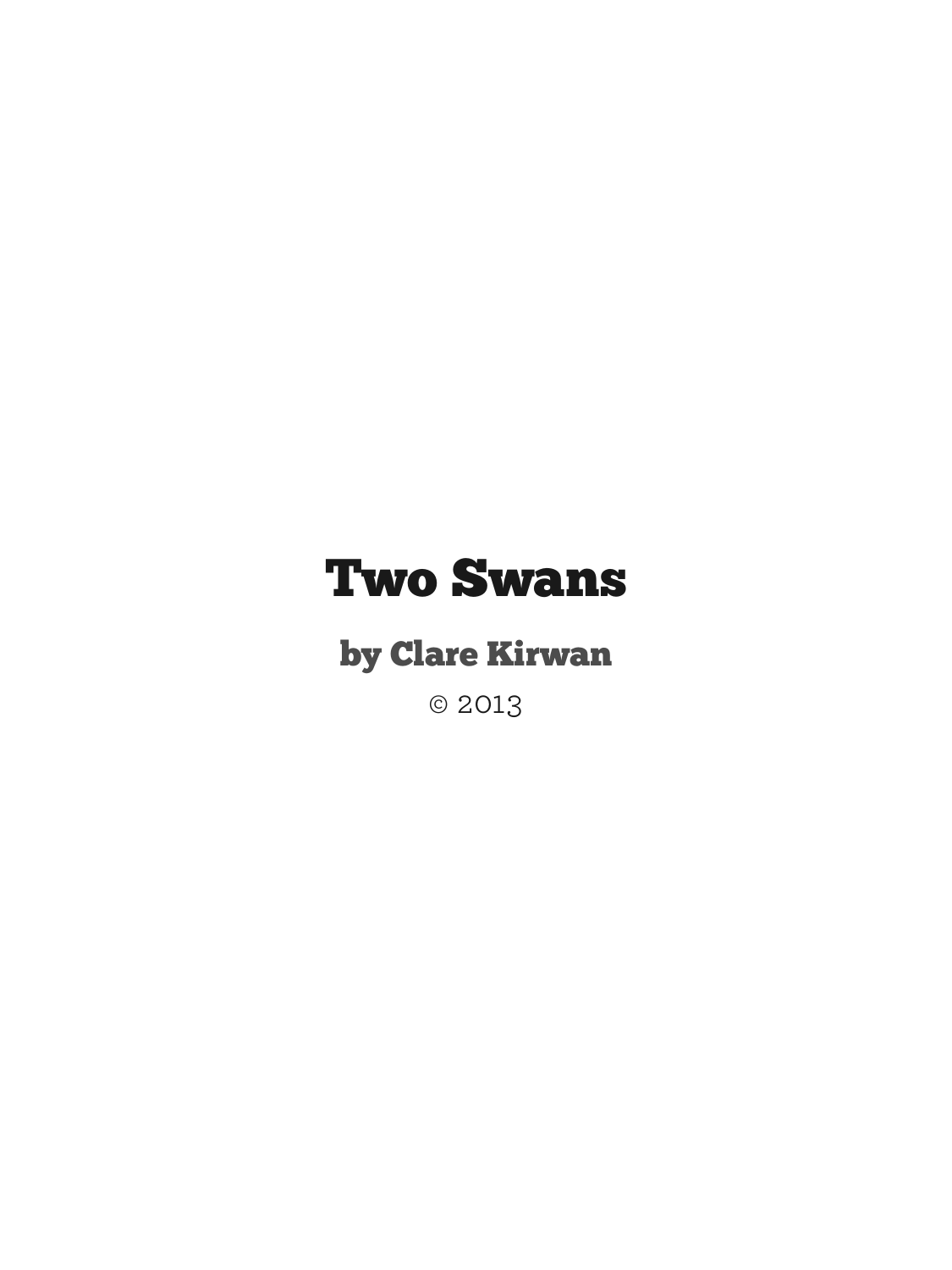# Two Swans

## by Clare Kirwan

© 2013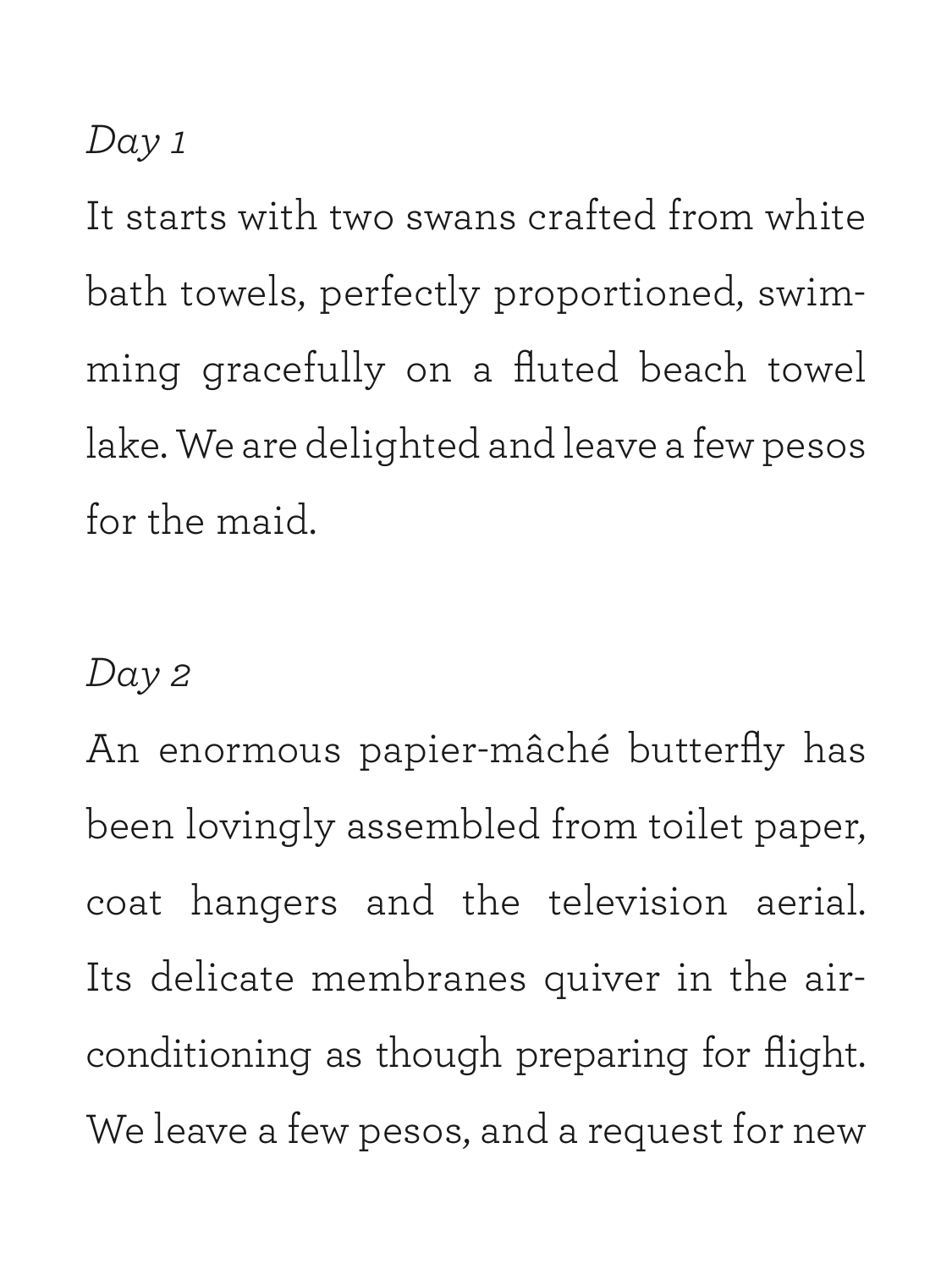*Day 1*

It starts with two swans crafted from white bath towels, perfectly proportioned, swimming gracefully on a fluted beach towel lake. We are delighted and leave a few pesos for the maid.

*Day 2*

An enormous papier-mâché butterfly has been lovingly assembled from toilet paper, coat hangers and the television aerial. Its delicate membranes quiver in the air-conditioning as though preparing for flight. We leave a few pesos, and a request for new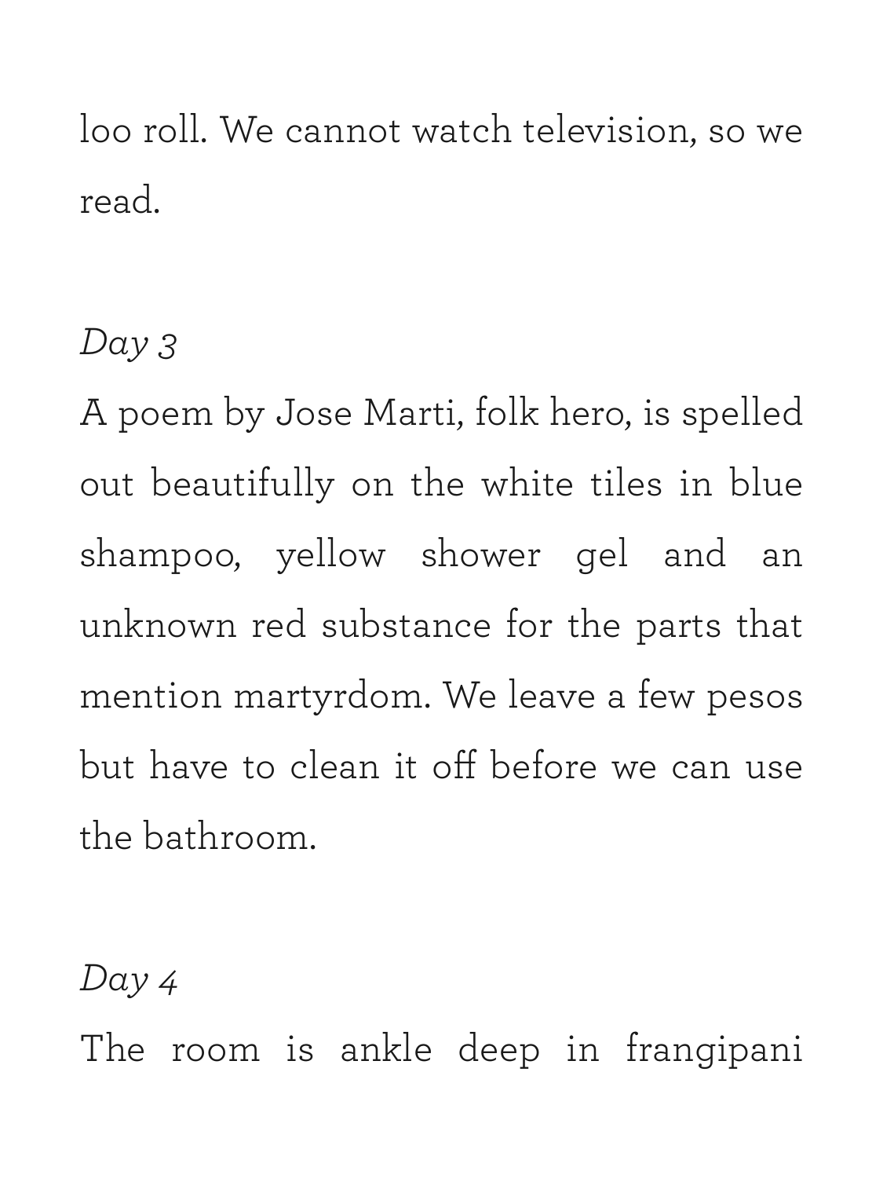loo roll. We cannot watch television, so we read.

*Day 3*

A poem by Jose Marti, folk hero, is spelled out beautifully on the white tiles in blue shampoo, yellow shower gel and an unknown red substance for the parts that mention martyrdom. We leave a few pesos but have to clean it off before we can use the bathroom.

*Day 4*

The room is ankle deep in frangipani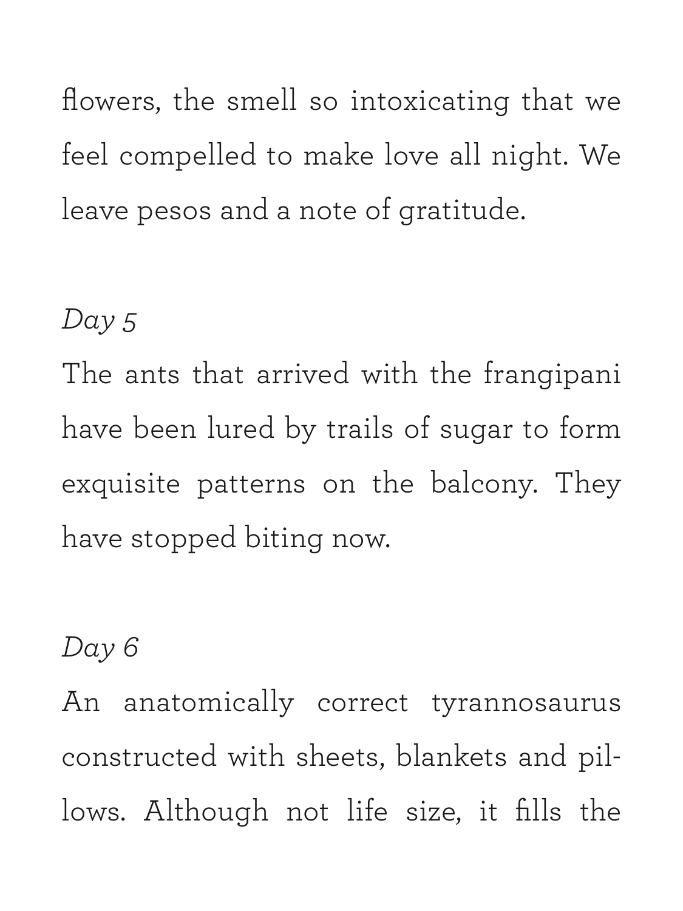flowers, the smell so intoxicating that we feel compelled to make love all night. We leave pesos and a note of gratitude.

*Day 5*

The ants that arrived with the frangipani have been lured by trails of sugar to form exquisite patterns on the balcony. They have stopped biting now.

*Day 6*

An anatomically correct tyrannosaurus constructed with sheets, blankets and pillows. Although not life size, it fills the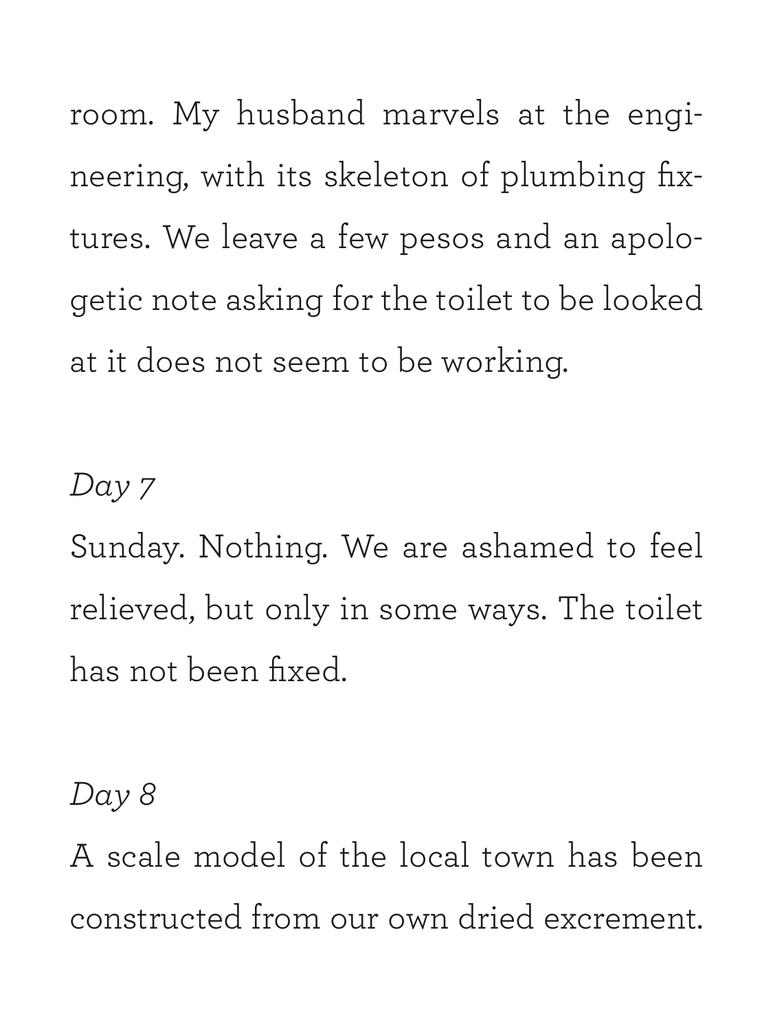room. My husband marvels at the engineering, with its skeleton of plumbing fixtures. We leave a few pesos and an apologetic note asking for the toilet to be looked at it does not seem to be working.

*Day 7*

Sunday. Nothing. We are ashamed to feel relieved, but only in some ways. The toilet has not been fixed.

*Day 8*

A scale model of the local town has been constructed from our own dried excrement.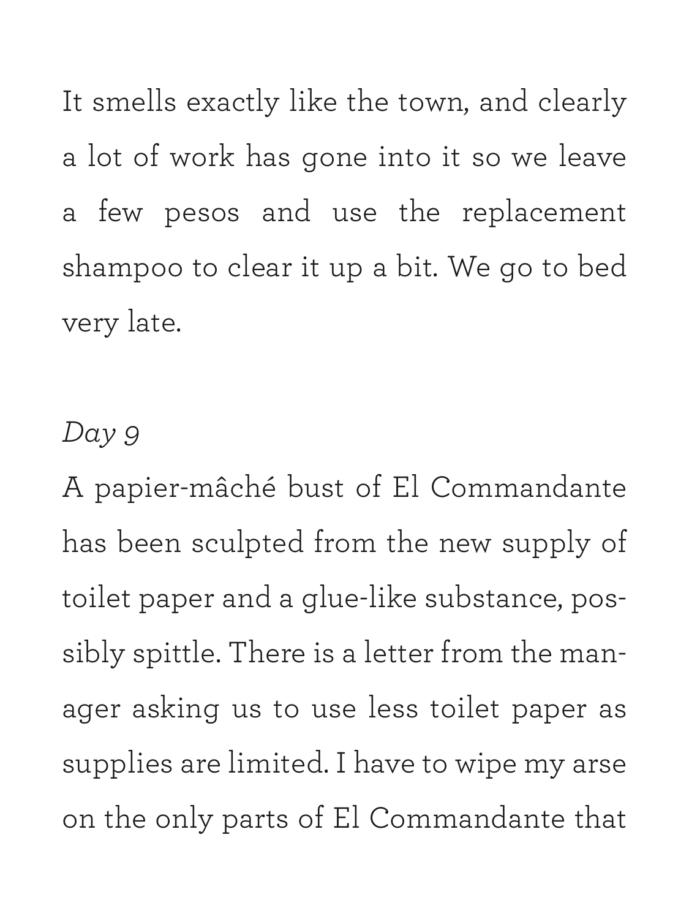It smells exactly like the town, and clearly a lot of work has gone into it so we leave a few pesos and use the replacement shampoo to clear it up a bit. We go to bed very late.

*Day 9*

A papier-mâché bust of El Commandante has been sculpted from the new supply of toilet paper and a glue-like substance, possibly spittle. There is a letter from the manager asking us to use less toilet paper as supplies are limited. I have to wipe my arse on the only parts of El Commandante that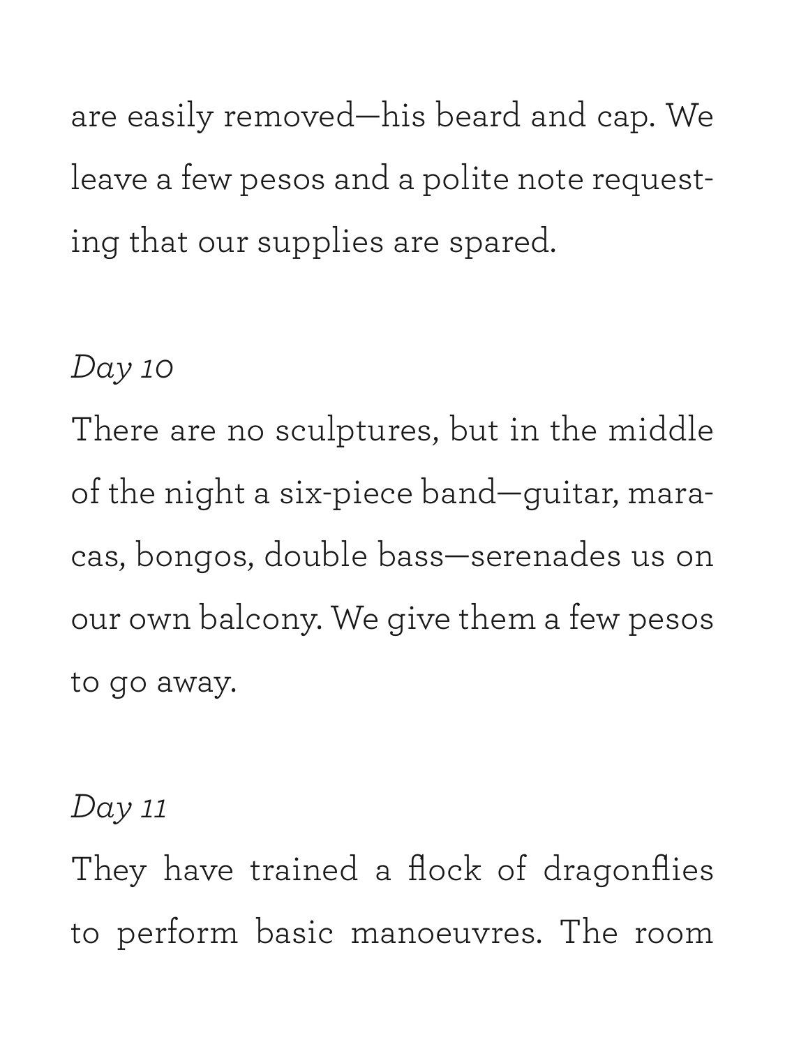are easily removed—his beard and cap. We leave a few pesos and a polite note requesting that our supplies are spared.

*Day 10*

There are no sculptures, but in the middle of the night a six-piece band—guitar, maracas, bongos, double bass—serenades us on our own balcony. We give them a few pesos to go away.

*Day 11*

They have trained a flock of dragonflies to perform basic manoeuvres. The room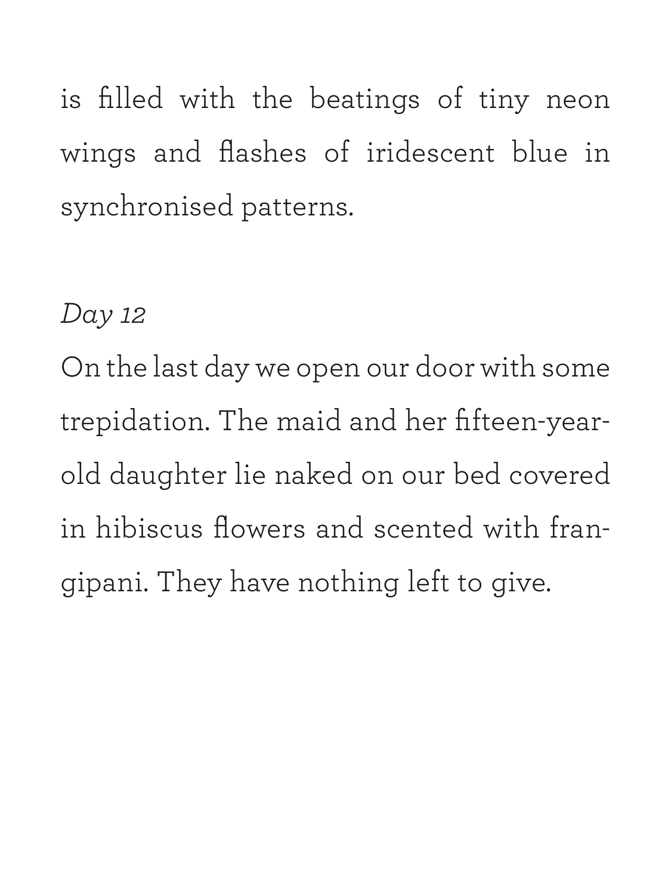is filled with the beatings of tiny neon wings and flashes of iridescent blue in synchronised patterns.

*Day 12*

On the last day we open our door with some trepidation. The maid and her fifteen-year-old daughter lie naked on our bed covered in hibiscus flowers and scented with frangipani. They have nothing left to give.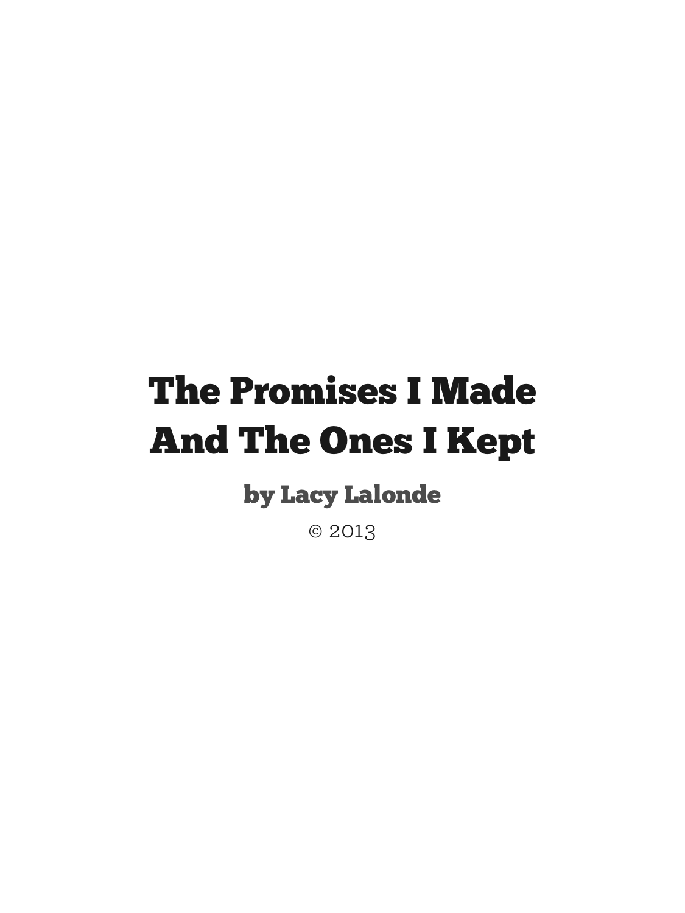# The Promises I Made And The Ones I Kept

**by Lacy Lalonde**

© 2013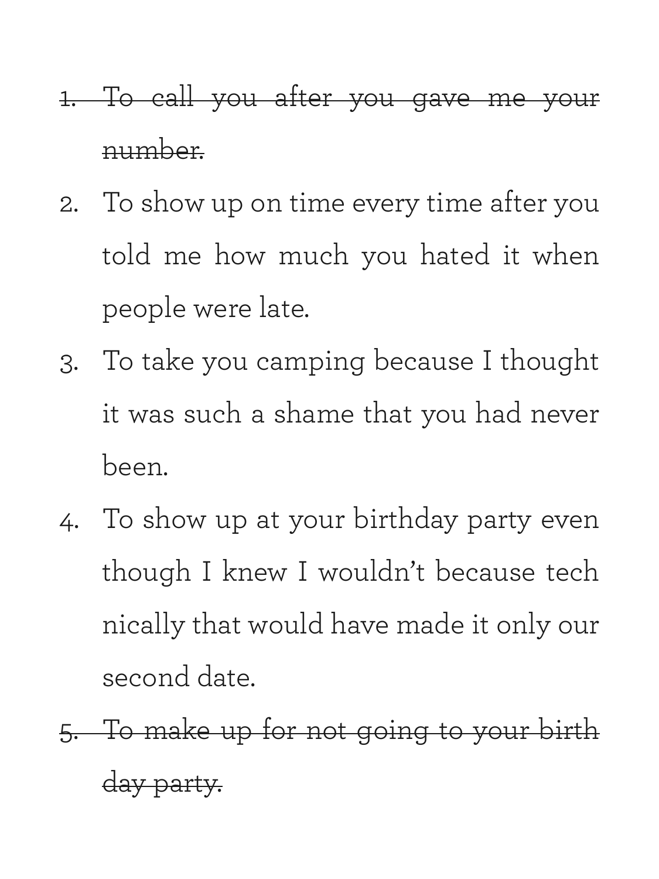1. ~~To call you after you gave me your number.~~
2. To show up on time every time after you told me how much you hated it when people were late.
3. To take you camping because I thought it was such a shame that you had never been.
4. To show up at your birthday party even though I knew I wouldn't because technically that would have made it only our second date.
5. ~~To make up for not going to your birthday party.~~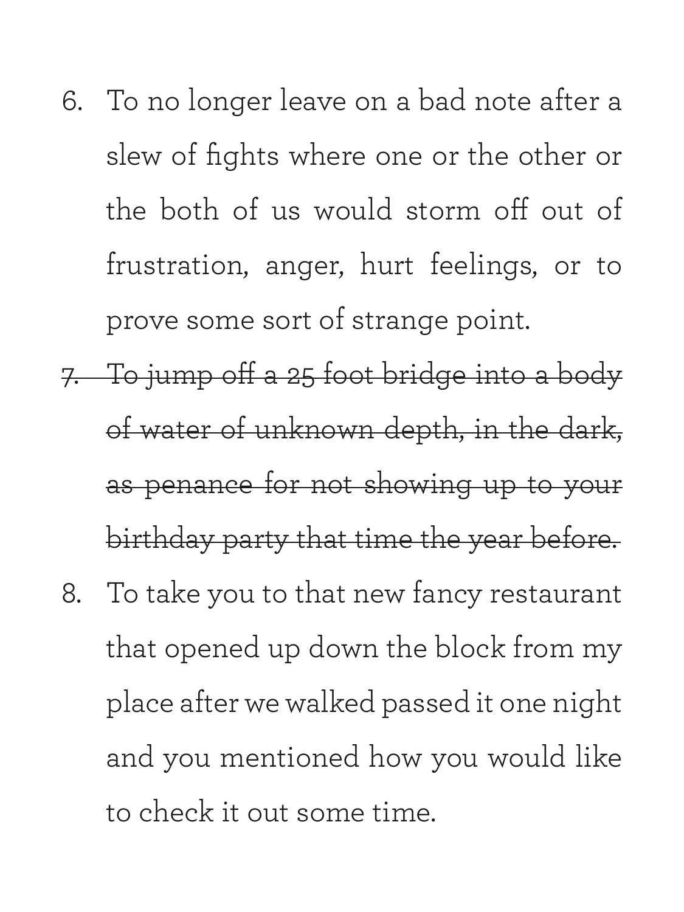6. To no longer leave on a bad note after a slew of fights where one or the other or the both of us would storm off out of frustration, anger, hurt feelings, or to prove some sort of strange point.
7. ~~To jump off a 25 foot bridge into a body of water of unknown depth, in the dark, as penance for not showing up to your birthday party that time the year before.~~
8. To take you to that new fancy restaurant that opened up down the block from my place after we walked passed it one night and you mentioned how you would like to check it out some time.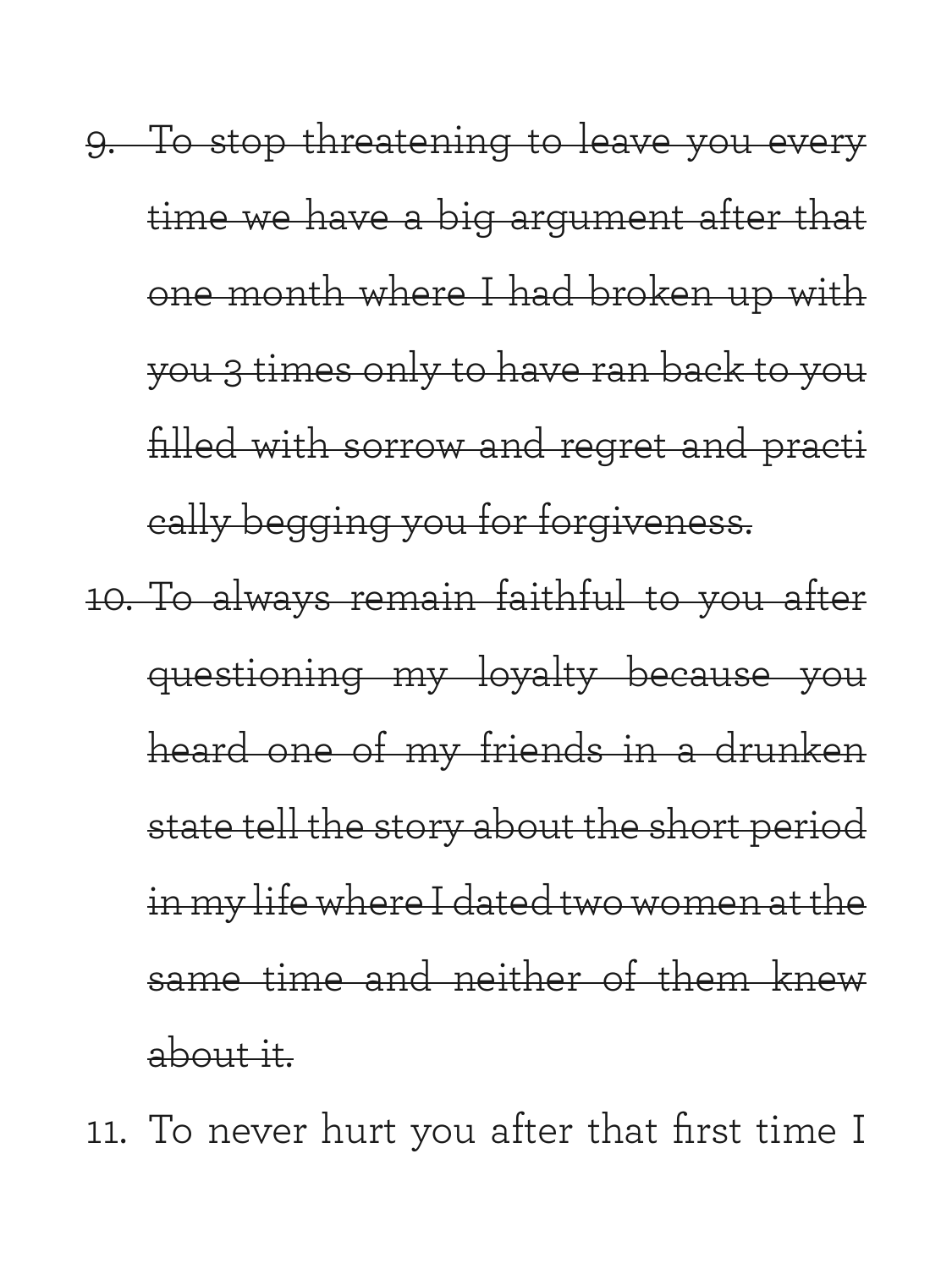9. ~~To stop threatening to leave you every time we have a big argument after that one month where I had broken up with you 3 times only to have ran back to you filled with sorrow and regret and practically begging you for forgiveness.~~
10. ~~To always remain faithful to you after questioning my loyalty because you heard one of my friends in a drunken state tell the story about the short period in my life where I dated two women at the same time and neither of them knew about it.~~
11. To never hurt you after that first time I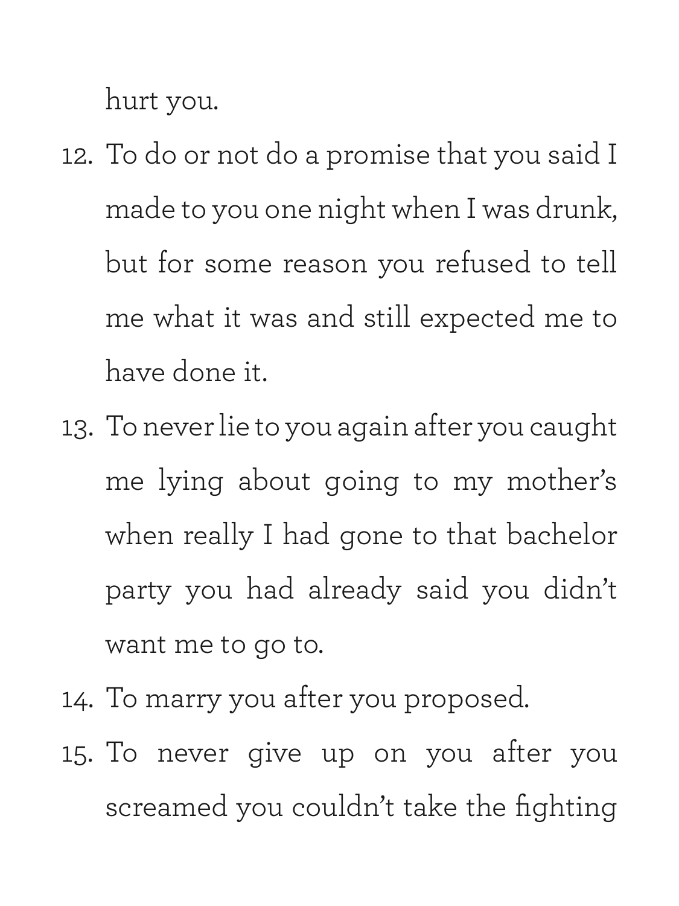hurt you.

12. To do or not do a promise that you said I made to you one night when I was drunk, but for some reason you refused to tell me what it was and still expected me to have done it.
13. To never lie to you again after you caught me lying about going to my mother's when really I had gone to that bachelor party you had already said you didn't want me to go to.
14. To marry you after you proposed.
15. To never give up on you after you screamed you couldn't take the fighting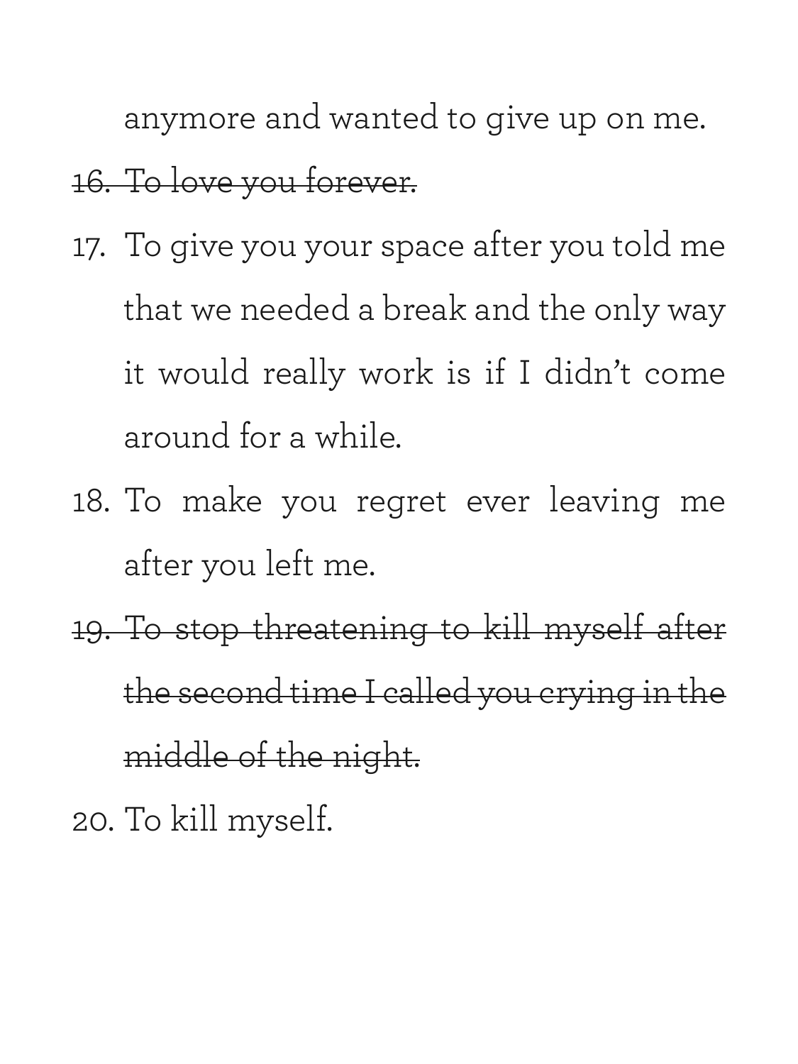anymore and wanted to give up on me.

16. ~~To love you forever.~~
17. To give you your space after you told me that we needed a break and the only way it would really work is if I didn't come around for a while.
18. To make you regret ever leaving me after you left me.
19. ~~To stop threatening to kill myself after the second time I called you crying in the middle of the night.~~
20. To kill myself.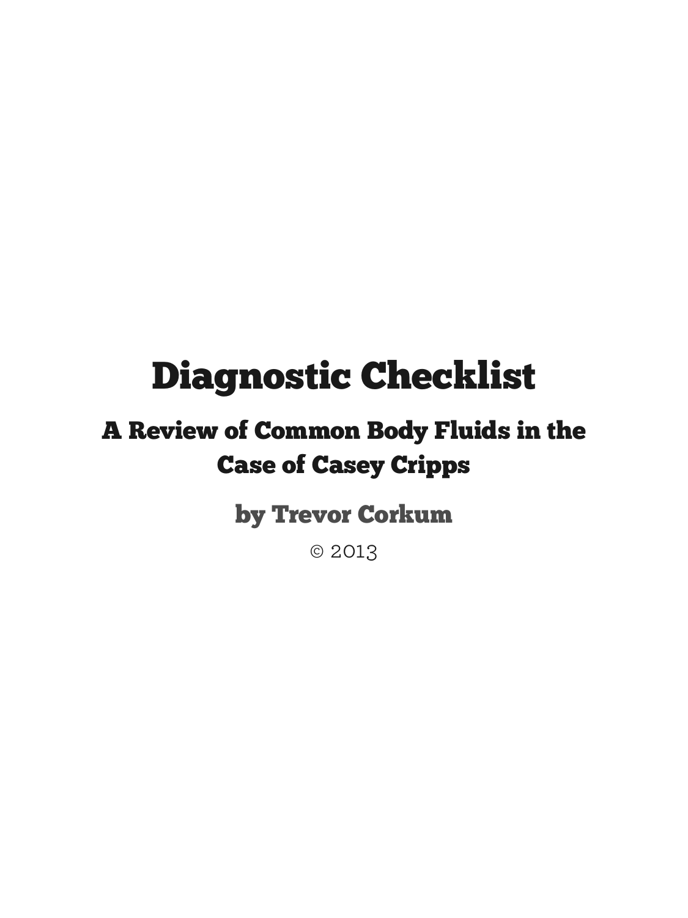# Diagnostic Checklist

## A Review of Common Body Fluids in the Case of Casey Cripps

### by Trevor Corkum

© 2013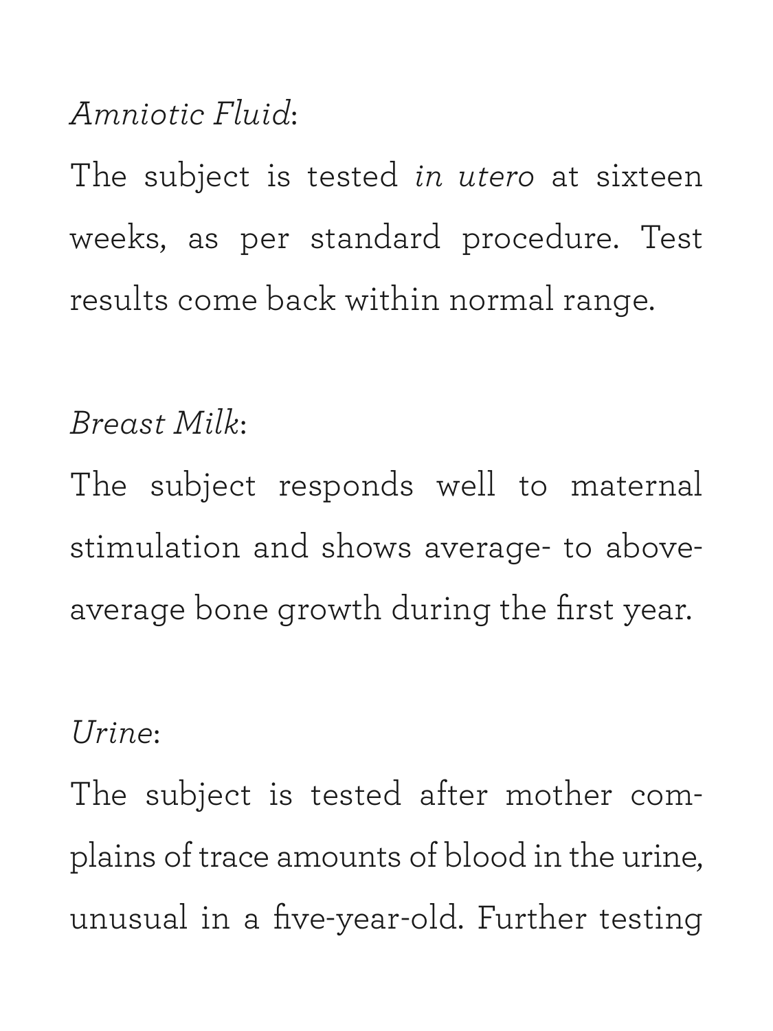*Amniotic Fluid*:

The subject is tested *in utero* at sixteen weeks, as per standard procedure. Test results come back within normal range.

*Breast Milk*:

The subject responds well to maternal stimulation and shows average- to above-average bone growth during the first year.

*Urine*:

The subject is tested after mother complains of trace amounts of blood in the urine, unusual in a five-year-old. Further testing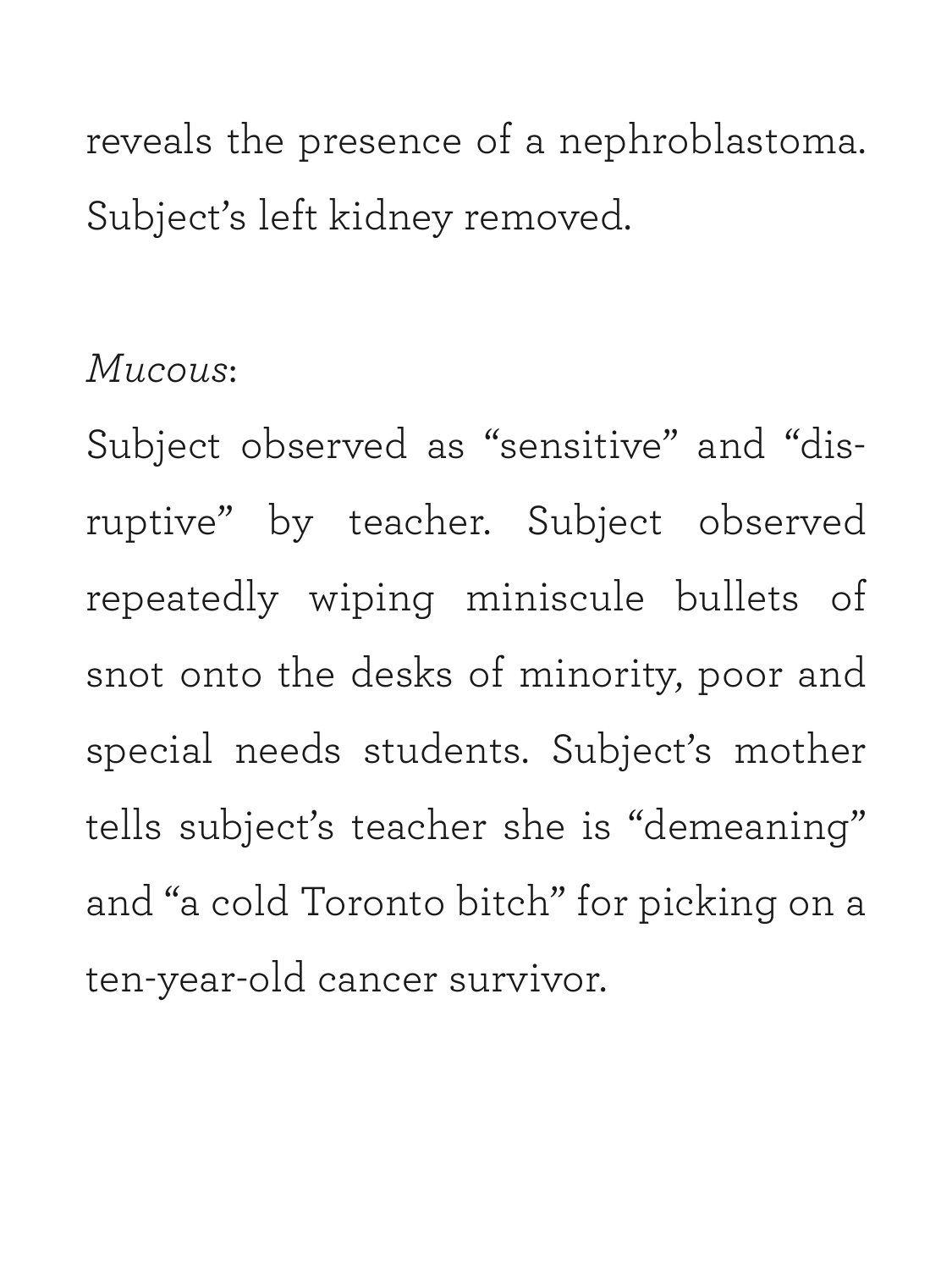reveals the presence of a nephroblastoma. Subject's left kidney removed.

*Mucous*:

Subject observed as "sensitive" and "disruptive" by teacher. Subject observed repeatedly wiping miniscule bullets of snot onto the desks of minority, poor and special needs students. Subject's mother tells subject's teacher she is "demeaning" and "a cold Toronto bitch" for picking on a ten-year-old cancer survivor.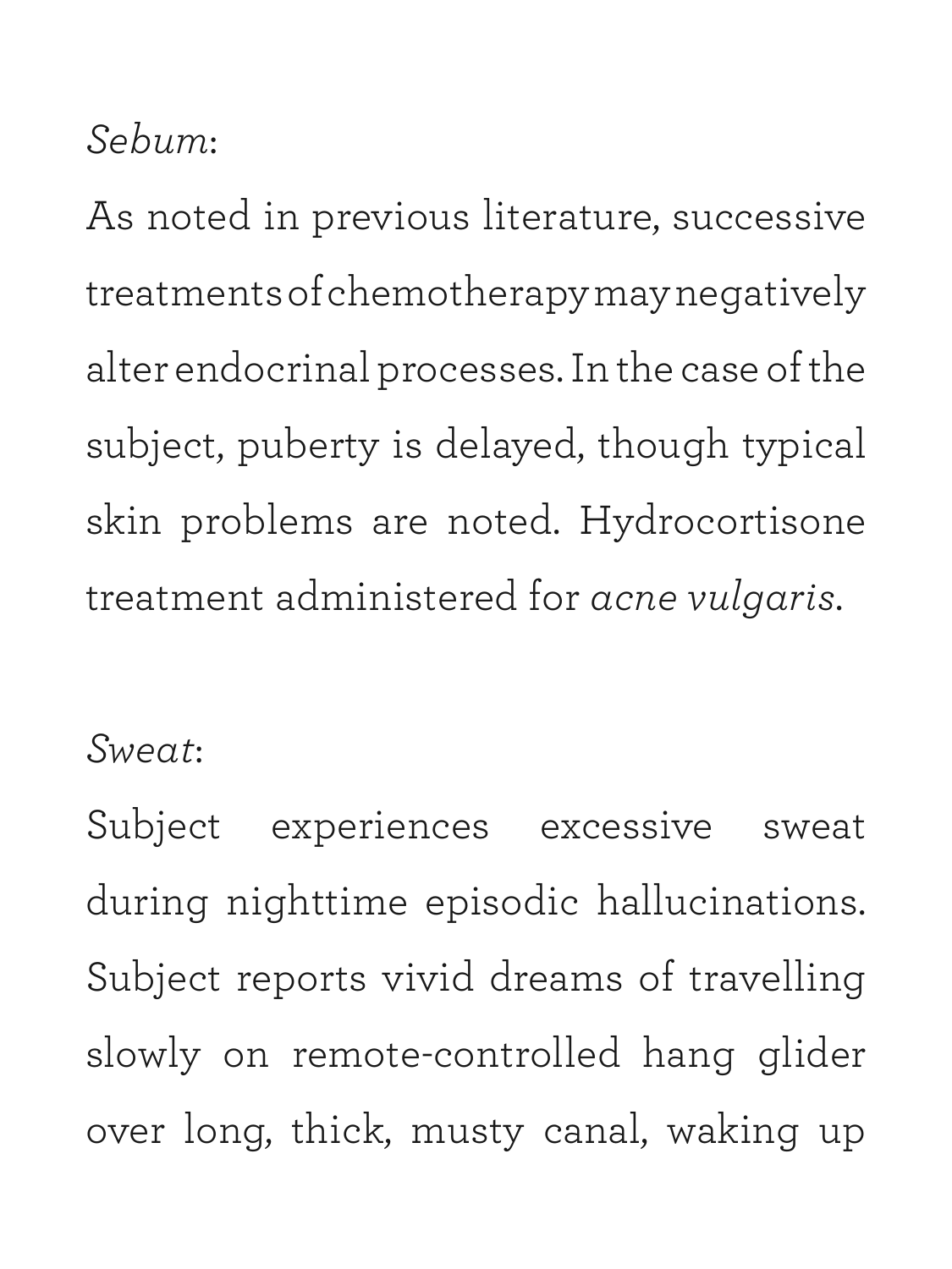*Sebum*:

As noted in previous literature, successive treatments of chemotherapy may negatively alter endocrinal processes. In the case of the subject, puberty is delayed, though typical skin problems are noted. Hydrocortisone treatment administered for *acne vulgaris*.

*Sweat*:

Subject experiences excessive sweat during nighttime episodic hallucinations. Subject reports vivid dreams of travelling slowly on remote-controlled hang glider over long, thick, musty canal, waking up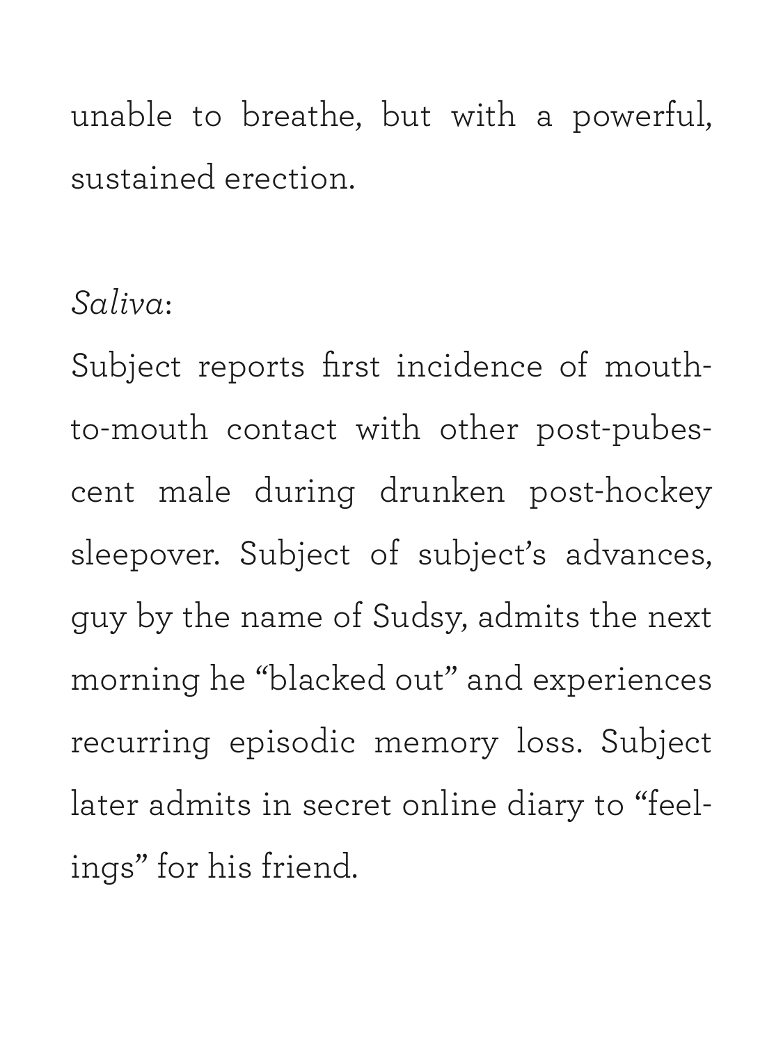unable to breathe, but with a powerful, sustained erection.

*Saliva*:

Subject reports first incidence of mouth-to-mouth contact with other post-pubescent male during drunken post-hockey sleepover. Subject of subject's advances, guy by the name of Sudsy, admits the next morning he "blacked out" and experiences recurring episodic memory loss. Subject later admits in secret online diary to "feelings" for his friend.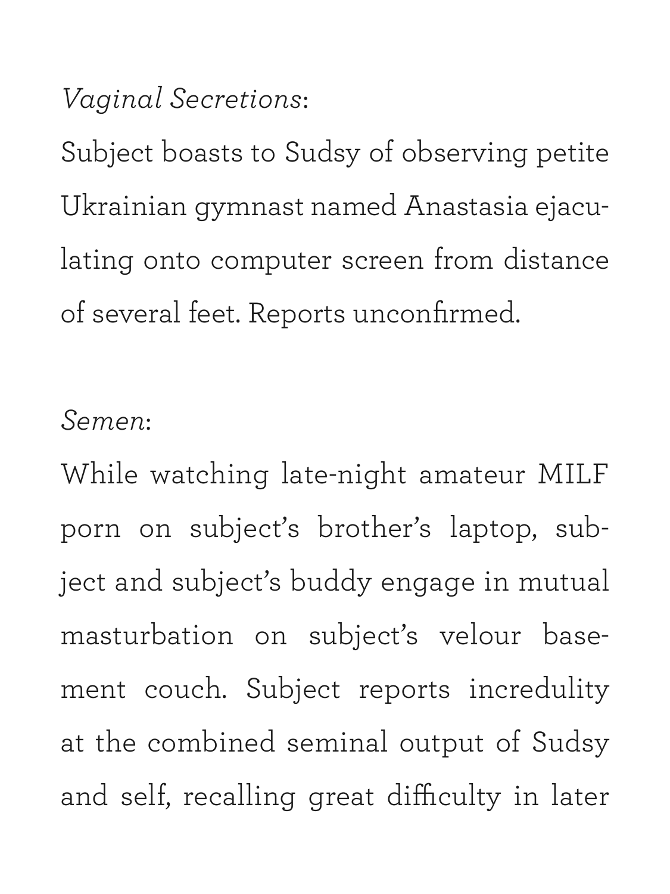*Vaginal Secretions*:

Subject boasts to Sudsy of observing petite Ukrainian gymnast named Anastasia ejaculating onto computer screen from distance of several feet. Reports unconfirmed.

*Semen*:

While watching late-night amateur MILF porn on subject's brother's laptop, subject and subject's buddy engage in mutual masturbation on subject's velour basement couch. Subject reports incredulity at the combined seminal output of Sudsy and self, recalling great difficulty in later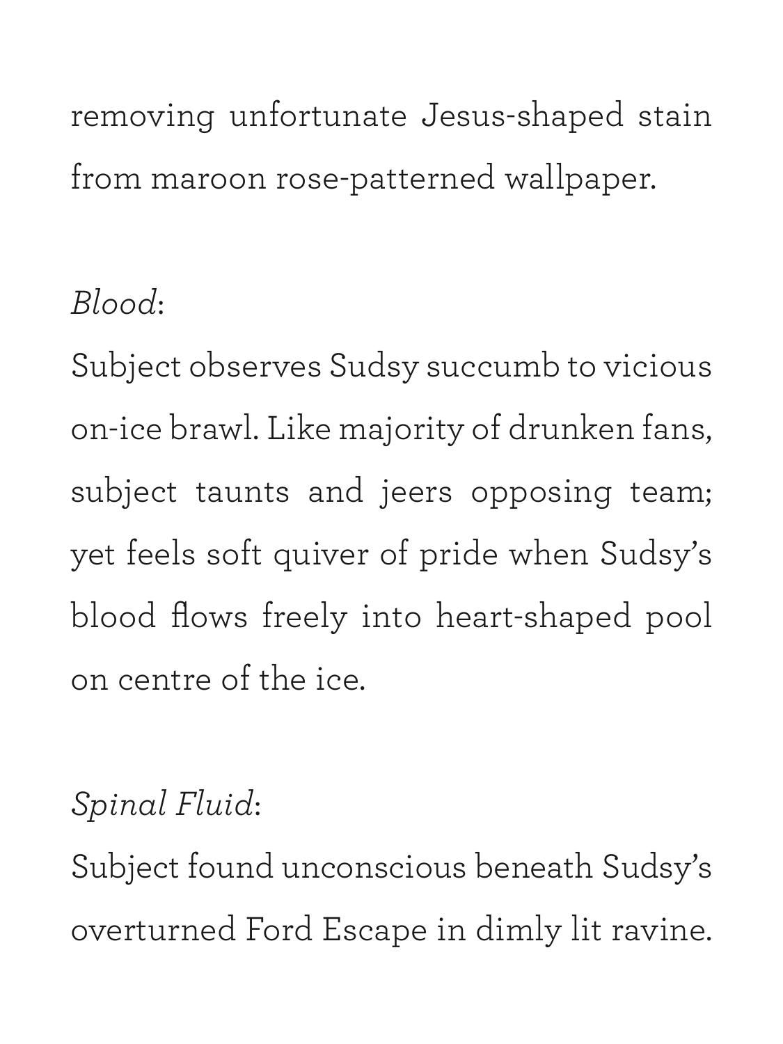removing unfortunate Jesus-shaped stain from maroon rose-patterned wallpaper.

*Blood*:
Subject observes Sudsy succumb to vicious on-ice brawl. Like majority of drunken fans, subject taunts and jeers opposing team; yet feels soft quiver of pride when Sudsy's blood flows freely into heart-shaped pool on centre of the ice.

*Spinal Fluid*:
Subject found unconscious beneath Sudsy's overturned Ford Escape in dimly lit ravine.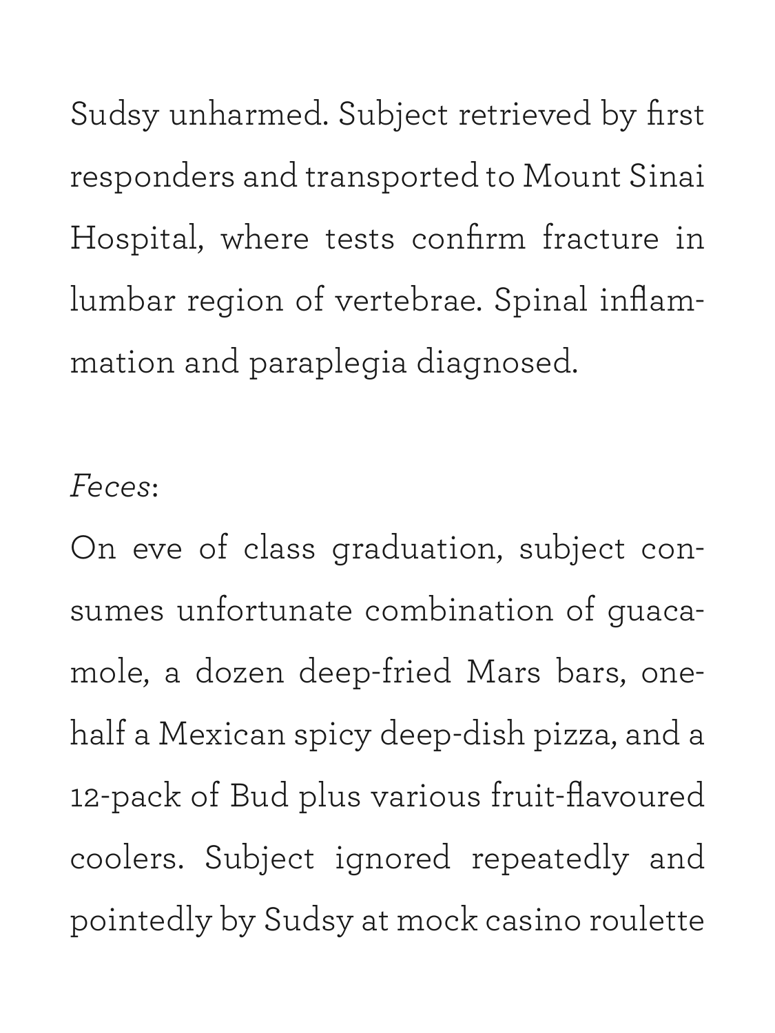Sudsy unharmed. Subject retrieved by first responders and transported to Mount Sinai Hospital, where tests confirm fracture in lumbar region of vertebrae. Spinal inflammation and paraplegia diagnosed.

*Feces*:

On eve of class graduation, subject consumes unfortunate combination of guacamole, a dozen deep-fried Mars bars, one-half a Mexican spicy deep-dish pizza, and a 12-pack of Bud plus various fruit-flavoured coolers. Subject ignored repeatedly and pointedly by Sudsy at mock casino roulette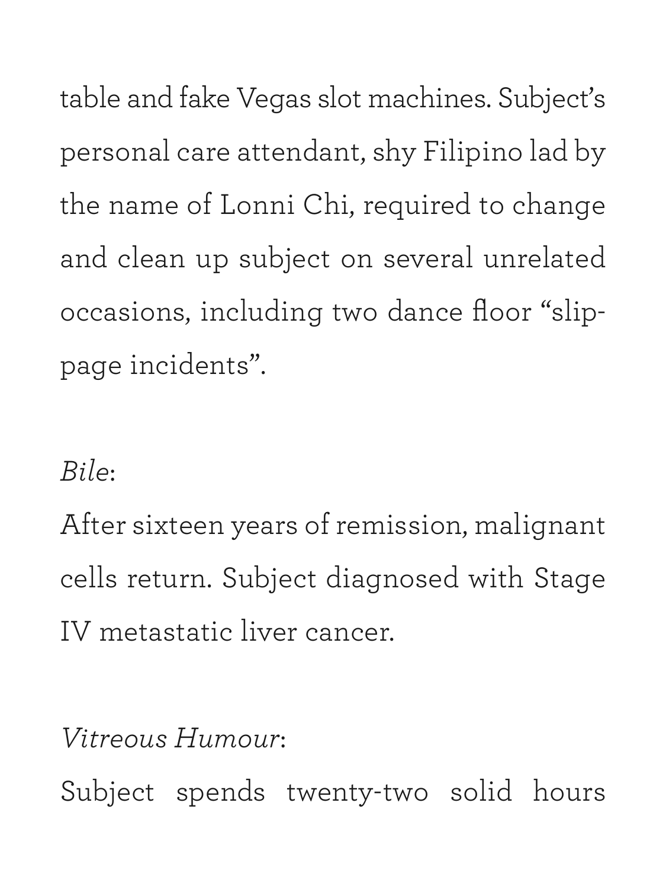table and fake Vegas slot machines. Subject's personal care attendant, shy Filipino lad by the name of Lonni Chi, required to change and clean up subject on several unrelated occasions, including two dance floor "slippage incidents".

*Bile*:

After sixteen years of remission, malignant cells return. Subject diagnosed with Stage IV metastatic liver cancer.

*Vitreous Humour*:

Subject spends twenty-two solid hours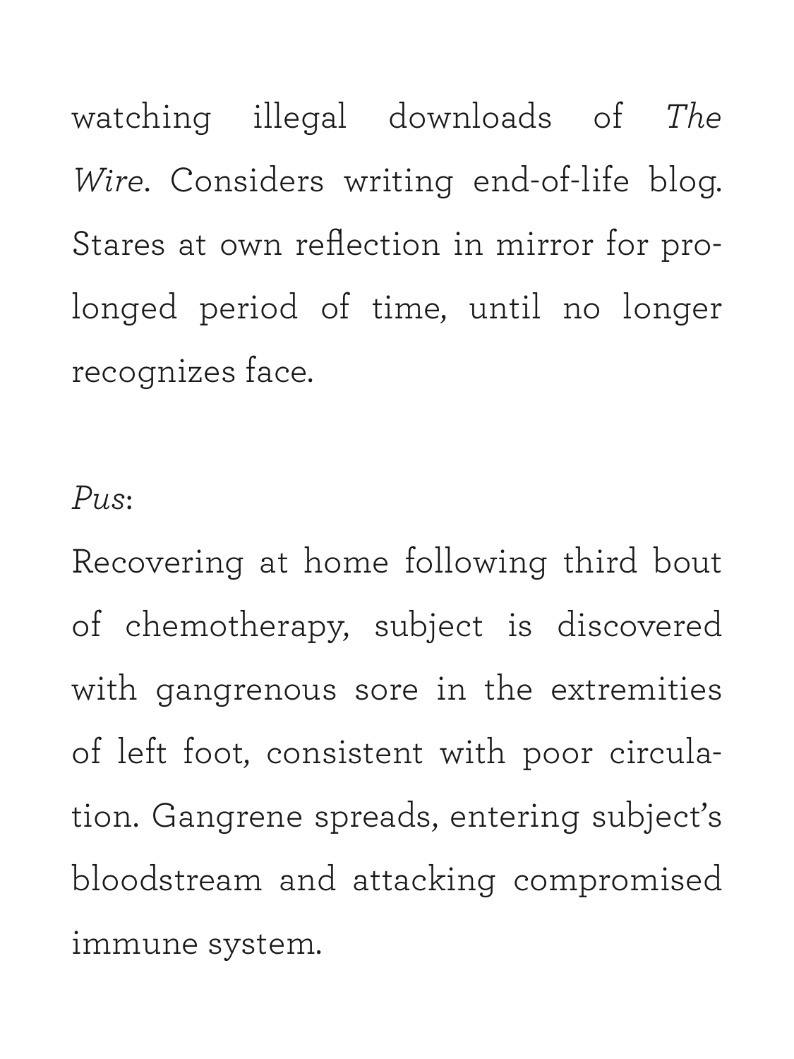watching illegal downloads of *The Wire*. Considers writing end-of-life blog. Stares at own reflection in mirror for prolonged period of time, until no longer recognizes face.

*Pus*:
Recovering at home following third bout of chemotherapy, subject is discovered with gangrenous sore in the extremities of left foot, consistent with poor circulation. Gangrene spreads, entering subject's bloodstream and attacking compromised immune system.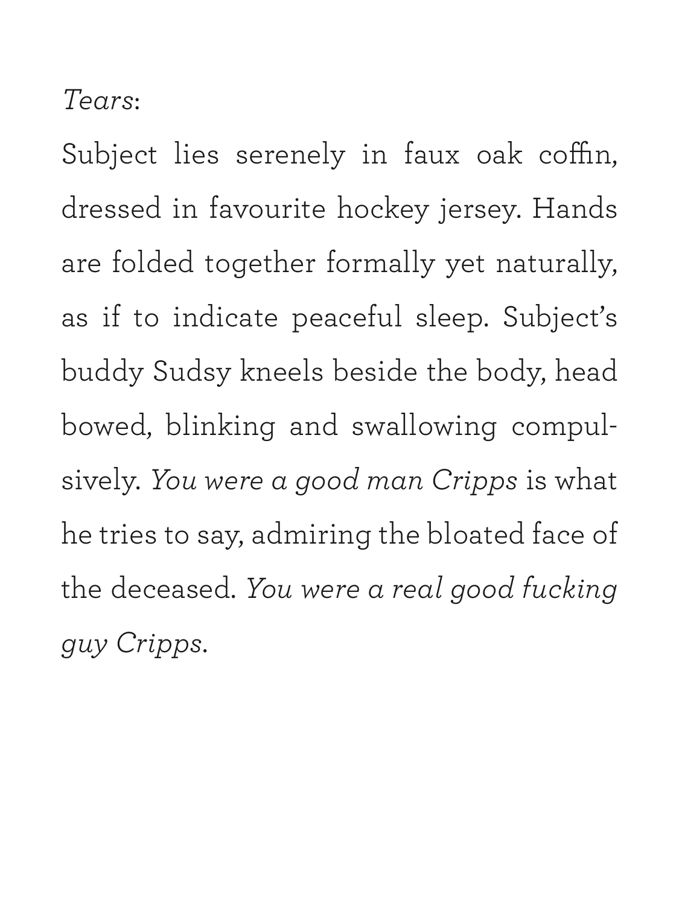*Tears*:

Subject lies serenely in faux oak coffin, dressed in favourite hockey jersey. Hands are folded together formally yet naturally, as if to indicate peaceful sleep. Subject's buddy Sudsy kneels beside the body, head bowed, blinking and swallowing compulsively. *You were a good man Cripps* is what he tries to say, admiring the bloated face of the deceased. *You were a real good fucking guy Cripps*.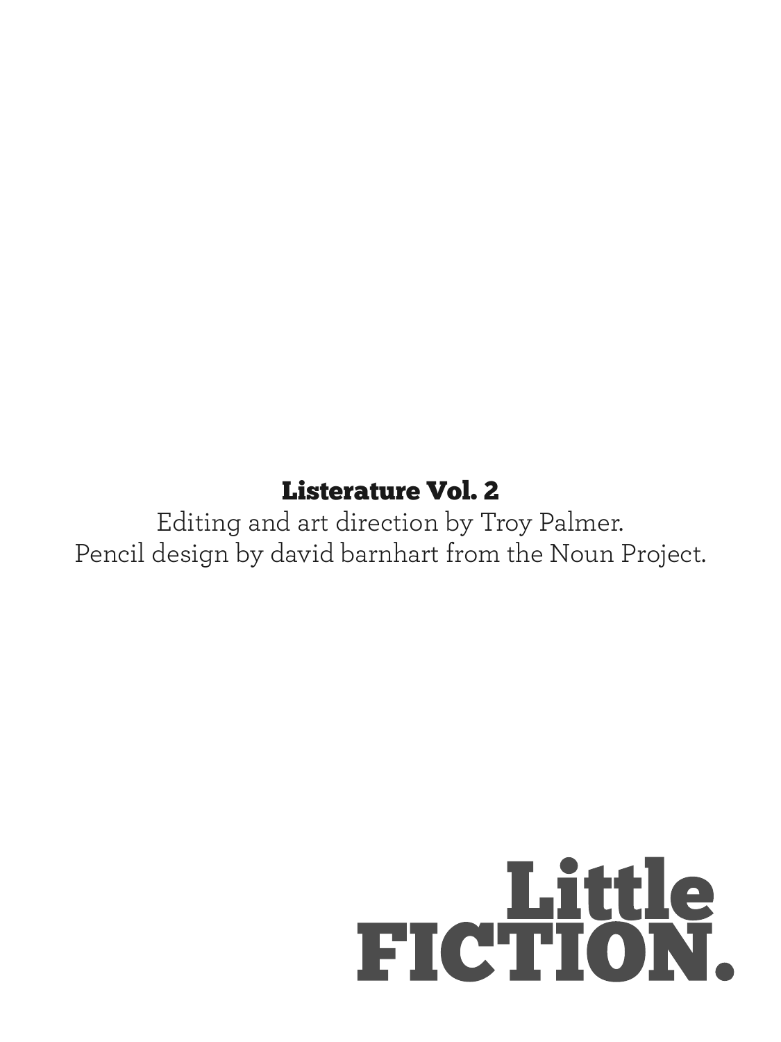**Listerature Vol. 2**

Editing and art direction by Troy Palmer.
Pencil design by david barnhart from the Noun Project.

**Little**
**FICTION.**